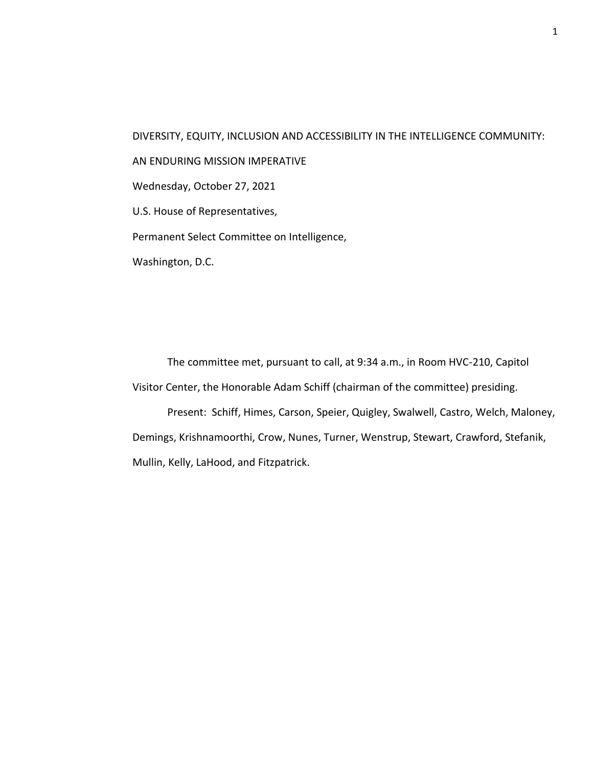# DIVERSITY, EQUITY, INCLUSION AND ACCESSIBILITY IN THE INTELLIGENCE COMMUNITY: AN ENDURING MISSION IMPERATIVE

Wednesday, October 27, 2021

U.S. House of Representatives,

Permanent Select Committee on Intelligence,

Washington, D.C.

The committee met, pursuant to call, at 9:34 a.m., in Room HVC-210, Capitol Visitor Center, the Honorable Adam Schiff (chairman of the committee) presiding.

Present: Schiff, Himes, Carson, Speier, Quigley, Swalwell, Castro, Welch, Maloney, Demings, Krishnamoorthi, Crow, Nunes, Turner, Wenstrup, Stewart, Crawford, Stefanik, Mullin, Kelly, LaHood, and Fitzpatrick.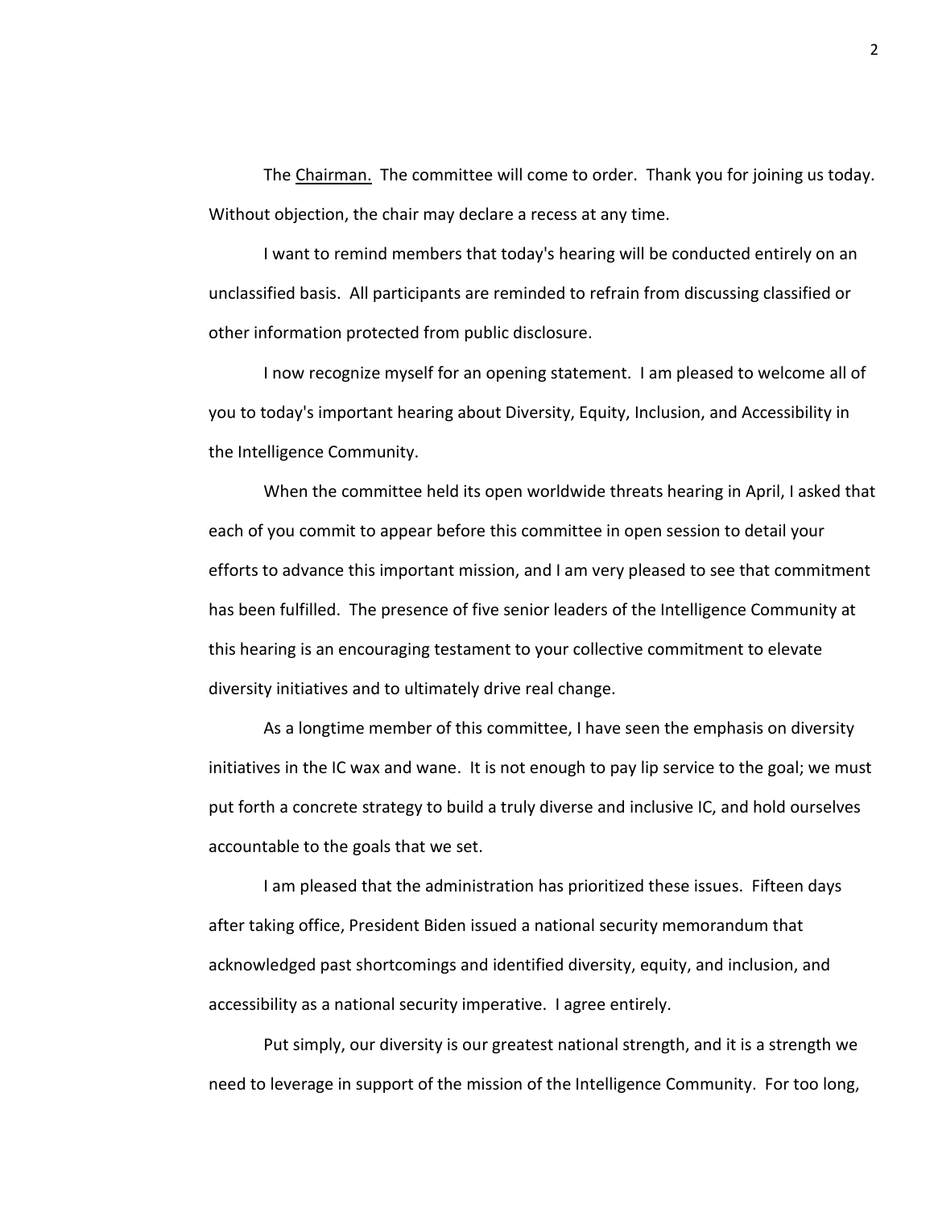The Chairman. The committee will come to order. Thank you for joining us today. Without objection, the chair may declare a recess at any time.

I want to remind members that today's hearing will be conducted entirely on an unclassified basis. All participants are reminded to refrain from discussing classified or other information protected from public disclosure.

I now recognize myself for an opening statement. I am pleased to welcome all of you to today's important hearing about Diversity, Equity, Inclusion, and Accessibility in the Intelligence Community.

When the committee held its open worldwide threats hearing in April, I asked that each of you commit to appear before this committee in open session to detail your efforts to advance this important mission, and I am very pleased to see that commitment has been fulfilled. The presence of five senior leaders of the Intelligence Community at this hearing is an encouraging testament to your collective commitment to elevate diversity initiatives and to ultimately drive real change.

As a longtime member of this committee, I have seen the emphasis on diversity initiatives in the IC wax and wane. It is not enough to pay lip service to the goal; we must put forth a concrete strategy to build a truly diverse and inclusive IC, and hold ourselves accountable to the goals that we set.

I am pleased that the administration has prioritized these issues. Fifteen days after taking office, President Biden issued a national security memorandum that acknowledged past shortcomings and identified diversity, equity, and inclusion, and accessibility as a national security imperative. I agree entirely.

Put simply, our diversity is our greatest national strength, and it is a strength we need to leverage in support of the mission of the Intelligence Community. For too long,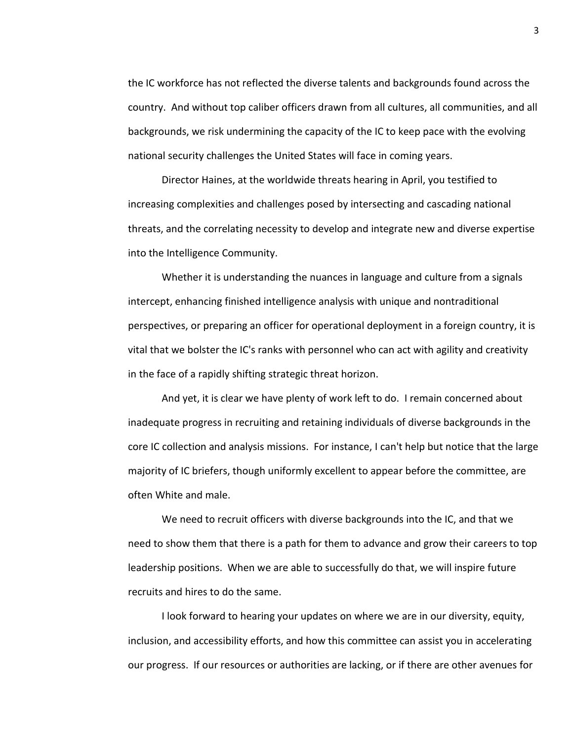the IC workforce has not reflected the diverse talents and backgrounds found across the country. And without top caliber officers drawn from all cultures, all communities, and all backgrounds, we risk undermining the capacity of the IC to keep pace with the evolving national security challenges the United States will face in coming years.

Director Haines, at the worldwide threats hearing in April, you testified to increasing complexities and challenges posed by intersecting and cascading national threats, and the correlating necessity to develop and integrate new and diverse expertise into the Intelligence Community.

Whether it is understanding the nuances in language and culture from a signals intercept, enhancing finished intelligence analysis with unique and nontraditional perspectives, or preparing an officer for operational deployment in a foreign country, it is vital that we bolster the IC's ranks with personnel who can act with agility and creativity in the face of a rapidly shifting strategic threat horizon.

And yet, it is clear we have plenty of work left to do. I remain concerned about inadequate progress in recruiting and retaining individuals of diverse backgrounds in the core IC collection and analysis missions. For instance, I can't help but notice that the large majority of IC briefers, though uniformly excellent to appear before the committee, are often White and male.

We need to recruit officers with diverse backgrounds into the IC, and that we need to show them that there is a path for them to advance and grow their careers to top leadership positions. When we are able to successfully do that, we will inspire future recruits and hires to do the same.

I look forward to hearing your updates on where we are in our diversity, equity, inclusion, and accessibility efforts, and how this committee can assist you in accelerating our progress. If our resources or authorities are lacking, or if there are other avenues for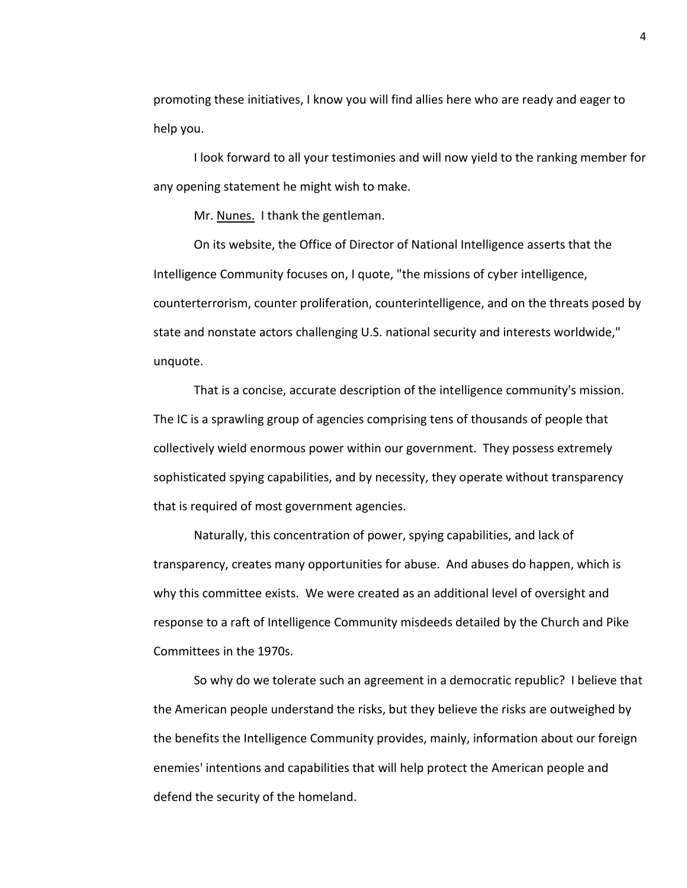promoting these initiatives, I know you will find allies here who are ready and eager to help you.

I look forward to all your testimonies and will now yield to the ranking member for any opening statement he might wish to make.

Mr. Nunes. I thank the gentleman.

On its website, the Office of Director of National Intelligence asserts that the Intelligence Community focuses on, I quote, "the missions of cyber intelligence, counterterrorism, counter proliferation, counterintelligence, and on the threats posed by state and nonstate actors challenging U.S. national security and interests worldwide," unquote.

That is a concise, accurate description of the intelligence community's mission. The IC is a sprawling group of agencies comprising tens of thousands of people that collectively wield enormous power within our government. They possess extremely sophisticated spying capabilities, and by necessity, they operate without transparency that is required of most government agencies.

Naturally, this concentration of power, spying capabilities, and lack of transparency, creates many opportunities for abuse. And abuses do happen, which is why this committee exists. We were created as an additional level of oversight and response to a raft of Intelligence Community misdeeds detailed by the Church and Pike Committees in the 1970s.

So why do we tolerate such an agreement in a democratic republic? I believe that the American people understand the risks, but they believe the risks are outweighed by the benefits the Intelligence Community provides, mainly, information about our foreign enemies' intentions and capabilities that will help protect the American people and defend the security of the homeland.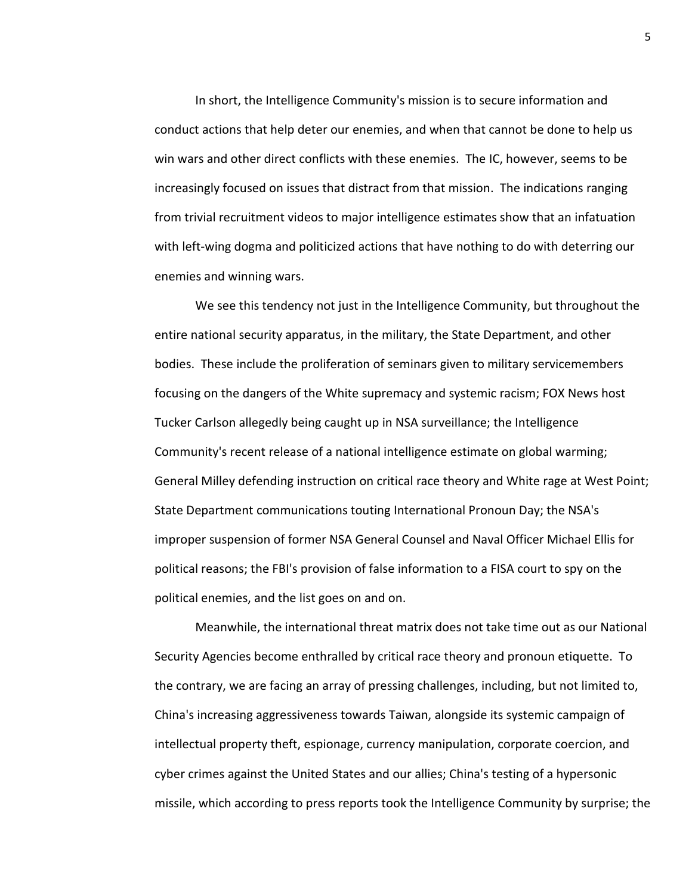In short, the Intelligence Community's mission is to secure information and conduct actions that help deter our enemies, and when that cannot be done to help us win wars and other direct conflicts with these enemies. The IC, however, seems to be increasingly focused on issues that distract from that mission. The indications ranging from trivial recruitment videos to major intelligence estimates show that an infatuation with left-wing dogma and politicized actions that have nothing to do with deterring our enemies and winning wars.

We see this tendency not just in the Intelligence Community, but throughout the entire national security apparatus, in the military, the State Department, and other bodies. These include the proliferation of seminars given to military servicemembers focusing on the dangers of the White supremacy and systemic racism; FOX News host Tucker Carlson allegedly being caught up in NSA surveillance; the Intelligence Community's recent release of a national intelligence estimate on global warming; General Milley defending instruction on critical race theory and White rage at West Point; State Department communications touting International Pronoun Day; the NSA's improper suspension of former NSA General Counsel and Naval Officer Michael Ellis for political reasons; the FBI's provision of false information to a FISA court to spy on the political enemies, and the list goes on and on.

Meanwhile, the international threat matrix does not take time out as our National Security Agencies become enthralled by critical race theory and pronoun etiquette. To the contrary, we are facing an array of pressing challenges, including, but not limited to, China's increasing aggressiveness towards Taiwan, alongside its systemic campaign of intellectual property theft, espionage, currency manipulation, corporate coercion, and cyber crimes against the United States and our allies; China's testing of a hypersonic missile, which according to press reports took the Intelligence Community by surprise; the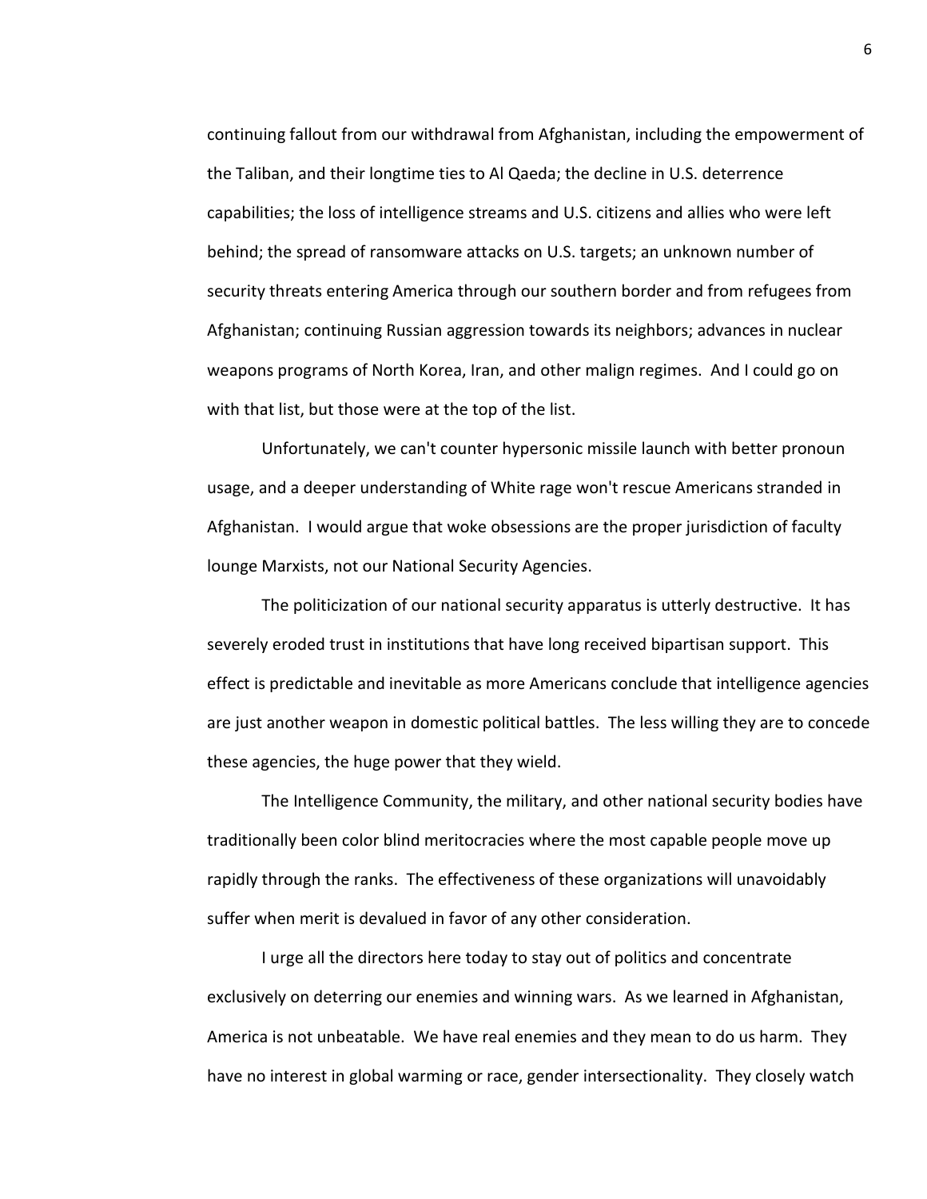continuing fallout from our withdrawal from Afghanistan, including the empowerment of the Taliban, and their longtime ties to Al Qaeda; the decline in U.S. deterrence capabilities; the loss of intelligence streams and U.S. citizens and allies who were left behind; the spread of ransomware attacks on U.S. targets; an unknown number of security threats entering America through our southern border and from refugees from Afghanistan; continuing Russian aggression towards its neighbors; advances in nuclear weapons programs of North Korea, Iran, and other malign regimes. And I could go on with that list, but those were at the top of the list.

Unfortunately, we can't counter hypersonic missile launch with better pronoun usage, and a deeper understanding of White rage won't rescue Americans stranded in Afghanistan. I would argue that woke obsessions are the proper jurisdiction of faculty lounge Marxists, not our National Security Agencies.

The politicization of our national security apparatus is utterly destructive. It has severely eroded trust in institutions that have long received bipartisan support. This effect is predictable and inevitable as more Americans conclude that intelligence agencies are just another weapon in domestic political battles. The less willing they are to concede these agencies, the huge power that they wield.

The Intelligence Community, the military, and other national security bodies have traditionally been color blind meritocracies where the most capable people move up rapidly through the ranks. The effectiveness of these organizations will unavoidably suffer when merit is devalued in favor of any other consideration.

I urge all the directors here today to stay out of politics and concentrate exclusively on deterring our enemies and winning wars. As we learned in Afghanistan, America is not unbeatable. We have real enemies and they mean to do us harm. They have no interest in global warming or race, gender intersectionality. They closely watch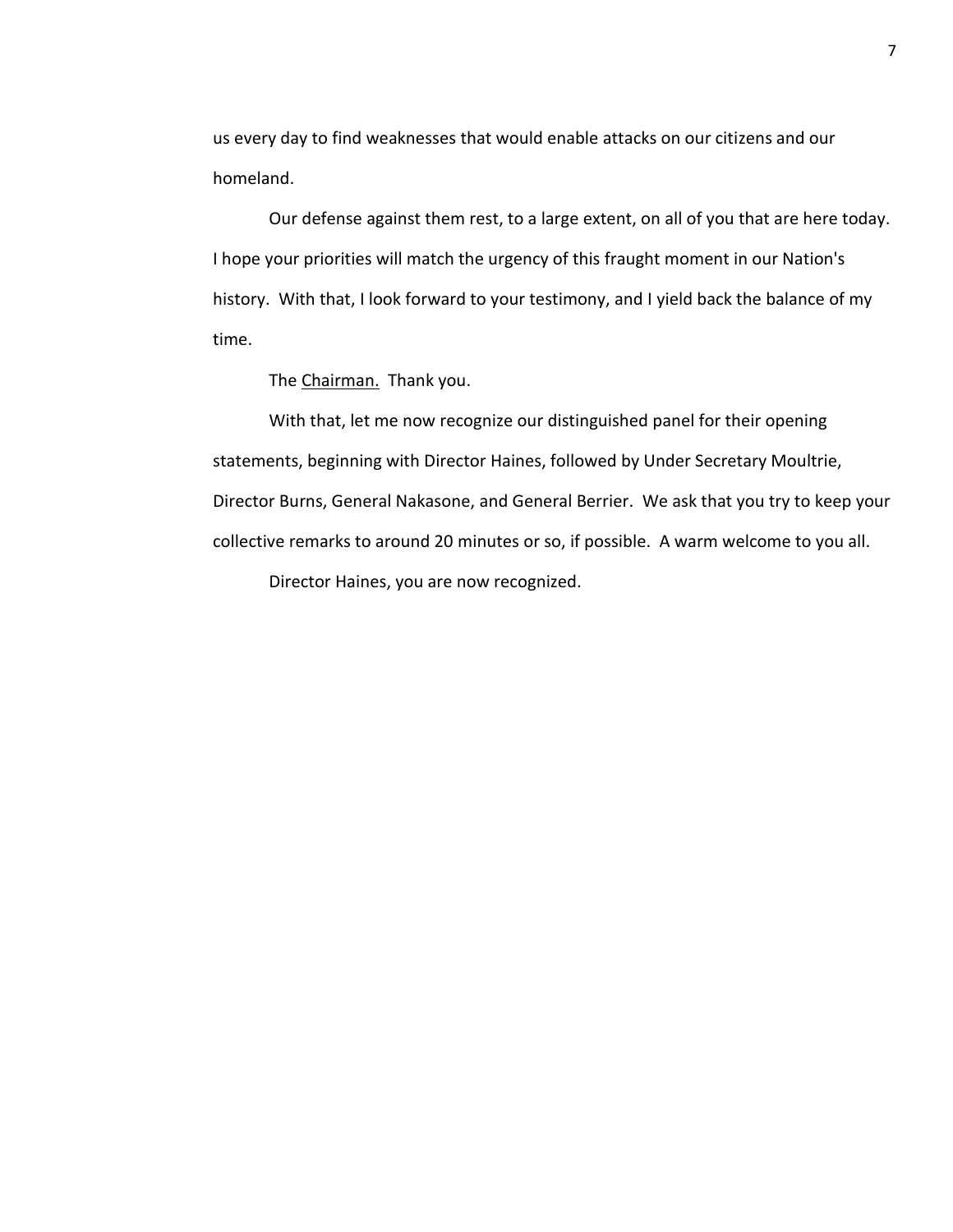us every day to find weaknesses that would enable attacks on our citizens and our homeland.

Our defense against them rest, to a large extent, on all of you that are here today. I hope your priorities will match the urgency of this fraught moment in our Nation's history. With that, I look forward to your testimony, and I yield back the balance of my time.

The Chairman. Thank you.

With that, let me now recognize our distinguished panel for their opening statements, beginning with Director Haines, followed by Under Secretary Moultrie, Director Burns, General Nakasone, and General Berrier. We ask that you try to keep your collective remarks to around 20 minutes or so, if possible. A warm welcome to you all.

Director Haines, you are now recognized.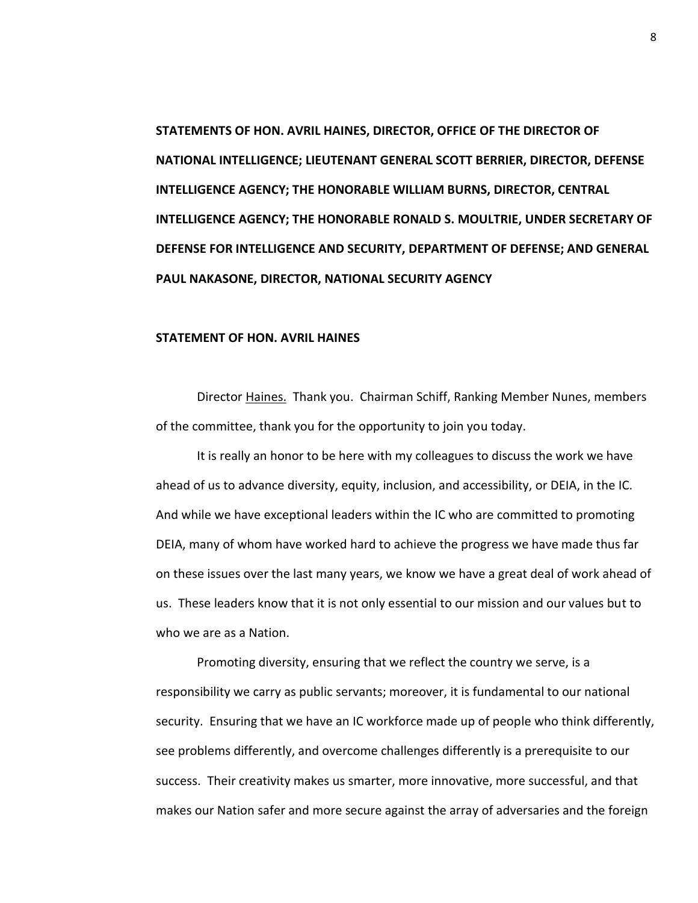**STATEMENTS OF HON. AVRIL HAINES, DIRECTOR, OFFICE OF THE DIRECTOR OF NATIONAL INTELLIGENCE; LIEUTENANT GENERAL SCOTT BERRIER, DIRECTOR, DEFENSE INTELLIGENCE AGENCY; THE HONORABLE WILLIAM BURNS, DIRECTOR, CENTRAL INTELLIGENCE AGENCY; THE HONORABLE RONALD S. MOULTRIE, UNDER SECRETARY OF DEFENSE FOR INTELLIGENCE AND SECURITY, DEPARTMENT OF DEFENSE; AND GENERAL PAUL NAKASONE, DIRECTOR, NATIONAL SECURITY AGENCY**

**STATEMENT OF HON. AVRIL HAINES**

Director Haines. Thank you. Chairman Schiff, Ranking Member Nunes, members of the committee, thank you for the opportunity to join you today.

It is really an honor to be here with my colleagues to discuss the work we have ahead of us to advance diversity, equity, inclusion, and accessibility, or DEIA, in the IC. And while we have exceptional leaders within the IC who are committed to promoting DEIA, many of whom have worked hard to achieve the progress we have made thus far on these issues over the last many years, we know we have a great deal of work ahead of us. These leaders know that it is not only essential to our mission and our values but to who we are as a Nation.

Promoting diversity, ensuring that we reflect the country we serve, is a responsibility we carry as public servants; moreover, it is fundamental to our national security. Ensuring that we have an IC workforce made up of people who think differently, see problems differently, and overcome challenges differently is a prerequisite to our success. Their creativity makes us smarter, more innovative, more successful, and that makes our Nation safer and more secure against the array of adversaries and the foreign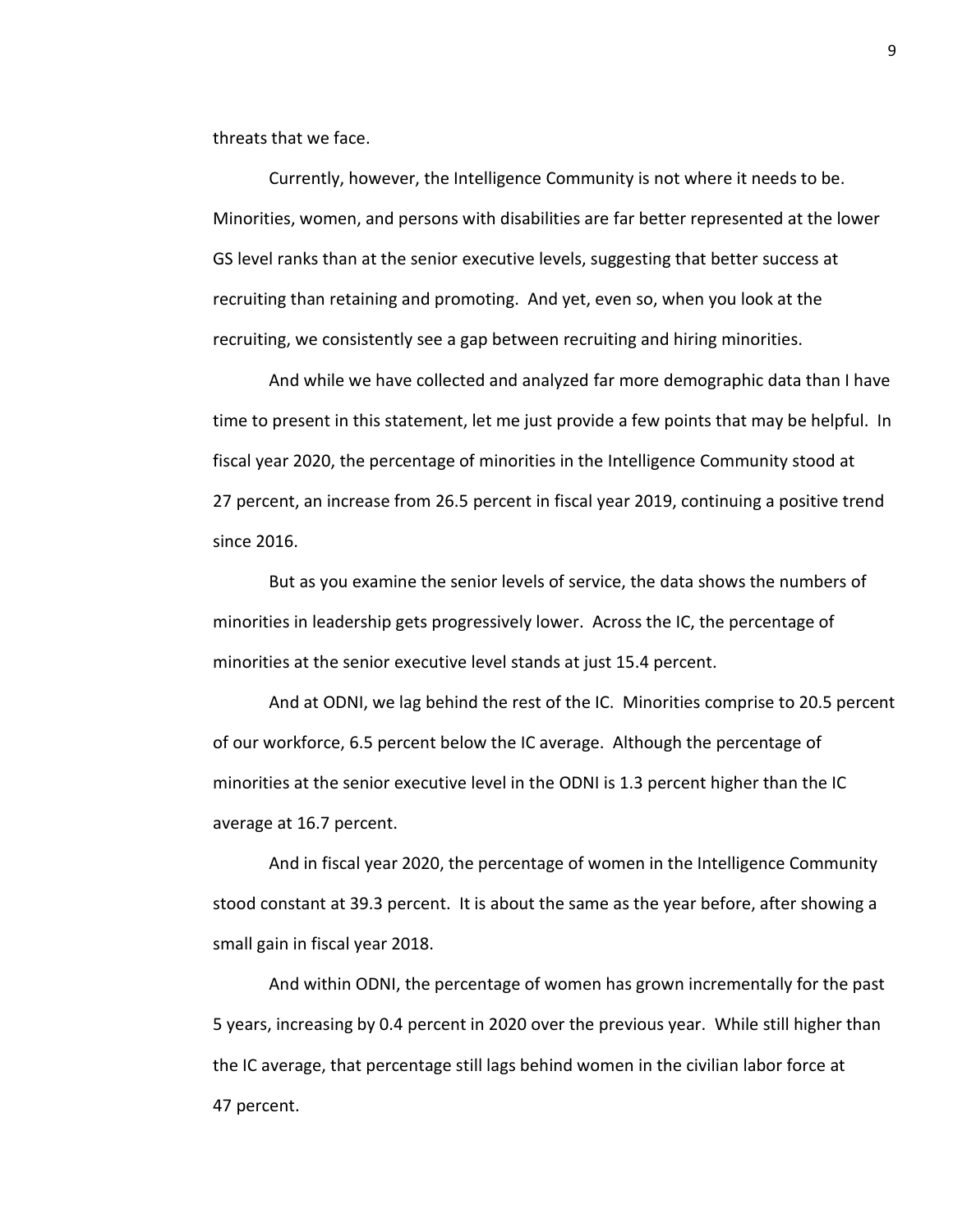threats that we face.

Currently, however, the Intelligence Community is not where it needs to be. Minorities, women, and persons with disabilities are far better represented at the lower GS level ranks than at the senior executive levels, suggesting that better success at recruiting than retaining and promoting. And yet, even so, when you look at the recruiting, we consistently see a gap between recruiting and hiring minorities.

And while we have collected and analyzed far more demographic data than I have time to present in this statement, let me just provide a few points that may be helpful. In fiscal year 2020, the percentage of minorities in the Intelligence Community stood at 27 percent, an increase from 26.5 percent in fiscal year 2019, continuing a positive trend since 2016.

But as you examine the senior levels of service, the data shows the numbers of minorities in leadership gets progressively lower. Across the IC, the percentage of minorities at the senior executive level stands at just 15.4 percent.

And at ODNI, we lag behind the rest of the IC. Minorities comprise to 20.5 percent of our workforce, 6.5 percent below the IC average. Although the percentage of minorities at the senior executive level in the ODNI is 1.3 percent higher than the IC average at 16.7 percent.

And in fiscal year 2020, the percentage of women in the Intelligence Community stood constant at 39.3 percent. It is about the same as the year before, after showing a small gain in fiscal year 2018.

And within ODNI, the percentage of women has grown incrementally for the past 5 years, increasing by 0.4 percent in 2020 over the previous year. While still higher than the IC average, that percentage still lags behind women in the civilian labor force at 47 percent.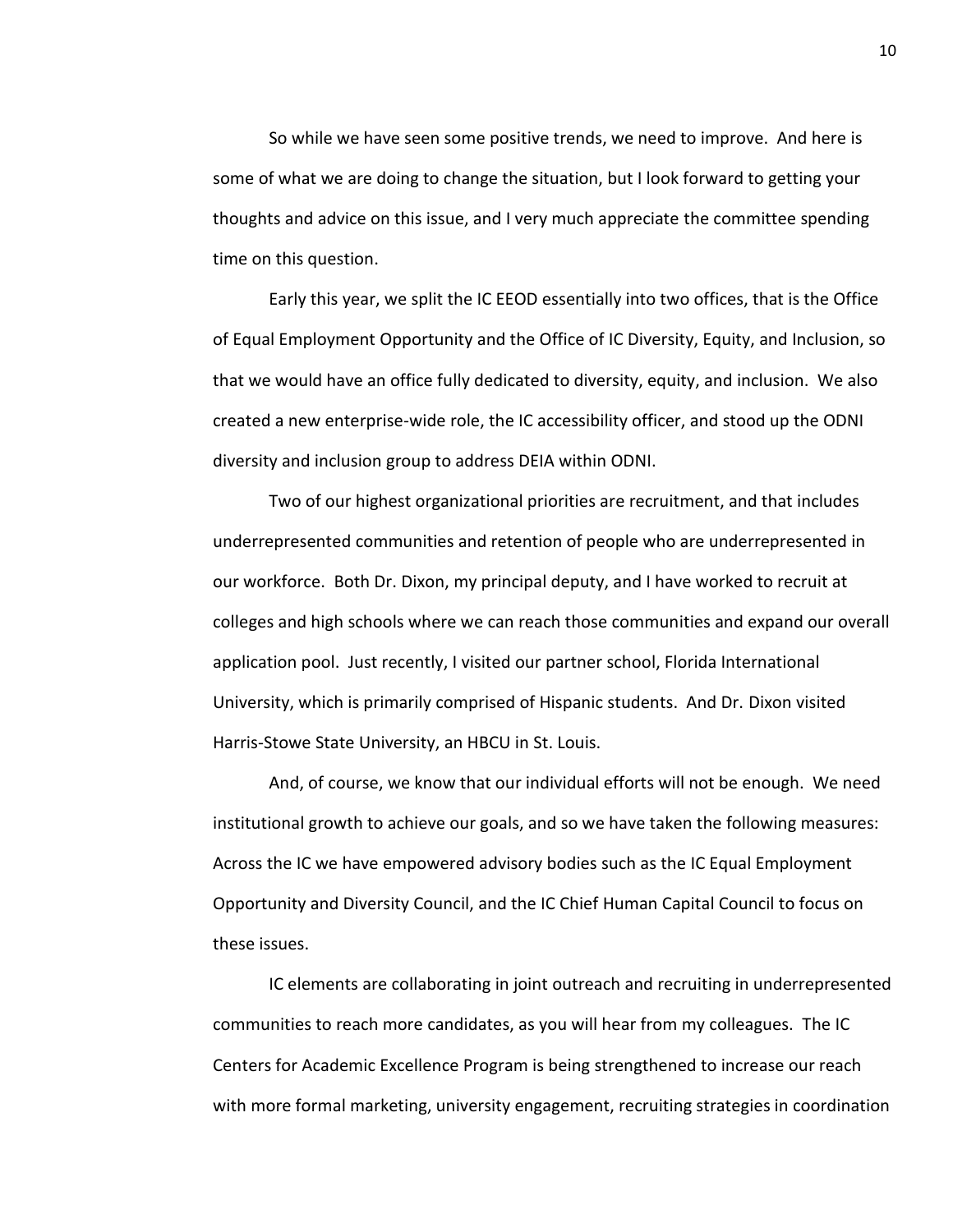So while we have seen some positive trends, we need to improve. And here is some of what we are doing to change the situation, but I look forward to getting your thoughts and advice on this issue, and I very much appreciate the committee spending time on this question.

Early this year, we split the IC EEOD essentially into two offices, that is the Office of Equal Employment Opportunity and the Office of IC Diversity, Equity, and Inclusion, so that we would have an office fully dedicated to diversity, equity, and inclusion. We also created a new enterprise-wide role, the IC accessibility officer, and stood up the ODNI diversity and inclusion group to address DEIA within ODNI.

Two of our highest organizational priorities are recruitment, and that includes underrepresented communities and retention of people who are underrepresented in our workforce. Both Dr. Dixon, my principal deputy, and I have worked to recruit at colleges and high schools where we can reach those communities and expand our overall application pool. Just recently, I visited our partner school, Florida International University, which is primarily comprised of Hispanic students. And Dr. Dixon visited Harris-Stowe State University, an HBCU in St. Louis.

And, of course, we know that our individual efforts will not be enough. We need institutional growth to achieve our goals, and so we have taken the following measures: Across the IC we have empowered advisory bodies such as the IC Equal Employment Opportunity and Diversity Council, and the IC Chief Human Capital Council to focus on these issues.

IC elements are collaborating in joint outreach and recruiting in underrepresented communities to reach more candidates, as you will hear from my colleagues. The IC Centers for Academic Excellence Program is being strengthened to increase our reach with more formal marketing, university engagement, recruiting strategies in coordination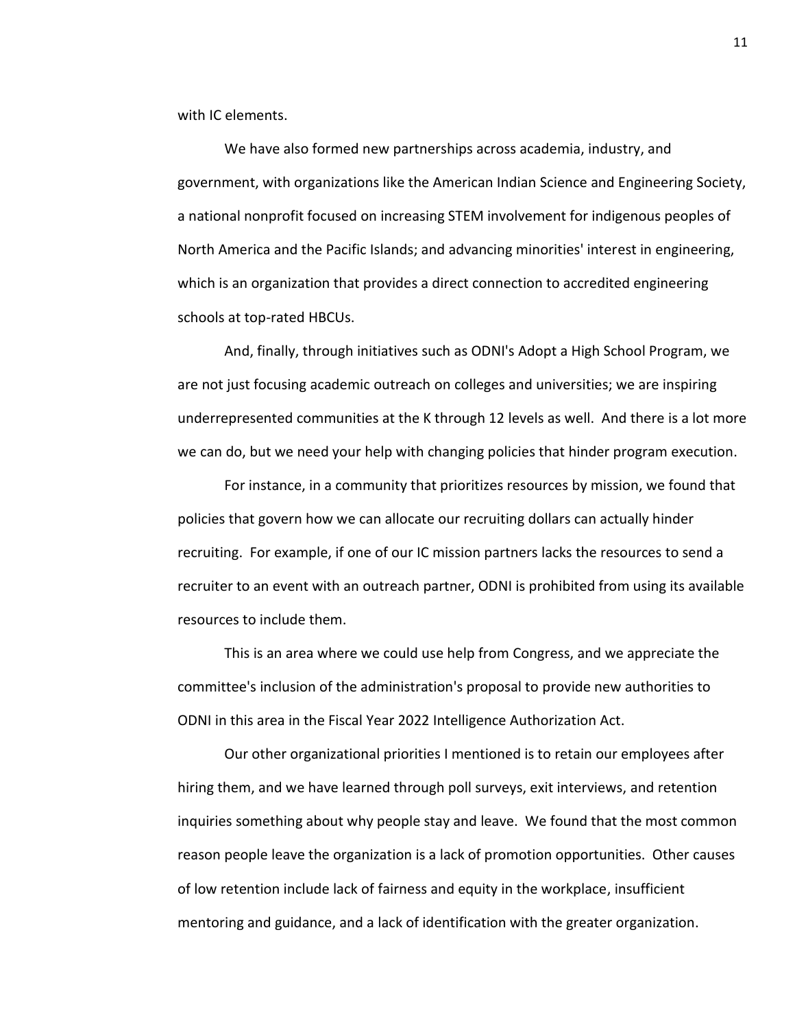with IC elements.

We have also formed new partnerships across academia, industry, and government, with organizations like the American Indian Science and Engineering Society, a national nonprofit focused on increasing STEM involvement for indigenous peoples of North America and the Pacific Islands; and advancing minorities' interest in engineering, which is an organization that provides a direct connection to accredited engineering schools at top-rated HBCUs.

And, finally, through initiatives such as ODNI's Adopt a High School Program, we are not just focusing academic outreach on colleges and universities; we are inspiring underrepresented communities at the K through 12 levels as well. And there is a lot more we can do, but we need your help with changing policies that hinder program execution.

For instance, in a community that prioritizes resources by mission, we found that policies that govern how we can allocate our recruiting dollars can actually hinder recruiting. For example, if one of our IC mission partners lacks the resources to send a recruiter to an event with an outreach partner, ODNI is prohibited from using its available resources to include them.

This is an area where we could use help from Congress, and we appreciate the committee's inclusion of the administration's proposal to provide new authorities to ODNI in this area in the Fiscal Year 2022 Intelligence Authorization Act.

Our other organizational priorities I mentioned is to retain our employees after hiring them, and we have learned through poll surveys, exit interviews, and retention inquiries something about why people stay and leave. We found that the most common reason people leave the organization is a lack of promotion opportunities. Other causes of low retention include lack of fairness and equity in the workplace, insufficient mentoring and guidance, and a lack of identification with the greater organization.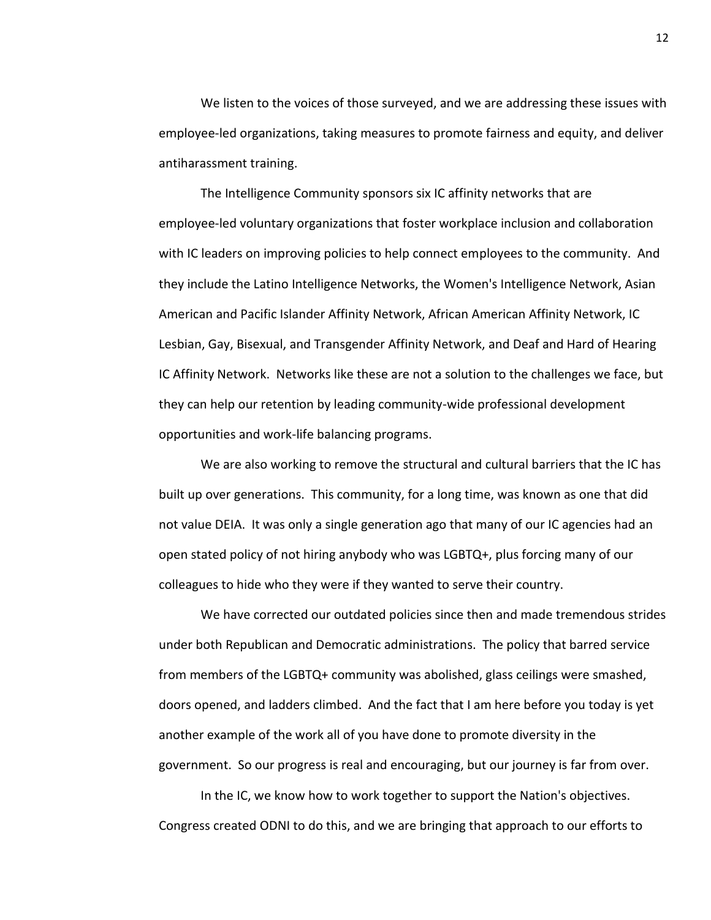We listen to the voices of those surveyed, and we are addressing these issues with employee-led organizations, taking measures to promote fairness and equity, and deliver antiharassment training.

The Intelligence Community sponsors six IC affinity networks that are employee-led voluntary organizations that foster workplace inclusion and collaboration with IC leaders on improving policies to help connect employees to the community. And they include the Latino Intelligence Networks, the Women's Intelligence Network, Asian American and Pacific Islander Affinity Network, African American Affinity Network, IC Lesbian, Gay, Bisexual, and Transgender Affinity Network, and Deaf and Hard of Hearing IC Affinity Network. Networks like these are not a solution to the challenges we face, but they can help our retention by leading community-wide professional development opportunities and work-life balancing programs.

We are also working to remove the structural and cultural barriers that the IC has built up over generations. This community, for a long time, was known as one that did not value DEIA. It was only a single generation ago that many of our IC agencies had an open stated policy of not hiring anybody who was LGBTQ+, plus forcing many of our colleagues to hide who they were if they wanted to serve their country.

We have corrected our outdated policies since then and made tremendous strides under both Republican and Democratic administrations. The policy that barred service from members of the LGBTQ+ community was abolished, glass ceilings were smashed, doors opened, and ladders climbed. And the fact that I am here before you today is yet another example of the work all of you have done to promote diversity in the government. So our progress is real and encouraging, but our journey is far from over.

In the IC, we know how to work together to support the Nation's objectives. Congress created ODNI to do this, and we are bringing that approach to our efforts to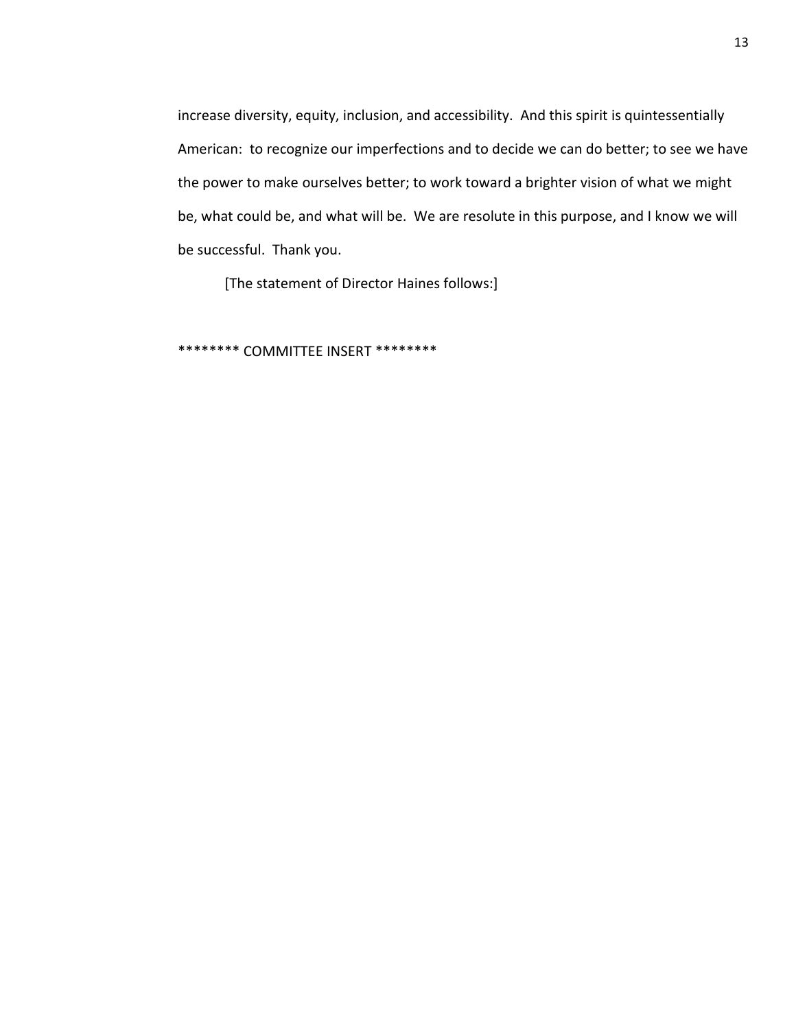increase diversity, equity, inclusion, and accessibility. And this spirit is quintessentially American: to recognize our imperfections and to decide we can do better; to see we have the power to make ourselves better; to work toward a brighter vision of what we might be, what could be, and what will be. We are resolute in this purpose, and I know we will be successful. Thank you.

[The statement of Director Haines follows:]

******** COMMITTEE INSERT ********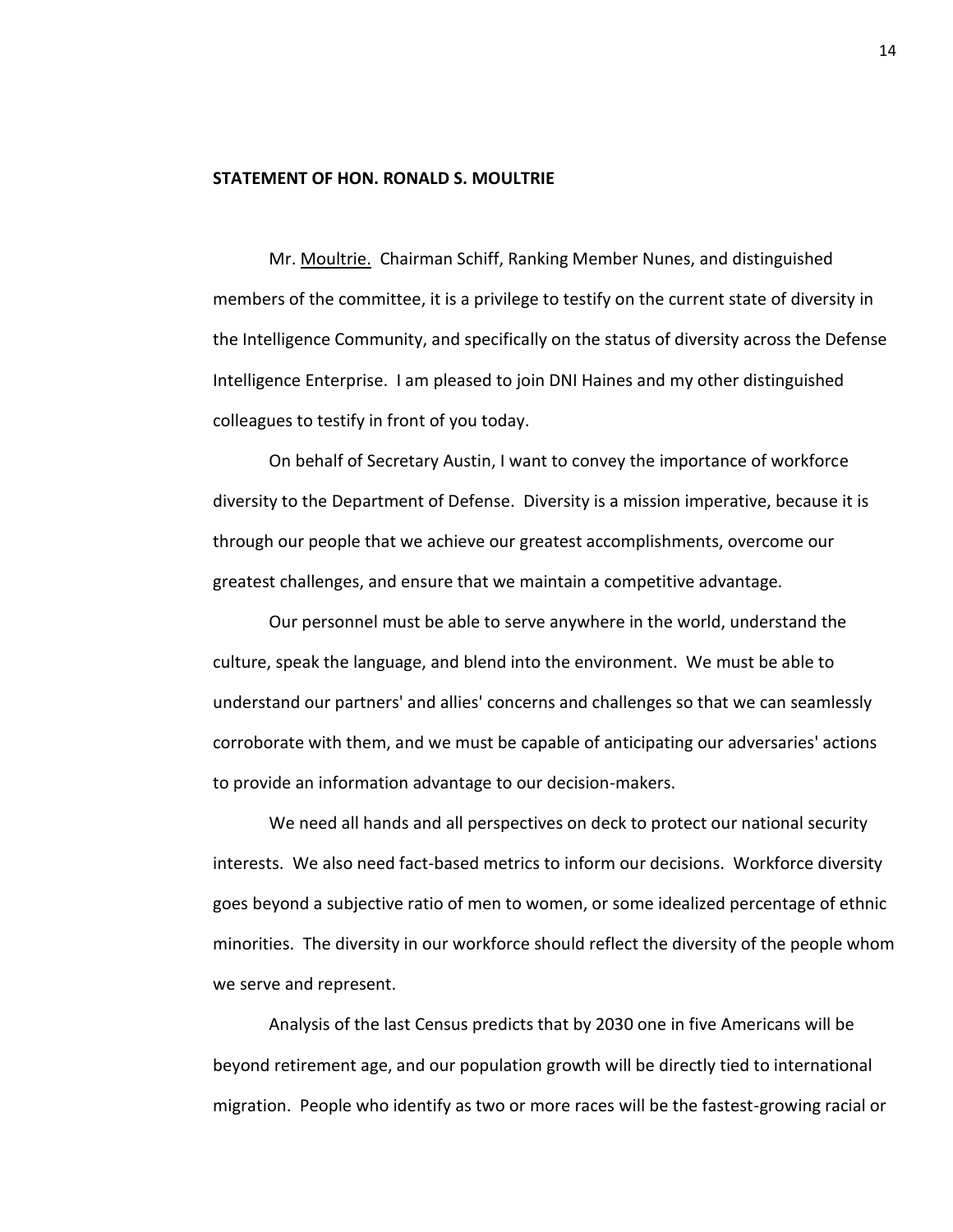**STATEMENT OF HON. RONALD S. MOULTRIE**

Mr. Moultrie. Chairman Schiff, Ranking Member Nunes, and distinguished members of the committee, it is a privilege to testify on the current state of diversity in the Intelligence Community, and specifically on the status of diversity across the Defense Intelligence Enterprise. I am pleased to join DNI Haines and my other distinguished colleagues to testify in front of you today.

On behalf of Secretary Austin, I want to convey the importance of workforce diversity to the Department of Defense. Diversity is a mission imperative, because it is through our people that we achieve our greatest accomplishments, overcome our greatest challenges, and ensure that we maintain a competitive advantage.

Our personnel must be able to serve anywhere in the world, understand the culture, speak the language, and blend into the environment. We must be able to understand our partners' and allies' concerns and challenges so that we can seamlessly corroborate with them, and we must be capable of anticipating our adversaries' actions to provide an information advantage to our decision-makers.

We need all hands and all perspectives on deck to protect our national security interests. We also need fact-based metrics to inform our decisions. Workforce diversity goes beyond a subjective ratio of men to women, or some idealized percentage of ethnic minorities. The diversity in our workforce should reflect the diversity of the people whom we serve and represent.

Analysis of the last Census predicts that by 2030 one in five Americans will be beyond retirement age, and our population growth will be directly tied to international migration. People who identify as two or more races will be the fastest-growing racial or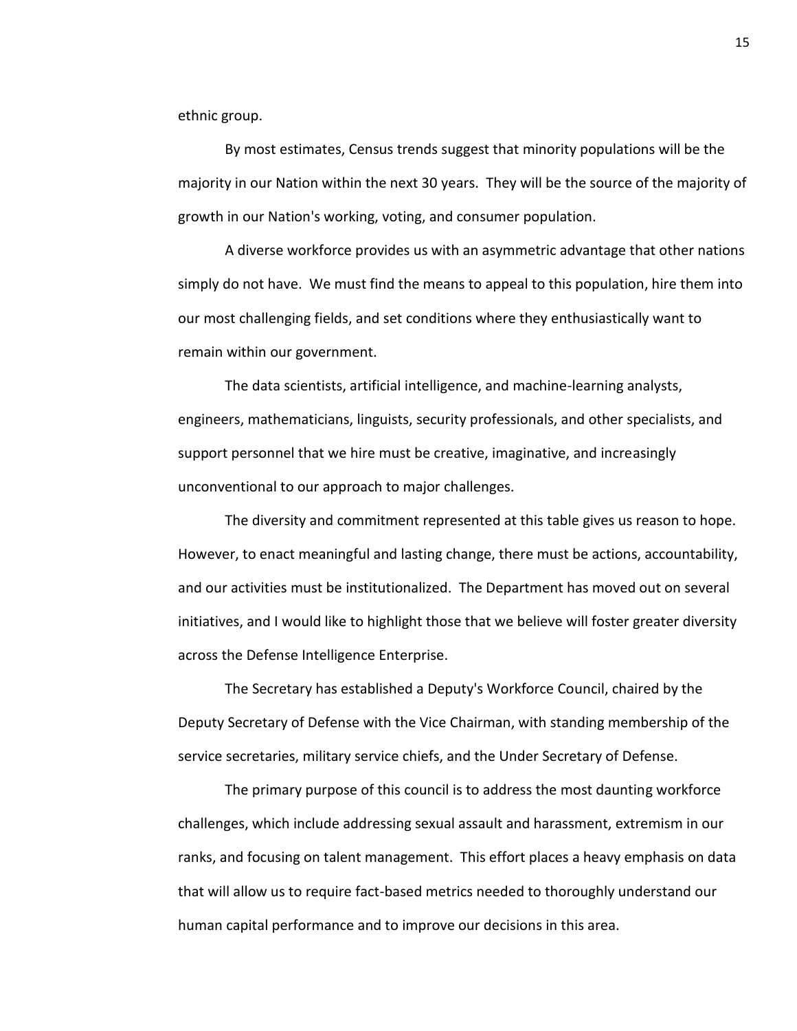ethnic group.

By most estimates, Census trends suggest that minority populations will be the majority in our Nation within the next 30 years. They will be the source of the majority of growth in our Nation's working, voting, and consumer population.

A diverse workforce provides us with an asymmetric advantage that other nations simply do not have. We must find the means to appeal to this population, hire them into our most challenging fields, and set conditions where they enthusiastically want to remain within our government.

The data scientists, artificial intelligence, and machine-learning analysts, engineers, mathematicians, linguists, security professionals, and other specialists, and support personnel that we hire must be creative, imaginative, and increasingly unconventional to our approach to major challenges.

The diversity and commitment represented at this table gives us reason to hope. However, to enact meaningful and lasting change, there must be actions, accountability, and our activities must be institutionalized. The Department has moved out on several initiatives, and I would like to highlight those that we believe will foster greater diversity across the Defense Intelligence Enterprise.

The Secretary has established a Deputy's Workforce Council, chaired by the Deputy Secretary of Defense with the Vice Chairman, with standing membership of the service secretaries, military service chiefs, and the Under Secretary of Defense.

The primary purpose of this council is to address the most daunting workforce challenges, which include addressing sexual assault and harassment, extremism in our ranks, and focusing on talent management. This effort places a heavy emphasis on data that will allow us to require fact-based metrics needed to thoroughly understand our human capital performance and to improve our decisions in this area.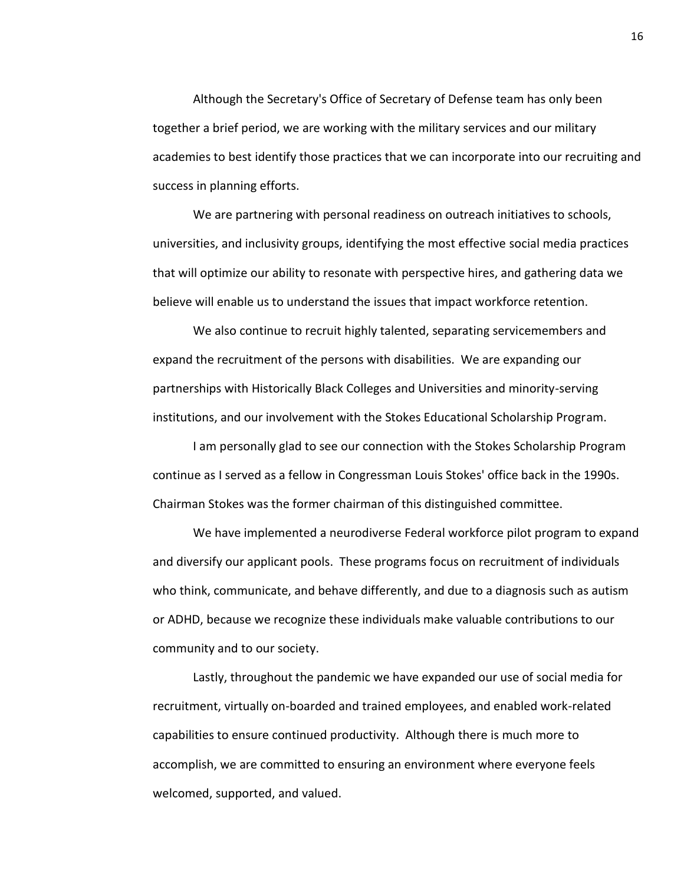Although the Secretary's Office of Secretary of Defense team has only been together a brief period, we are working with the military services and our military academies to best identify those practices that we can incorporate into our recruiting and success in planning efforts.

We are partnering with personal readiness on outreach initiatives to schools, universities, and inclusivity groups, identifying the most effective social media practices that will optimize our ability to resonate with perspective hires, and gathering data we believe will enable us to understand the issues that impact workforce retention.

We also continue to recruit highly talented, separating servicemembers and expand the recruitment of the persons with disabilities. We are expanding our partnerships with Historically Black Colleges and Universities and minority-serving institutions, and our involvement with the Stokes Educational Scholarship Program.

I am personally glad to see our connection with the Stokes Scholarship Program continue as I served as a fellow in Congressman Louis Stokes' office back in the 1990s. Chairman Stokes was the former chairman of this distinguished committee.

We have implemented a neurodiverse Federal workforce pilot program to expand and diversify our applicant pools. These programs focus on recruitment of individuals who think, communicate, and behave differently, and due to a diagnosis such as autism or ADHD, because we recognize these individuals make valuable contributions to our community and to our society.

Lastly, throughout the pandemic we have expanded our use of social media for recruitment, virtually on-boarded and trained employees, and enabled work-related capabilities to ensure continued productivity. Although there is much more to accomplish, we are committed to ensuring an environment where everyone feels welcomed, supported, and valued.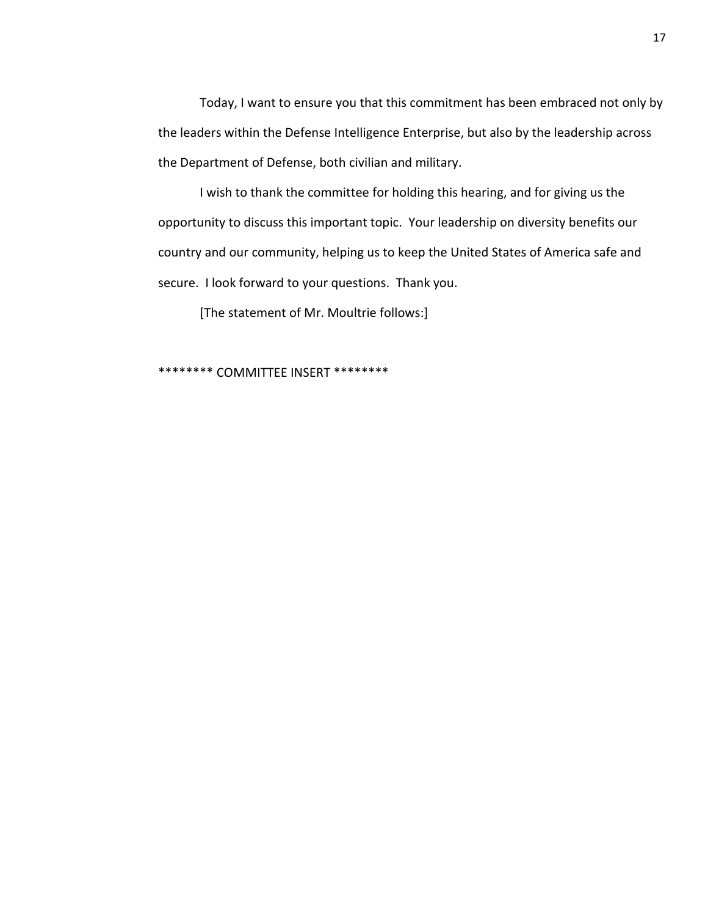Today, I want to ensure you that this commitment has been embraced not only by the leaders within the Defense Intelligence Enterprise, but also by the leadership across the Department of Defense, both civilian and military.

I wish to thank the committee for holding this hearing, and for giving us the opportunity to discuss this important topic. Your leadership on diversity benefits our country and our community, helping us to keep the United States of America safe and secure. I look forward to your questions. Thank you.

[The statement of Mr. Moultrie follows:]

******** COMMITTEE INSERT ********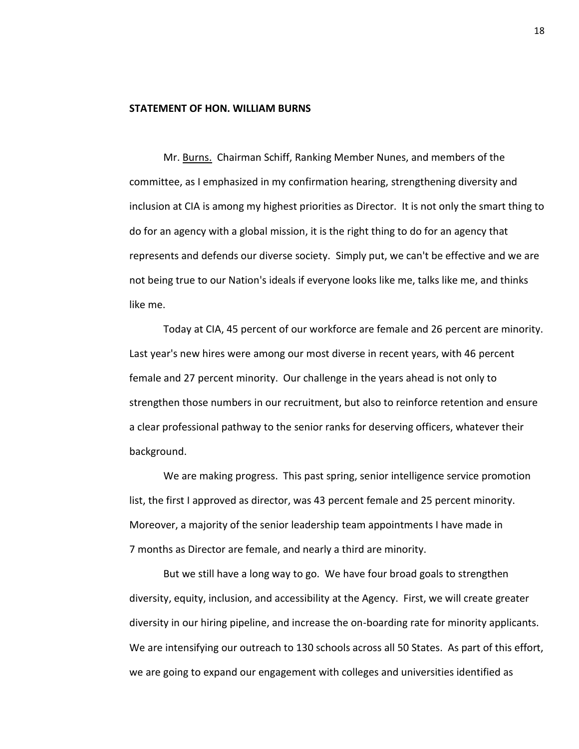**STATEMENT OF HON. WILLIAM BURNS**

Mr. Burns. Chairman Schiff, Ranking Member Nunes, and members of the committee, as I emphasized in my confirmation hearing, strengthening diversity and inclusion at CIA is among my highest priorities as Director. It is not only the smart thing to do for an agency with a global mission, it is the right thing to do for an agency that represents and defends our diverse society. Simply put, we can't be effective and we are not being true to our Nation's ideals if everyone looks like me, talks like me, and thinks like me.

Today at CIA, 45 percent of our workforce are female and 26 percent are minority. Last year's new hires were among our most diverse in recent years, with 46 percent female and 27 percent minority. Our challenge in the years ahead is not only to strengthen those numbers in our recruitment, but also to reinforce retention and ensure a clear professional pathway to the senior ranks for deserving officers, whatever their background.

We are making progress. This past spring, senior intelligence service promotion list, the first I approved as director, was 43 percent female and 25 percent minority. Moreover, a majority of the senior leadership team appointments I have made in 7 months as Director are female, and nearly a third are minority.

But we still have a long way to go. We have four broad goals to strengthen diversity, equity, inclusion, and accessibility at the Agency. First, we will create greater diversity in our hiring pipeline, and increase the on-boarding rate for minority applicants. We are intensifying our outreach to 130 schools across all 50 States. As part of this effort, we are going to expand our engagement with colleges and universities identified as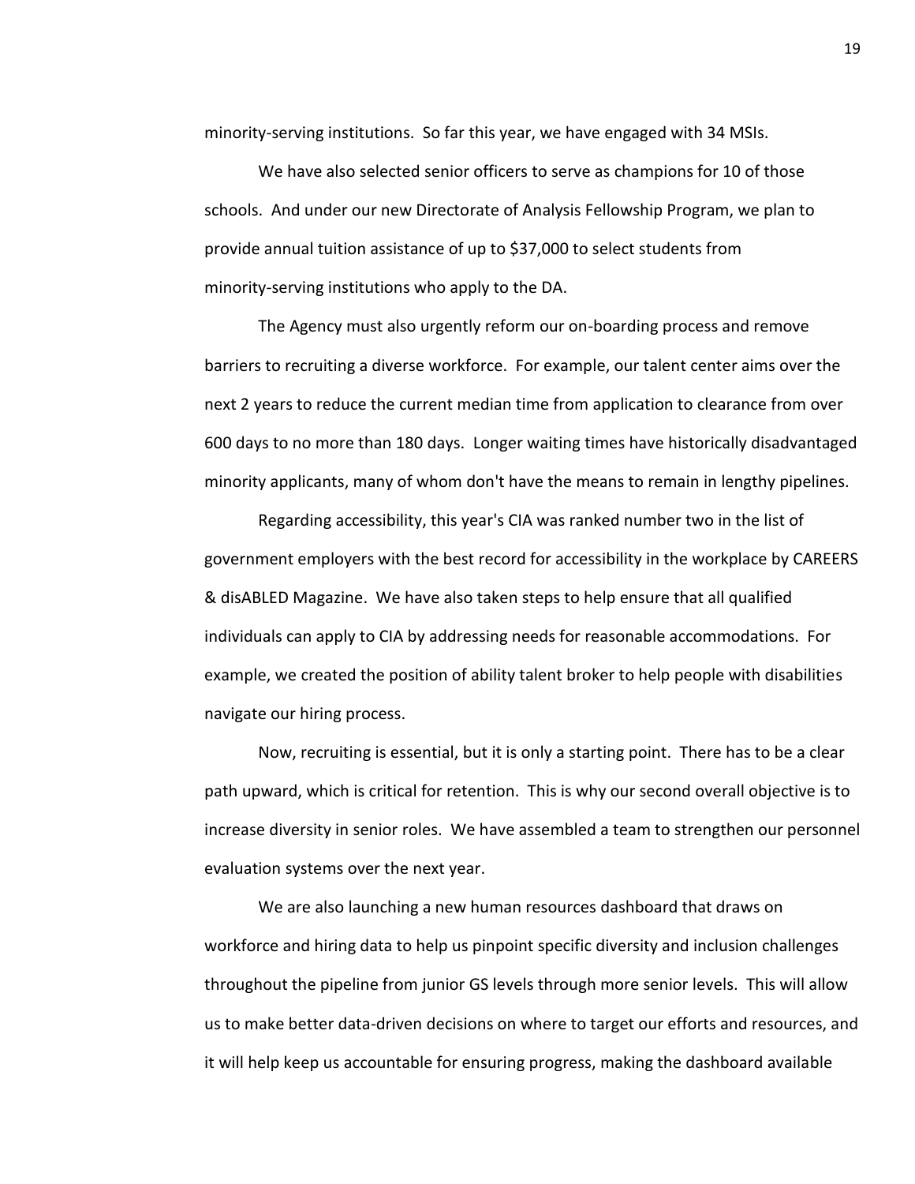minority-serving institutions. So far this year, we have engaged with 34 MSIs.

We have also selected senior officers to serve as champions for 10 of those schools. And under our new Directorate of Analysis Fellowship Program, we plan to provide annual tuition assistance of up to $37,000 to select students from minority-serving institutions who apply to the DA.

The Agency must also urgently reform our on-boarding process and remove barriers to recruiting a diverse workforce. For example, our talent center aims over the next 2 years to reduce the current median time from application to clearance from over 600 days to no more than 180 days. Longer waiting times have historically disadvantaged minority applicants, many of whom don't have the means to remain in lengthy pipelines.

Regarding accessibility, this year's CIA was ranked number two in the list of government employers with the best record for accessibility in the workplace by CAREERS & disABLED Magazine. We have also taken steps to help ensure that all qualified individuals can apply to CIA by addressing needs for reasonable accommodations. For example, we created the position of ability talent broker to help people with disabilities navigate our hiring process.

Now, recruiting is essential, but it is only a starting point. There has to be a clear path upward, which is critical for retention. This is why our second overall objective is to increase diversity in senior roles. We have assembled a team to strengthen our personnel evaluation systems over the next year.

We are also launching a new human resources dashboard that draws on workforce and hiring data to help us pinpoint specific diversity and inclusion challenges throughout the pipeline from junior GS levels through more senior levels. This will allow us to make better data-driven decisions on where to target our efforts and resources, and it will help keep us accountable for ensuring progress, making the dashboard available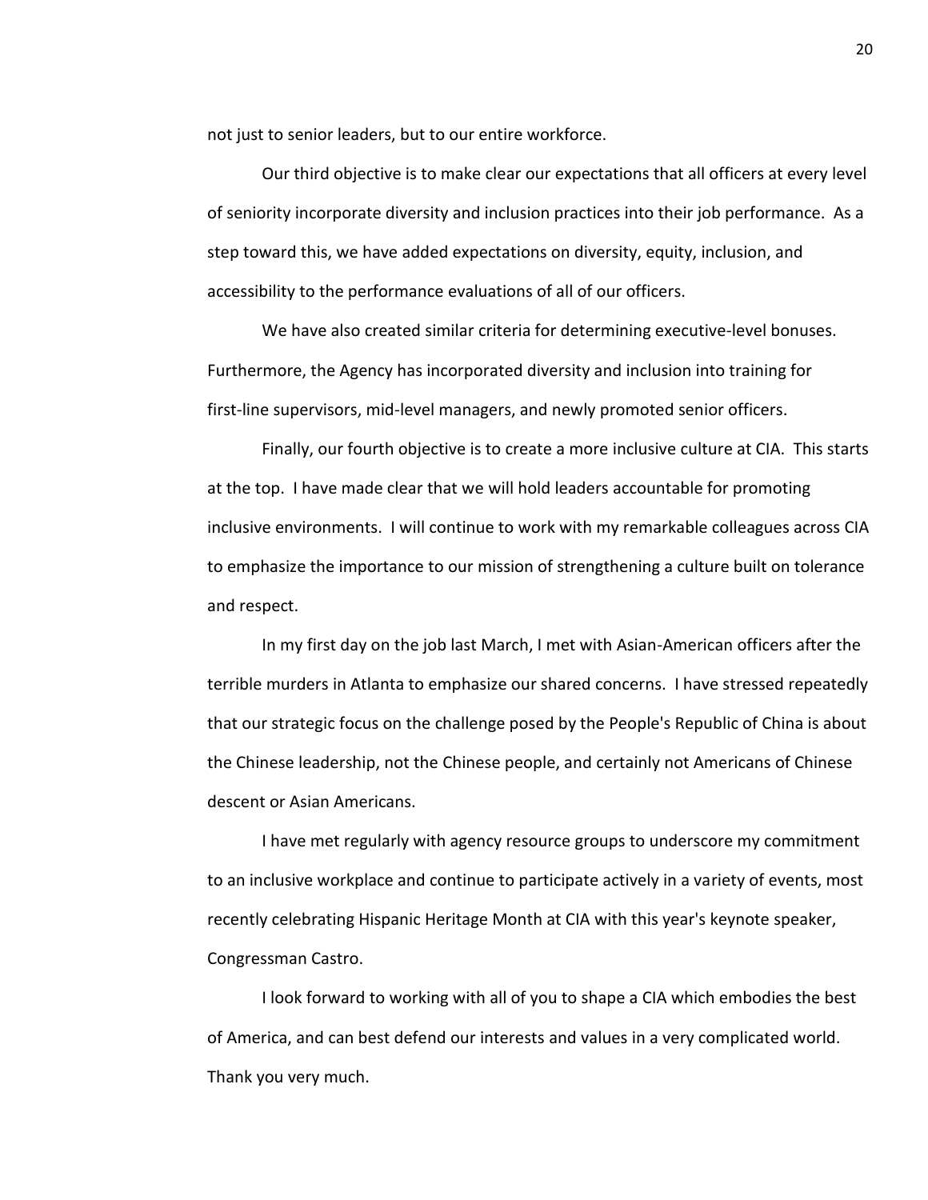not just to senior leaders, but to our entire workforce.

Our third objective is to make clear our expectations that all officers at every level of seniority incorporate diversity and inclusion practices into their job performance. As a step toward this, we have added expectations on diversity, equity, inclusion, and accessibility to the performance evaluations of all of our officers.

We have also created similar criteria for determining executive-level bonuses. Furthermore, the Agency has incorporated diversity and inclusion into training for first-line supervisors, mid-level managers, and newly promoted senior officers.

Finally, our fourth objective is to create a more inclusive culture at CIA. This starts at the top. I have made clear that we will hold leaders accountable for promoting inclusive environments. I will continue to work with my remarkable colleagues across CIA to emphasize the importance to our mission of strengthening a culture built on tolerance and respect.

In my first day on the job last March, I met with Asian-American officers after the terrible murders in Atlanta to emphasize our shared concerns. I have stressed repeatedly that our strategic focus on the challenge posed by the People's Republic of China is about the Chinese leadership, not the Chinese people, and certainly not Americans of Chinese descent or Asian Americans.

I have met regularly with agency resource groups to underscore my commitment to an inclusive workplace and continue to participate actively in a variety of events, most recently celebrating Hispanic Heritage Month at CIA with this year's keynote speaker, Congressman Castro.

I look forward to working with all of you to shape a CIA which embodies the best of America, and can best defend our interests and values in a very complicated world. Thank you very much.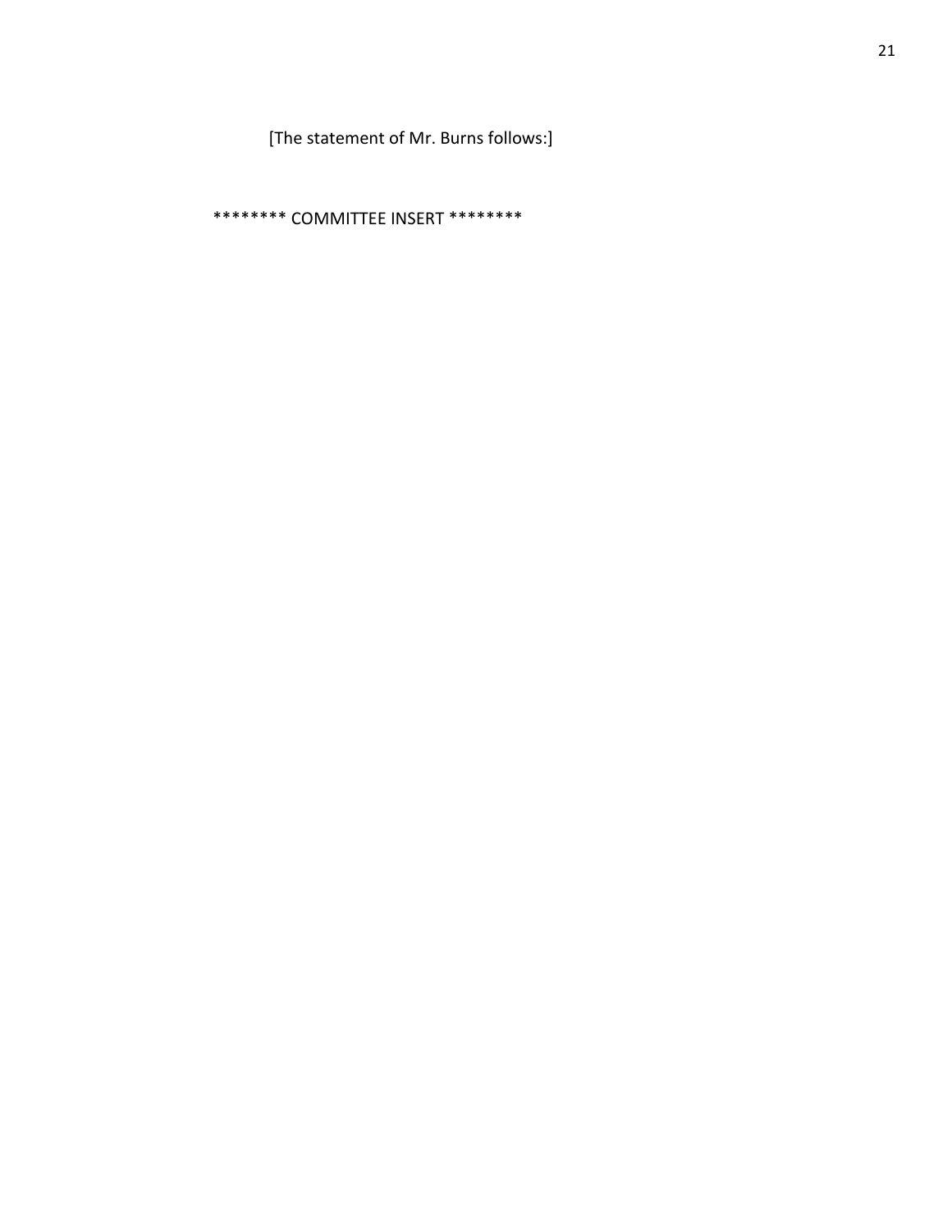[The statement of Mr. Burns follows:]

******** COMMITTEE INSERT ********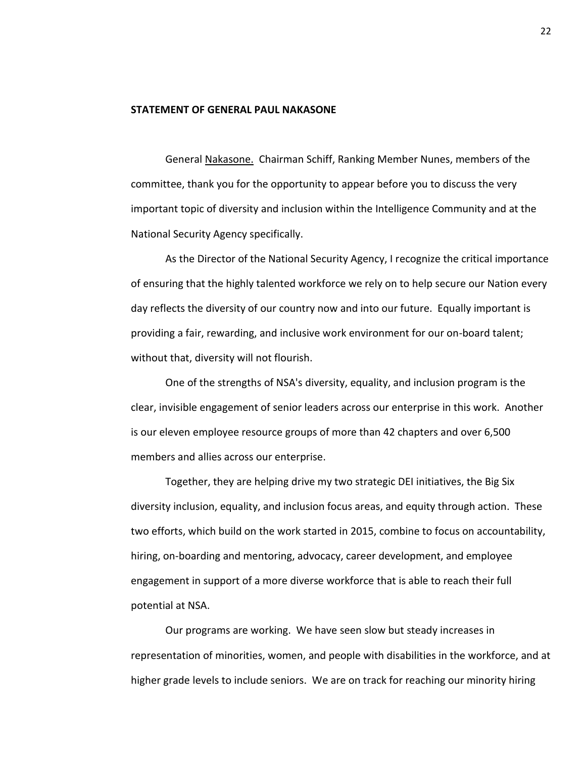**STATEMENT OF GENERAL PAUL NAKASONE**

General Nakasone. Chairman Schiff, Ranking Member Nunes, members of the committee, thank you for the opportunity to appear before you to discuss the very important topic of diversity and inclusion within the Intelligence Community and at the National Security Agency specifically.

As the Director of the National Security Agency, I recognize the critical importance of ensuring that the highly talented workforce we rely on to help secure our Nation every day reflects the diversity of our country now and into our future. Equally important is providing a fair, rewarding, and inclusive work environment for our on-board talent; without that, diversity will not flourish.

One of the strengths of NSA's diversity, equality, and inclusion program is the clear, invisible engagement of senior leaders across our enterprise in this work. Another is our eleven employee resource groups of more than 42 chapters and over 6,500 members and allies across our enterprise.

Together, they are helping drive my two strategic DEI initiatives, the Big Six diversity inclusion, equality, and inclusion focus areas, and equity through action. These two efforts, which build on the work started in 2015, combine to focus on accountability, hiring, on-boarding and mentoring, advocacy, career development, and employee engagement in support of a more diverse workforce that is able to reach their full potential at NSA.

Our programs are working. We have seen slow but steady increases in representation of minorities, women, and people with disabilities in the workforce, and at higher grade levels to include seniors. We are on track for reaching our minority hiring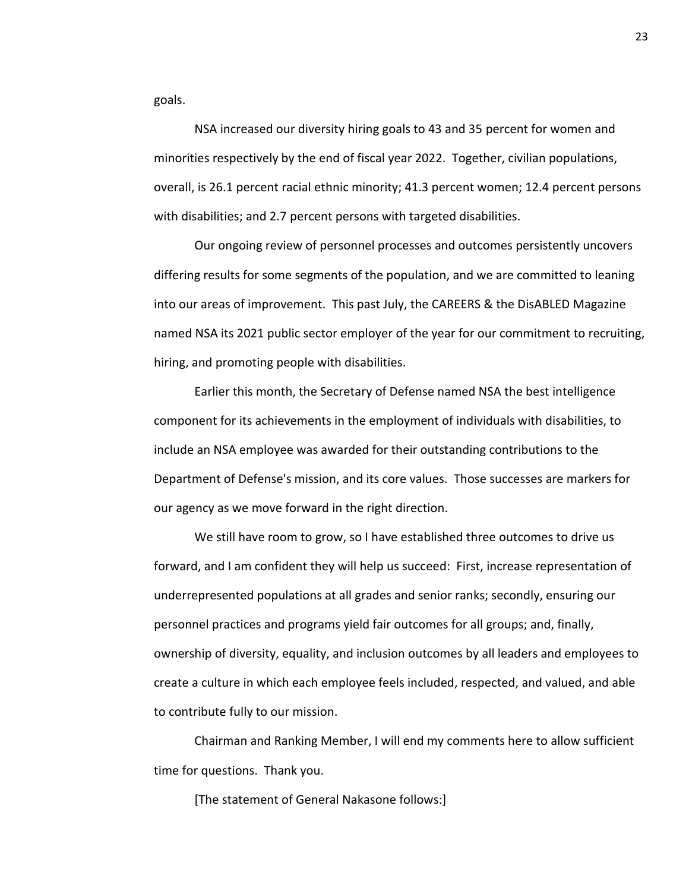goals.

NSA increased our diversity hiring goals to 43 and 35 percent for women and minorities respectively by the end of fiscal year 2022. Together, civilian populations, overall, is 26.1 percent racial ethnic minority; 41.3 percent women; 12.4 percent persons with disabilities; and 2.7 percent persons with targeted disabilities.

Our ongoing review of personnel processes and outcomes persistently uncovers differing results for some segments of the population, and we are committed to leaning into our areas of improvement. This past July, the CAREERS & the DisABLED Magazine named NSA its 2021 public sector employer of the year for our commitment to recruiting, hiring, and promoting people with disabilities.

Earlier this month, the Secretary of Defense named NSA the best intelligence component for its achievements in the employment of individuals with disabilities, to include an NSA employee was awarded for their outstanding contributions to the Department of Defense's mission, and its core values. Those successes are markers for our agency as we move forward in the right direction.

We still have room to grow, so I have established three outcomes to drive us forward, and I am confident they will help us succeed: First, increase representation of underrepresented populations at all grades and senior ranks; secondly, ensuring our personnel practices and programs yield fair outcomes for all groups; and, finally, ownership of diversity, equality, and inclusion outcomes by all leaders and employees to create a culture in which each employee feels included, respected, and valued, and able to contribute fully to our mission.

Chairman and Ranking Member, I will end my comments here to allow sufficient time for questions. Thank you.

[The statement of General Nakasone follows:]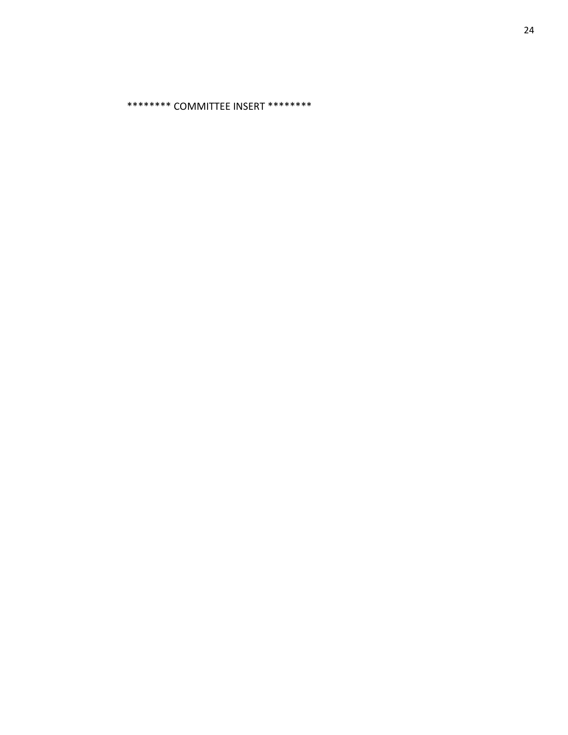******** COMMITTEE INSERT ********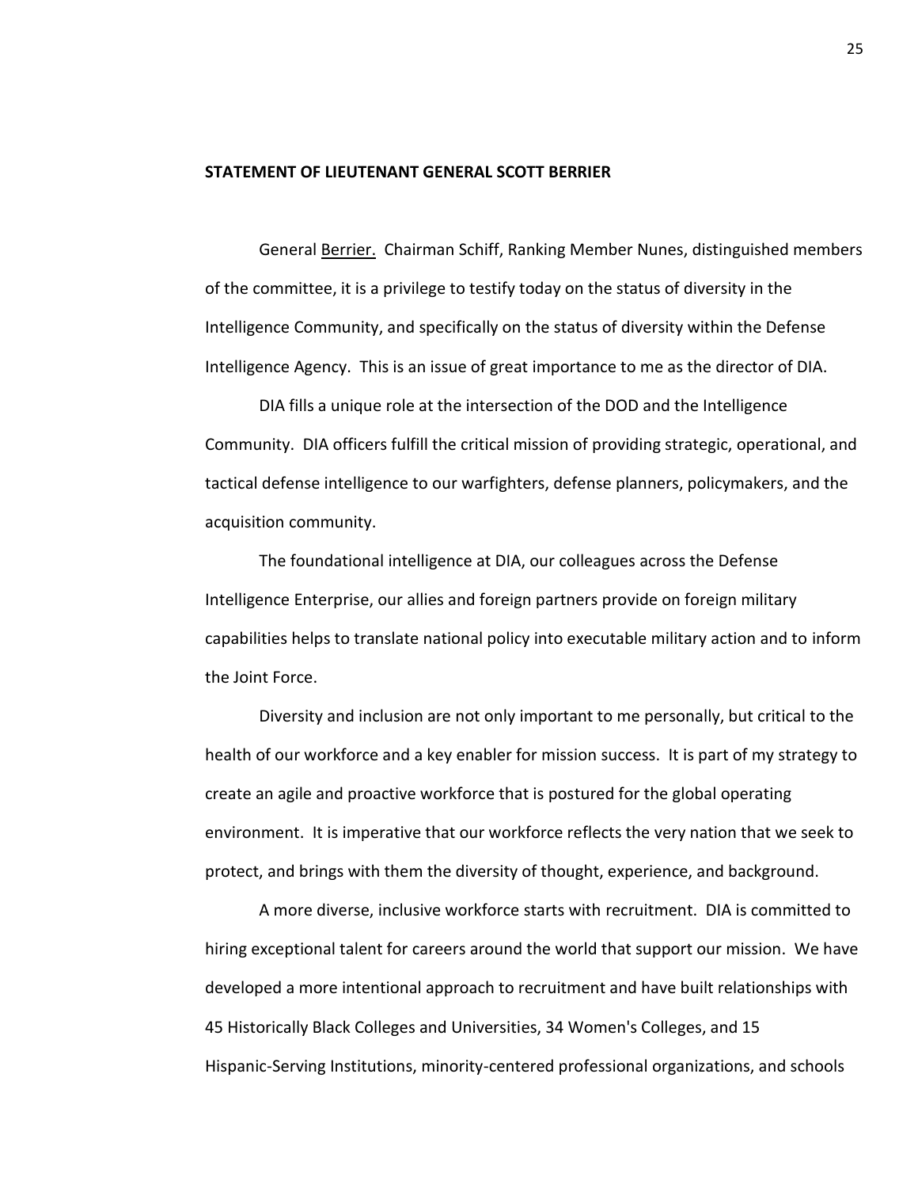**STATEMENT OF LIEUTENANT GENERAL SCOTT BERRIER**

General Berrier. Chairman Schiff, Ranking Member Nunes, distinguished members of the committee, it is a privilege to testify today on the status of diversity in the Intelligence Community, and specifically on the status of diversity within the Defense Intelligence Agency. This is an issue of great importance to me as the director of DIA.

DIA fills a unique role at the intersection of the DOD and the Intelligence Community. DIA officers fulfill the critical mission of providing strategic, operational, and tactical defense intelligence to our warfighters, defense planners, policymakers, and the acquisition community.

The foundational intelligence at DIA, our colleagues across the Defense Intelligence Enterprise, our allies and foreign partners provide on foreign military capabilities helps to translate national policy into executable military action and to inform the Joint Force.

Diversity and inclusion are not only important to me personally, but critical to the health of our workforce and a key enabler for mission success. It is part of my strategy to create an agile and proactive workforce that is postured for the global operating environment. It is imperative that our workforce reflects the very nation that we seek to protect, and brings with them the diversity of thought, experience, and background.

A more diverse, inclusive workforce starts with recruitment. DIA is committed to hiring exceptional talent for careers around the world that support our mission. We have developed a more intentional approach to recruitment and have built relationships with 45 Historically Black Colleges and Universities, 34 Women's Colleges, and 15 Hispanic-Serving Institutions, minority-centered professional organizations, and schools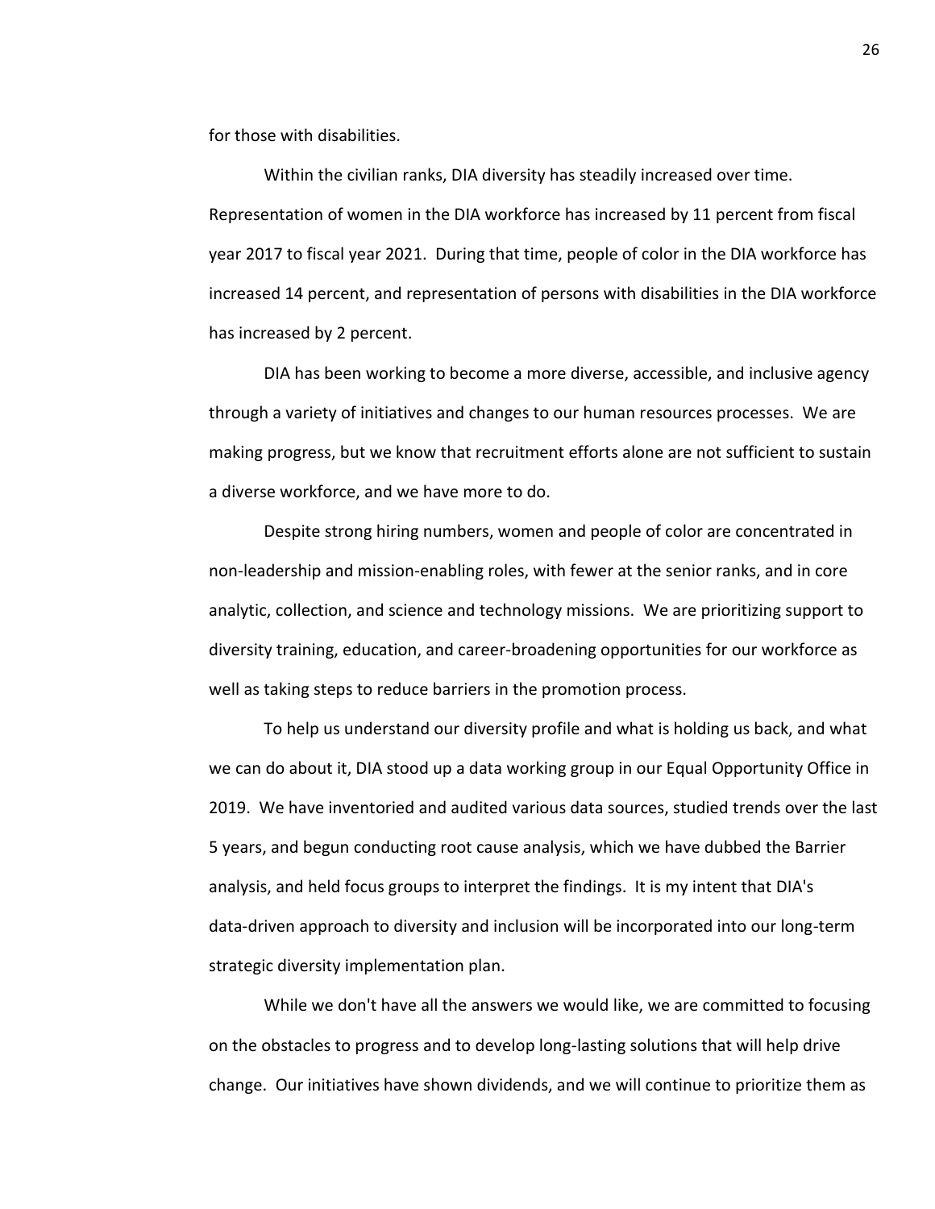for those with disabilities.

Within the civilian ranks, DIA diversity has steadily increased over time. Representation of women in the DIA workforce has increased by 11 percent from fiscal year 2017 to fiscal year 2021. During that time, people of color in the DIA workforce has increased 14 percent, and representation of persons with disabilities in the DIA workforce has increased by 2 percent.

DIA has been working to become a more diverse, accessible, and inclusive agency through a variety of initiatives and changes to our human resources processes. We are making progress, but we know that recruitment efforts alone are not sufficient to sustain a diverse workforce, and we have more to do.

Despite strong hiring numbers, women and people of color are concentrated in non-leadership and mission-enabling roles, with fewer at the senior ranks, and in core analytic, collection, and science and technology missions. We are prioritizing support to diversity training, education, and career-broadening opportunities for our workforce as well as taking steps to reduce barriers in the promotion process.

To help us understand our diversity profile and what is holding us back, and what we can do about it, DIA stood up a data working group in our Equal Opportunity Office in 2019. We have inventoried and audited various data sources, studied trends over the last 5 years, and begun conducting root cause analysis, which we have dubbed the Barrier analysis, and held focus groups to interpret the findings. It is my intent that DIA's data-driven approach to diversity and inclusion will be incorporated into our long-term strategic diversity implementation plan.

While we don't have all the answers we would like, we are committed to focusing on the obstacles to progress and to develop long-lasting solutions that will help drive change. Our initiatives have shown dividends, and we will continue to prioritize them as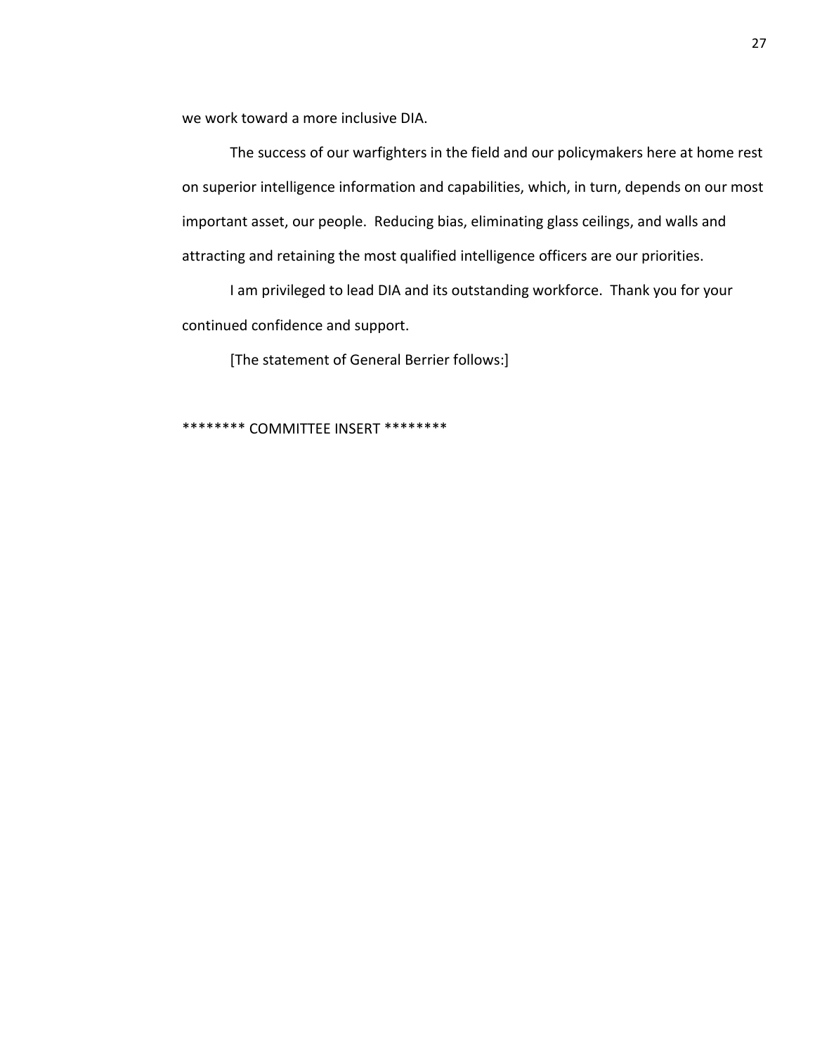we work toward a more inclusive DIA.

The success of our warfighters in the field and our policymakers here at home rest on superior intelligence information and capabilities, which, in turn, depends on our most important asset, our people. Reducing bias, eliminating glass ceilings, and walls and attracting and retaining the most qualified intelligence officers are our priorities.

I am privileged to lead DIA and its outstanding workforce. Thank you for your continued confidence and support.

[The statement of General Berrier follows:]

******** COMMITTEE INSERT ********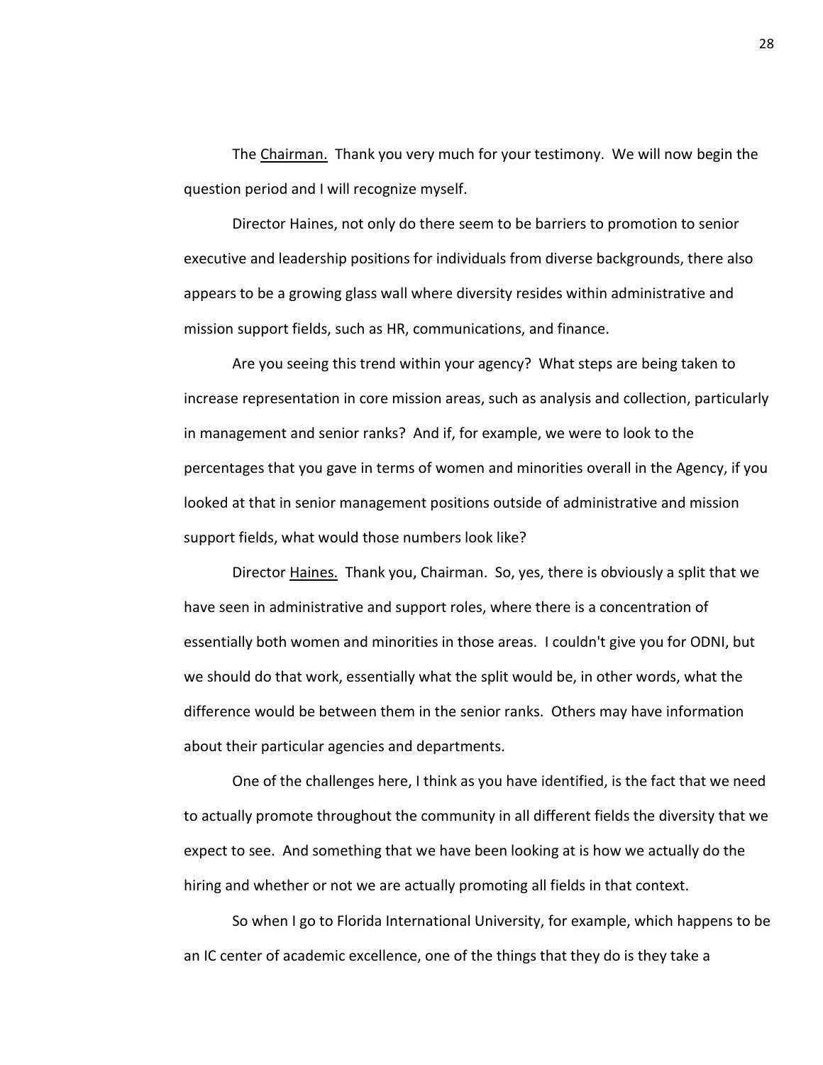The Chairman. Thank you very much for your testimony. We will now begin the question period and I will recognize myself.

Director Haines, not only do there seem to be barriers to promotion to senior executive and leadership positions for individuals from diverse backgrounds, there also appears to be a growing glass wall where diversity resides within administrative and mission support fields, such as HR, communications, and finance.

Are you seeing this trend within your agency? What steps are being taken to increase representation in core mission areas, such as analysis and collection, particularly in management and senior ranks? And if, for example, we were to look to the percentages that you gave in terms of women and minorities overall in the Agency, if you looked at that in senior management positions outside of administrative and mission support fields, what would those numbers look like?

Director Haines. Thank you, Chairman. So, yes, there is obviously a split that we have seen in administrative and support roles, where there is a concentration of essentially both women and minorities in those areas. I couldn't give you for ODNI, but we should do that work, essentially what the split would be, in other words, what the difference would be between them in the senior ranks. Others may have information about their particular agencies and departments.

One of the challenges here, I think as you have identified, is the fact that we need to actually promote throughout the community in all different fields the diversity that we expect to see. And something that we have been looking at is how we actually do the hiring and whether or not we are actually promoting all fields in that context.

So when I go to Florida International University, for example, which happens to be an IC center of academic excellence, one of the things that they do is they take a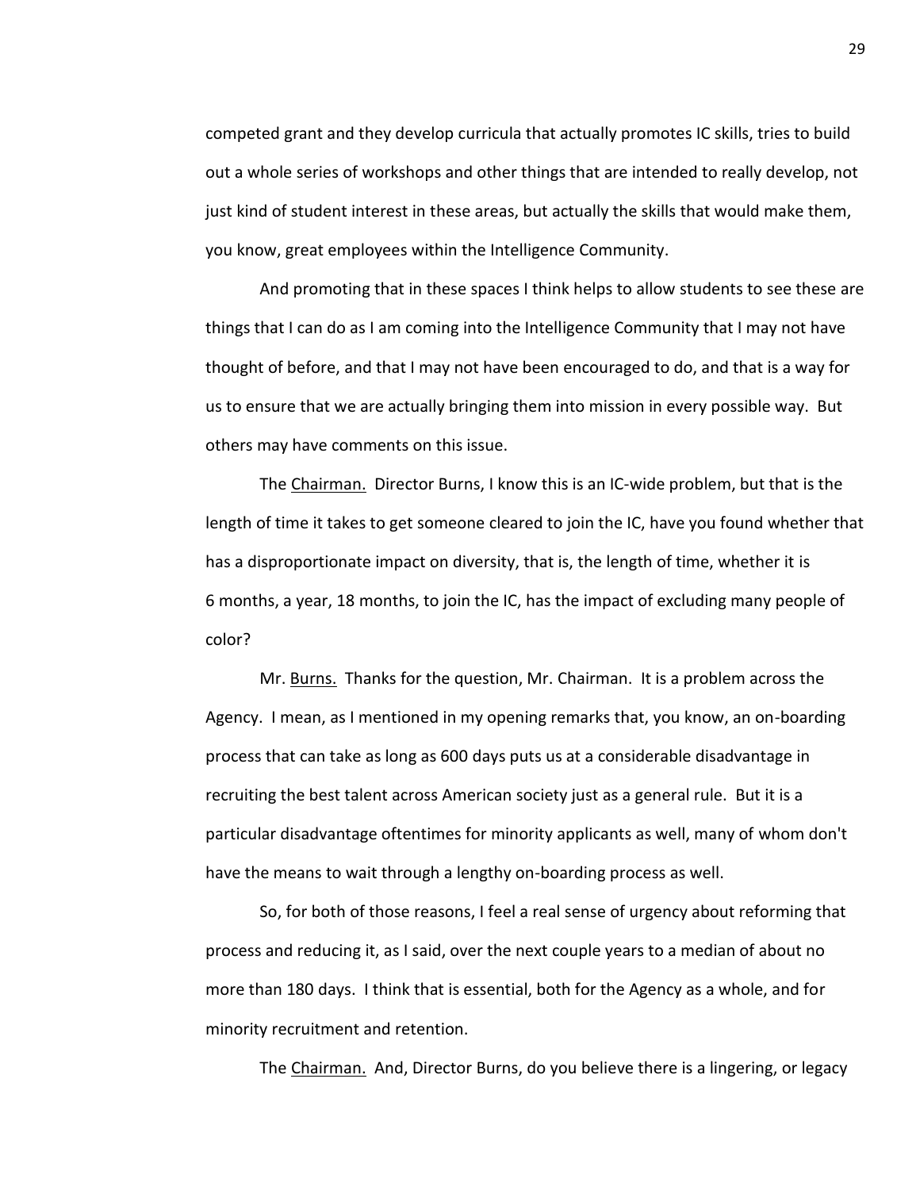competed grant and they develop curricula that actually promotes IC skills, tries to build out a whole series of workshops and other things that are intended to really develop, not just kind of student interest in these areas, but actually the skills that would make them, you know, great employees within the Intelligence Community.

And promoting that in these spaces I think helps to allow students to see these are things that I can do as I am coming into the Intelligence Community that I may not have thought of before, and that I may not have been encouraged to do, and that is a way for us to ensure that we are actually bringing them into mission in every possible way. But others may have comments on this issue.

The Chairman. Director Burns, I know this is an IC-wide problem, but that is the length of time it takes to get someone cleared to join the IC, have you found whether that has a disproportionate impact on diversity, that is, the length of time, whether it is 6 months, a year, 18 months, to join the IC, has the impact of excluding many people of color?

Mr. Burns. Thanks for the question, Mr. Chairman. It is a problem across the Agency. I mean, as I mentioned in my opening remarks that, you know, an on-boarding process that can take as long as 600 days puts us at a considerable disadvantage in recruiting the best talent across American society just as a general rule. But it is a particular disadvantage oftentimes for minority applicants as well, many of whom don't have the means to wait through a lengthy on-boarding process as well.

So, for both of those reasons, I feel a real sense of urgency about reforming that process and reducing it, as I said, over the next couple years to a median of about no more than 180 days. I think that is essential, both for the Agency as a whole, and for minority recruitment and retention.

The Chairman. And, Director Burns, do you believe there is a lingering, or legacy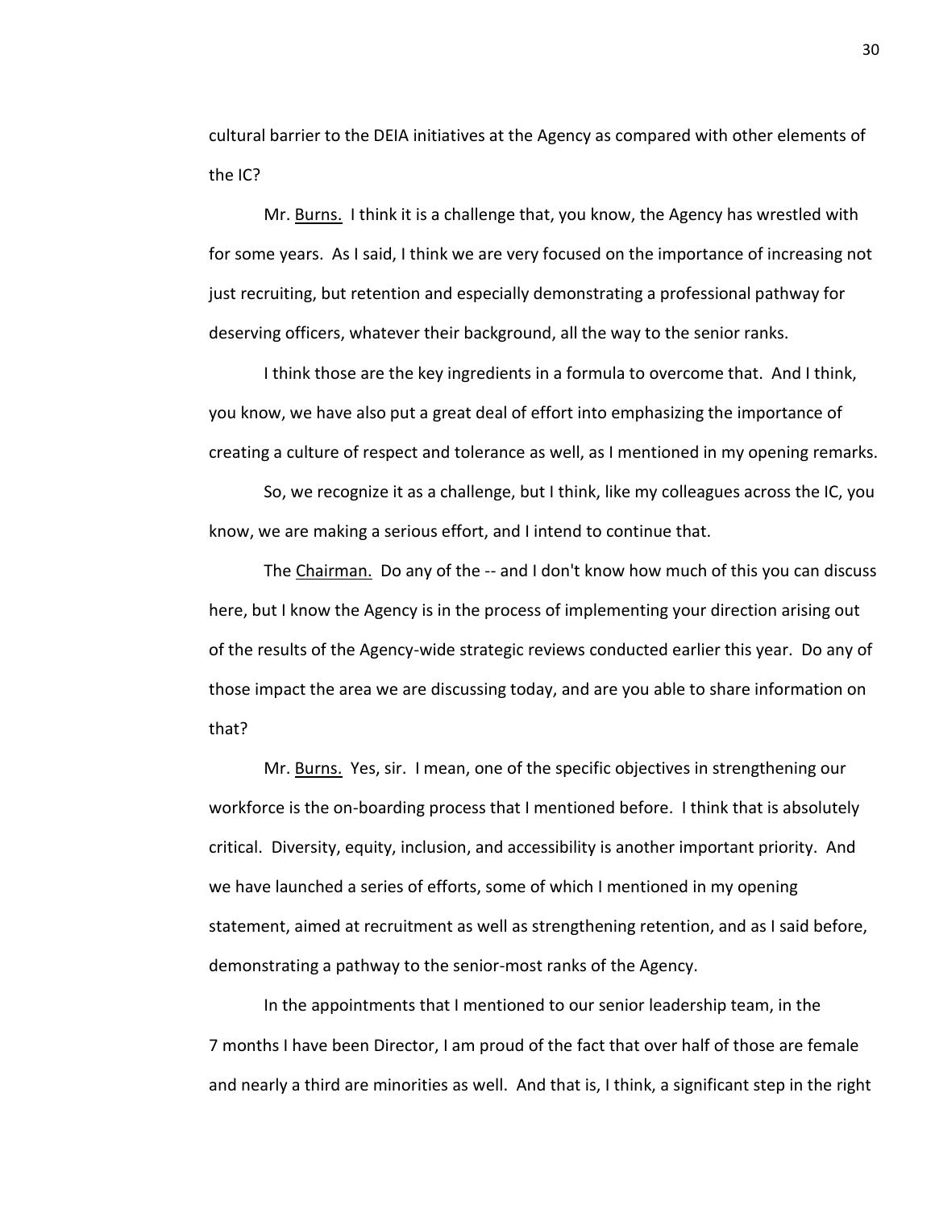cultural barrier to the DEIA initiatives at the Agency as compared with other elements of the IC?

Mr. Burns. I think it is a challenge that, you know, the Agency has wrestled with for some years. As I said, I think we are very focused on the importance of increasing not just recruiting, but retention and especially demonstrating a professional pathway for deserving officers, whatever their background, all the way to the senior ranks.

I think those are the key ingredients in a formula to overcome that. And I think, you know, we have also put a great deal of effort into emphasizing the importance of creating a culture of respect and tolerance as well, as I mentioned in my opening remarks.

So, we recognize it as a challenge, but I think, like my colleagues across the IC, you know, we are making a serious effort, and I intend to continue that.

The Chairman. Do any of the -- and I don't know how much of this you can discuss here, but I know the Agency is in the process of implementing your direction arising out of the results of the Agency-wide strategic reviews conducted earlier this year. Do any of those impact the area we are discussing today, and are you able to share information on that?

Mr. Burns. Yes, sir. I mean, one of the specific objectives in strengthening our workforce is the on-boarding process that I mentioned before. I think that is absolutely critical. Diversity, equity, inclusion, and accessibility is another important priority. And we have launched a series of efforts, some of which I mentioned in my opening statement, aimed at recruitment as well as strengthening retention, and as I said before, demonstrating a pathway to the senior-most ranks of the Agency.

In the appointments that I mentioned to our senior leadership team, in the 7 months I have been Director, I am proud of the fact that over half of those are female and nearly a third are minorities as well. And that is, I think, a significant step in the right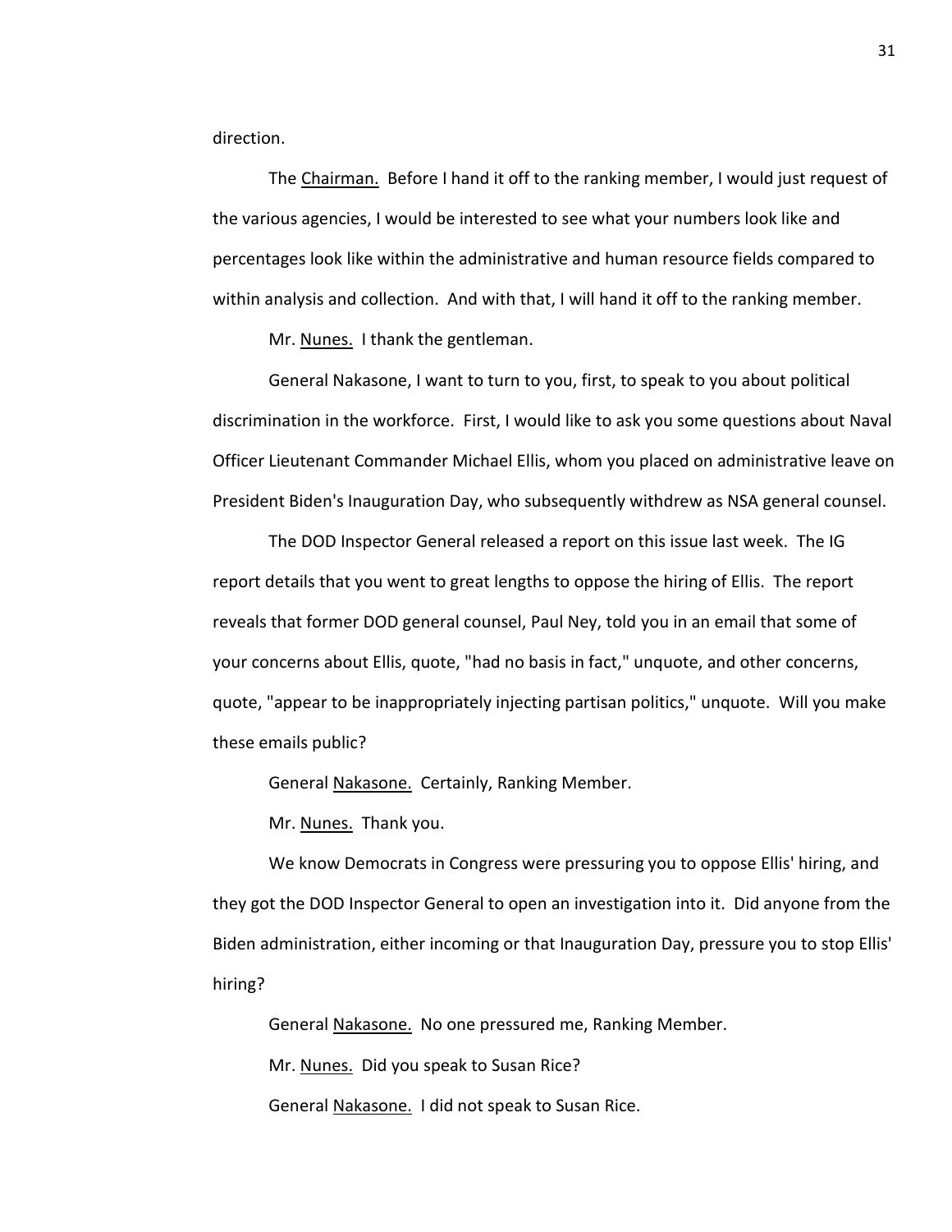direction.

The Chairman. Before I hand it off to the ranking member, I would just request of the various agencies, I would be interested to see what your numbers look like and percentages look like within the administrative and human resource fields compared to within analysis and collection. And with that, I will hand it off to the ranking member.

Mr. Nunes. I thank the gentleman.

General Nakasone, I want to turn to you, first, to speak to you about political discrimination in the workforce. First, I would like to ask you some questions about Naval Officer Lieutenant Commander Michael Ellis, whom you placed on administrative leave on President Biden's Inauguration Day, who subsequently withdrew as NSA general counsel.

The DOD Inspector General released a report on this issue last week. The IG report details that you went to great lengths to oppose the hiring of Ellis. The report reveals that former DOD general counsel, Paul Ney, told you in an email that some of your concerns about Ellis, quote, "had no basis in fact," unquote, and other concerns, quote, "appear to be inappropriately injecting partisan politics," unquote. Will you make these emails public?

General Nakasone. Certainly, Ranking Member.

Mr. Nunes. Thank you.

We know Democrats in Congress were pressuring you to oppose Ellis' hiring, and they got the DOD Inspector General to open an investigation into it. Did anyone from the Biden administration, either incoming or that Inauguration Day, pressure you to stop Ellis' hiring?

General Nakasone. No one pressured me, Ranking Member.

Mr. Nunes. Did you speak to Susan Rice?

General Nakasone. I did not speak to Susan Rice.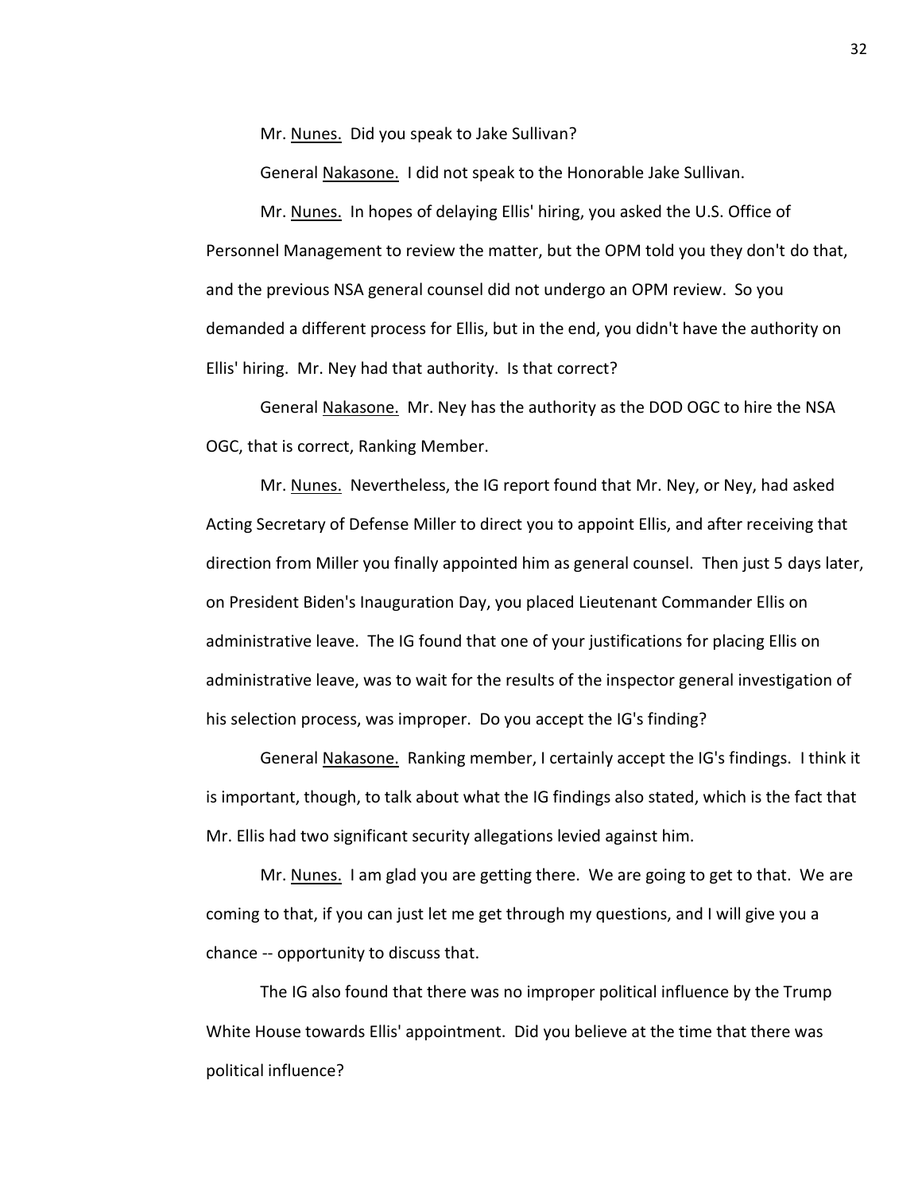Mr. Nunes. Did you speak to Jake Sullivan?

General Nakasone. I did not speak to the Honorable Jake Sullivan.

Mr. Nunes. In hopes of delaying Ellis' hiring, you asked the U.S. Office of Personnel Management to review the matter, but the OPM told you they don't do that, and the previous NSA general counsel did not undergo an OPM review. So you demanded a different process for Ellis, but in the end, you didn't have the authority on Ellis' hiring. Mr. Ney had that authority. Is that correct?

General Nakasone. Mr. Ney has the authority as the DOD OGC to hire the NSA OGC, that is correct, Ranking Member.

Mr. Nunes. Nevertheless, the IG report found that Mr. Ney, or Ney, had asked Acting Secretary of Defense Miller to direct you to appoint Ellis, and after receiving that direction from Miller you finally appointed him as general counsel. Then just 5 days later, on President Biden's Inauguration Day, you placed Lieutenant Commander Ellis on administrative leave. The IG found that one of your justifications for placing Ellis on administrative leave, was to wait for the results of the inspector general investigation of his selection process, was improper. Do you accept the IG's finding?

General Nakasone. Ranking member, I certainly accept the IG's findings. I think it is important, though, to talk about what the IG findings also stated, which is the fact that Mr. Ellis had two significant security allegations levied against him.

Mr. Nunes. I am glad you are getting there. We are going to get to that. We are coming to that, if you can just let me get through my questions, and I will give you a chance -- opportunity to discuss that.

The IG also found that there was no improper political influence by the Trump White House towards Ellis' appointment. Did you believe at the time that there was political influence?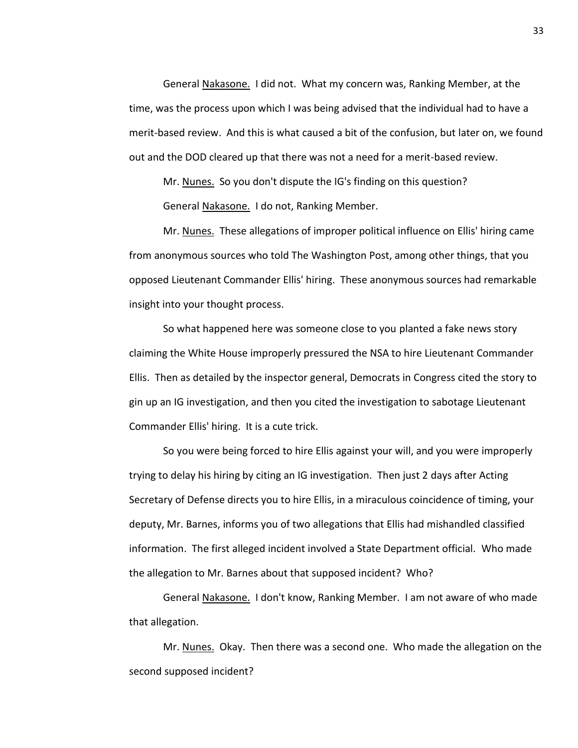General Nakasone. I did not. What my concern was, Ranking Member, at the time, was the process upon which I was being advised that the individual had to have a merit-based review. And this is what caused a bit of the confusion, but later on, we found out and the DOD cleared up that there was not a need for a merit-based review.

Mr. Nunes. So you don't dispute the IG's finding on this question?

General Nakasone. I do not, Ranking Member.

Mr. Nunes. These allegations of improper political influence on Ellis' hiring came from anonymous sources who told The Washington Post, among other things, that you opposed Lieutenant Commander Ellis' hiring. These anonymous sources had remarkable insight into your thought process.

So what happened here was someone close to you planted a fake news story claiming the White House improperly pressured the NSA to hire Lieutenant Commander Ellis. Then as detailed by the inspector general, Democrats in Congress cited the story to gin up an IG investigation, and then you cited the investigation to sabotage Lieutenant Commander Ellis' hiring. It is a cute trick.

So you were being forced to hire Ellis against your will, and you were improperly trying to delay his hiring by citing an IG investigation. Then just 2 days after Acting Secretary of Defense directs you to hire Ellis, in a miraculous coincidence of timing, your deputy, Mr. Barnes, informs you of two allegations that Ellis had mishandled classified information. The first alleged incident involved a State Department official. Who made the allegation to Mr. Barnes about that supposed incident? Who?

General Nakasone. I don't know, Ranking Member. I am not aware of who made that allegation.

Mr. Nunes. Okay. Then there was a second one. Who made the allegation on the second supposed incident?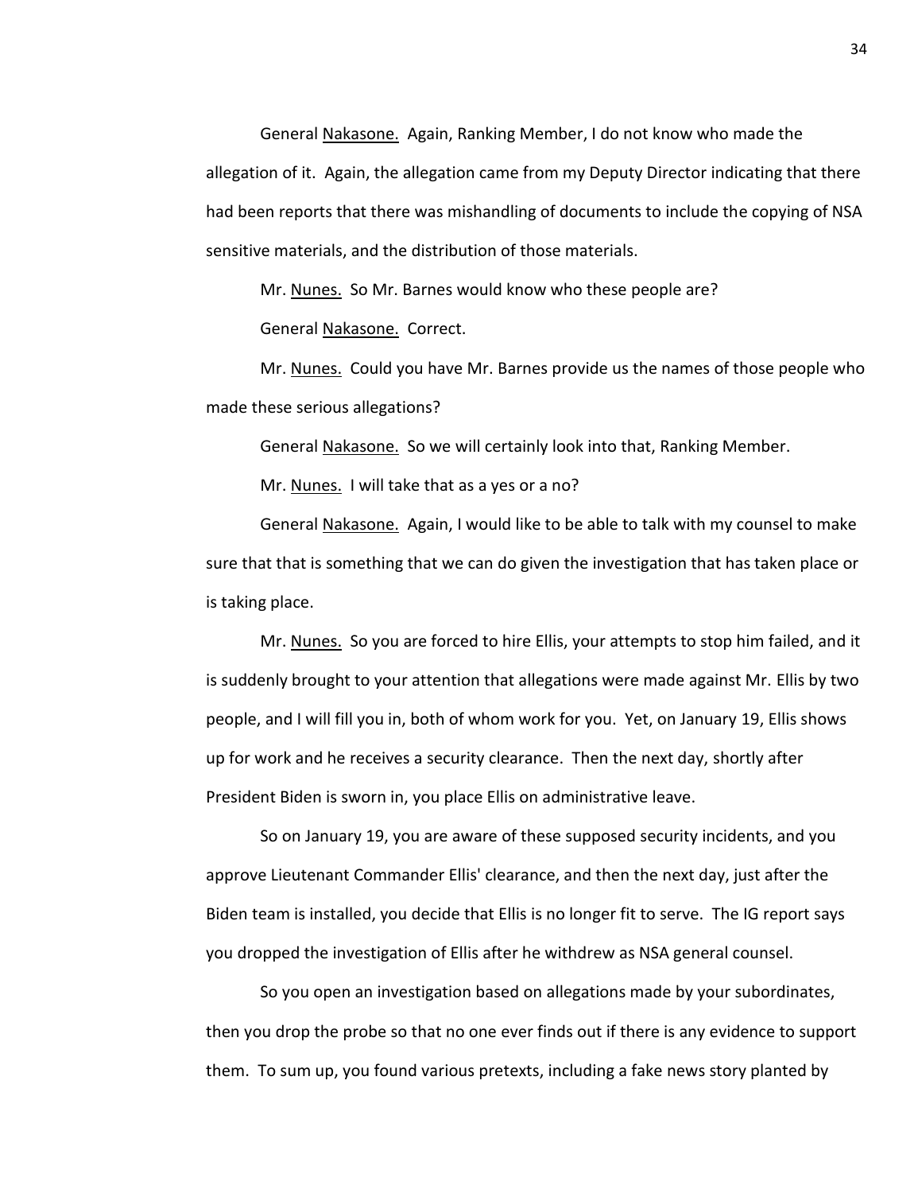General Nakasone. Again, Ranking Member, I do not know who made the allegation of it. Again, the allegation came from my Deputy Director indicating that there had been reports that there was mishandling of documents to include the copying of NSA sensitive materials, and the distribution of those materials.

Mr. Nunes. So Mr. Barnes would know who these people are?

General Nakasone. Correct.

Mr. Nunes. Could you have Mr. Barnes provide us the names of those people who made these serious allegations?

General Nakasone. So we will certainly look into that, Ranking Member.

Mr. Nunes. I will take that as a yes or a no?

General Nakasone. Again, I would like to be able to talk with my counsel to make sure that that is something that we can do given the investigation that has taken place or is taking place.

Mr. Nunes. So you are forced to hire Ellis, your attempts to stop him failed, and it is suddenly brought to your attention that allegations were made against Mr. Ellis by two people, and I will fill you in, both of whom work for you. Yet, on January 19, Ellis shows up for work and he receives a security clearance. Then the next day, shortly after President Biden is sworn in, you place Ellis on administrative leave.

So on January 19, you are aware of these supposed security incidents, and you approve Lieutenant Commander Ellis' clearance, and then the next day, just after the Biden team is installed, you decide that Ellis is no longer fit to serve. The IG report says you dropped the investigation of Ellis after he withdrew as NSA general counsel.

So you open an investigation based on allegations made by your subordinates, then you drop the probe so that no one ever finds out if there is any evidence to support them. To sum up, you found various pretexts, including a fake news story planted by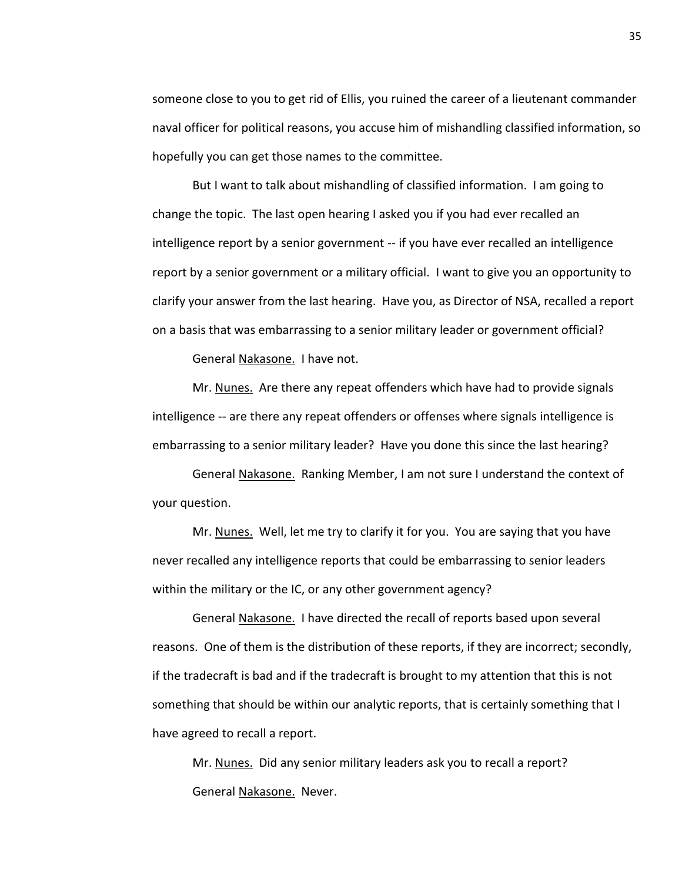someone close to you to get rid of Ellis, you ruined the career of a lieutenant commander naval officer for political reasons, you accuse him of mishandling classified information, so hopefully you can get those names to the committee.

But I want to talk about mishandling of classified information. I am going to change the topic. The last open hearing I asked you if you had ever recalled an intelligence report by a senior government -- if you have ever recalled an intelligence report by a senior government or a military official. I want to give you an opportunity to clarify your answer from the last hearing. Have you, as Director of NSA, recalled a report on a basis that was embarrassing to a senior military leader or government official?

General Nakasone. I have not.

Mr. Nunes. Are there any repeat offenders which have had to provide signals intelligence -- are there any repeat offenders or offenses where signals intelligence is embarrassing to a senior military leader? Have you done this since the last hearing?

General Nakasone. Ranking Member, I am not sure I understand the context of your question.

Mr. Nunes. Well, let me try to clarify it for you. You are saying that you have never recalled any intelligence reports that could be embarrassing to senior leaders within the military or the IC, or any other government agency?

General Nakasone. I have directed the recall of reports based upon several reasons. One of them is the distribution of these reports, if they are incorrect; secondly, if the tradecraft is bad and if the tradecraft is brought to my attention that this is not something that should be within our analytic reports, that is certainly something that I have agreed to recall a report.

Mr. Nunes. Did any senior military leaders ask you to recall a report?

General Nakasone. Never.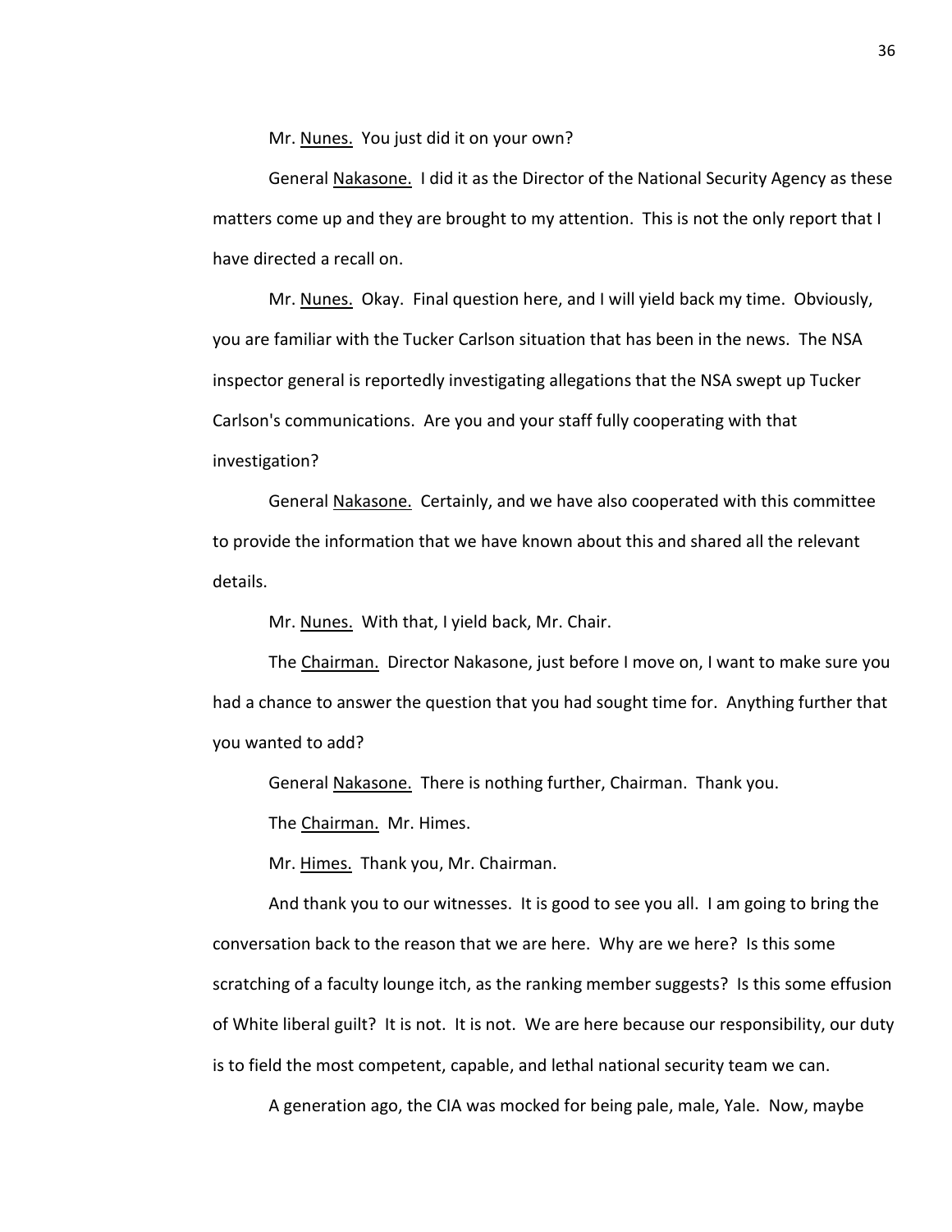Mr. Nunes. You just did it on your own?

General Nakasone. I did it as the Director of the National Security Agency as these matters come up and they are brought to my attention. This is not the only report that I have directed a recall on.

Mr. Nunes. Okay. Final question here, and I will yield back my time. Obviously, you are familiar with the Tucker Carlson situation that has been in the news. The NSA inspector general is reportedly investigating allegations that the NSA swept up Tucker Carlson's communications. Are you and your staff fully cooperating with that investigation?

General Nakasone. Certainly, and we have also cooperated with this committee to provide the information that we have known about this and shared all the relevant details.

Mr. Nunes. With that, I yield back, Mr. Chair.

The Chairman. Director Nakasone, just before I move on, I want to make sure you had a chance to answer the question that you had sought time for. Anything further that you wanted to add?

General Nakasone. There is nothing further, Chairman. Thank you.

The Chairman. Mr. Himes.

Mr. Himes. Thank you, Mr. Chairman.

And thank you to our witnesses. It is good to see you all. I am going to bring the conversation back to the reason that we are here. Why are we here? Is this some scratching of a faculty lounge itch, as the ranking member suggests? Is this some effusion of White liberal guilt? It is not. It is not. We are here because our responsibility, our duty is to field the most competent, capable, and lethal national security team we can.

A generation ago, the CIA was mocked for being pale, male, Yale. Now, maybe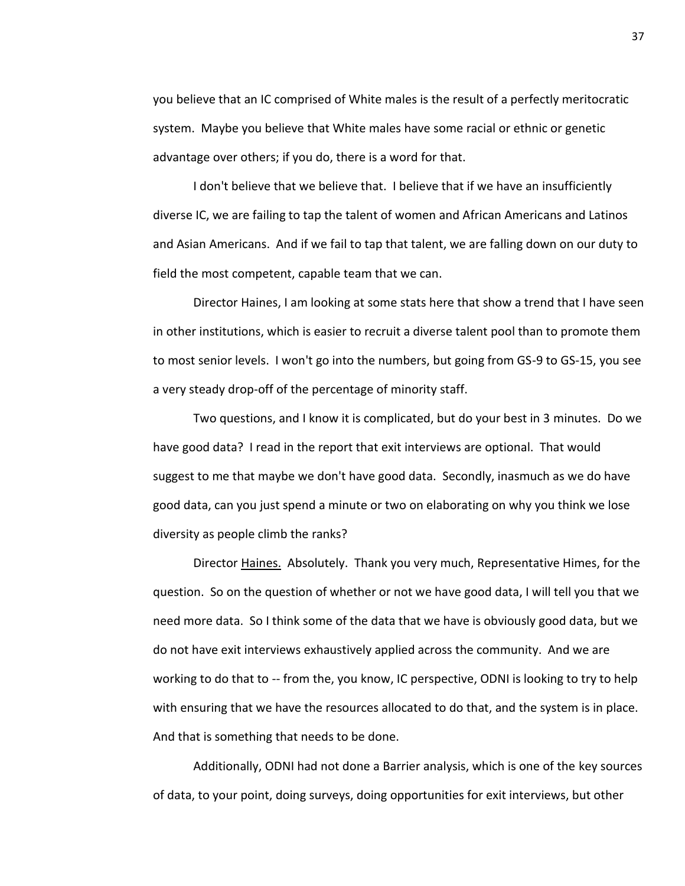you believe that an IC comprised of White males is the result of a perfectly meritocratic system. Maybe you believe that White males have some racial or ethnic or genetic advantage over others; if you do, there is a word for that.

I don't believe that we believe that. I believe that if we have an insufficiently diverse IC, we are failing to tap the talent of women and African Americans and Latinos and Asian Americans. And if we fail to tap that talent, we are falling down on our duty to field the most competent, capable team that we can.

Director Haines, I am looking at some stats here that show a trend that I have seen in other institutions, which is easier to recruit a diverse talent pool than to promote them to most senior levels. I won't go into the numbers, but going from GS-9 to GS-15, you see a very steady drop-off of the percentage of minority staff.

Two questions, and I know it is complicated, but do your best in 3 minutes. Do we have good data? I read in the report that exit interviews are optional. That would suggest to me that maybe we don't have good data. Secondly, inasmuch as we do have good data, can you just spend a minute or two on elaborating on why you think we lose diversity as people climb the ranks?

Director Haines. Absolutely. Thank you very much, Representative Himes, for the question. So on the question of whether or not we have good data, I will tell you that we need more data. So I think some of the data that we have is obviously good data, but we do not have exit interviews exhaustively applied across the community. And we are working to do that to -- from the, you know, IC perspective, ODNI is looking to try to help with ensuring that we have the resources allocated to do that, and the system is in place. And that is something that needs to be done.

Additionally, ODNI had not done a Barrier analysis, which is one of the key sources of data, to your point, doing surveys, doing opportunities for exit interviews, but other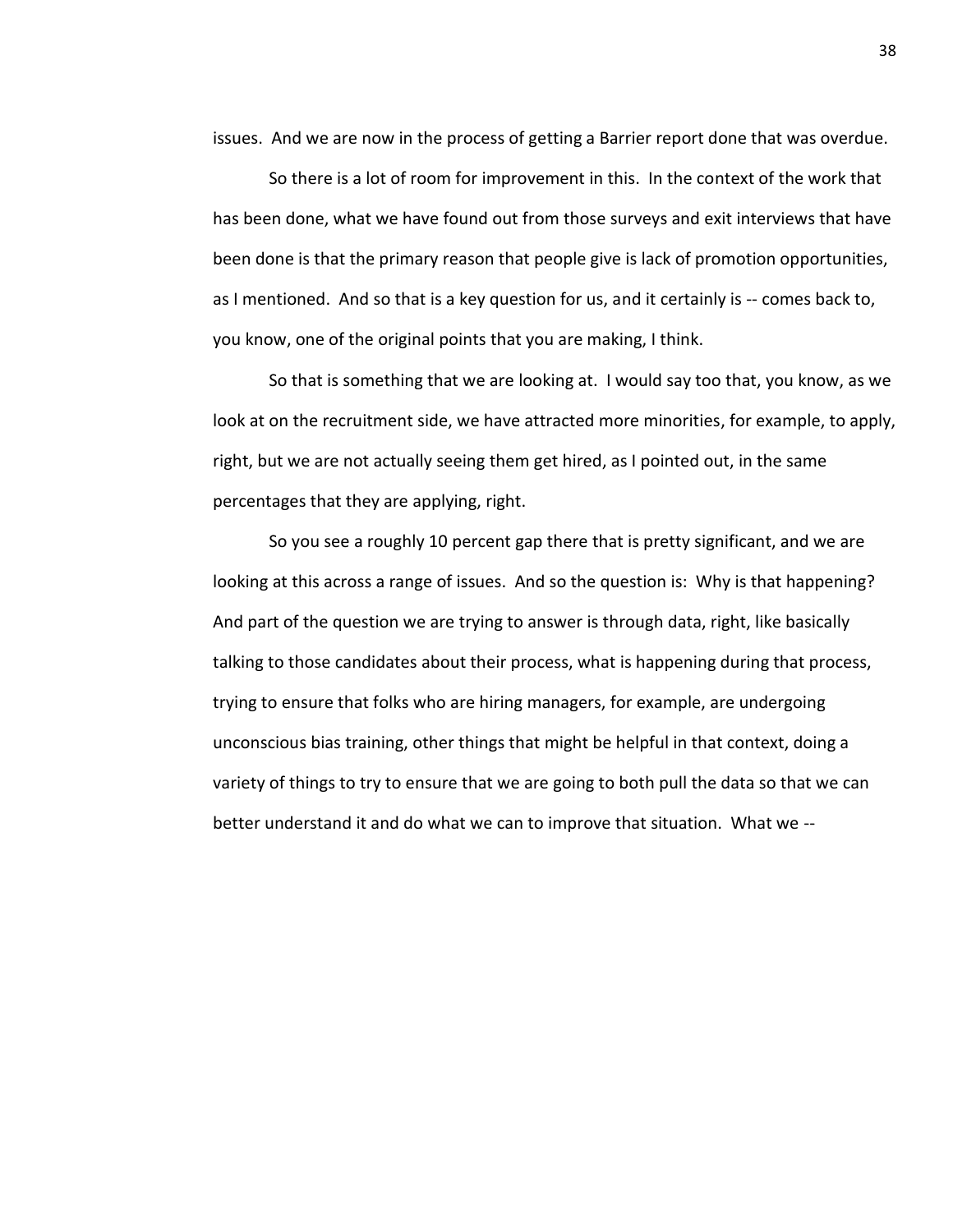issues. And we are now in the process of getting a Barrier report done that was overdue.

So there is a lot of room for improvement in this. In the context of the work that has been done, what we have found out from those surveys and exit interviews that have been done is that the primary reason that people give is lack of promotion opportunities, as I mentioned. And so that is a key question for us, and it certainly is -- comes back to, you know, one of the original points that you are making, I think.

So that is something that we are looking at. I would say too that, you know, as we look at on the recruitment side, we have attracted more minorities, for example, to apply, right, but we are not actually seeing them get hired, as I pointed out, in the same percentages that they are applying, right.

So you see a roughly 10 percent gap there that is pretty significant, and we are looking at this across a range of issues. And so the question is: Why is that happening? And part of the question we are trying to answer is through data, right, like basically talking to those candidates about their process, what is happening during that process, trying to ensure that folks who are hiring managers, for example, are undergoing unconscious bias training, other things that might be helpful in that context, doing a variety of things to try to ensure that we are going to both pull the data so that we can better understand it and do what we can to improve that situation. What we --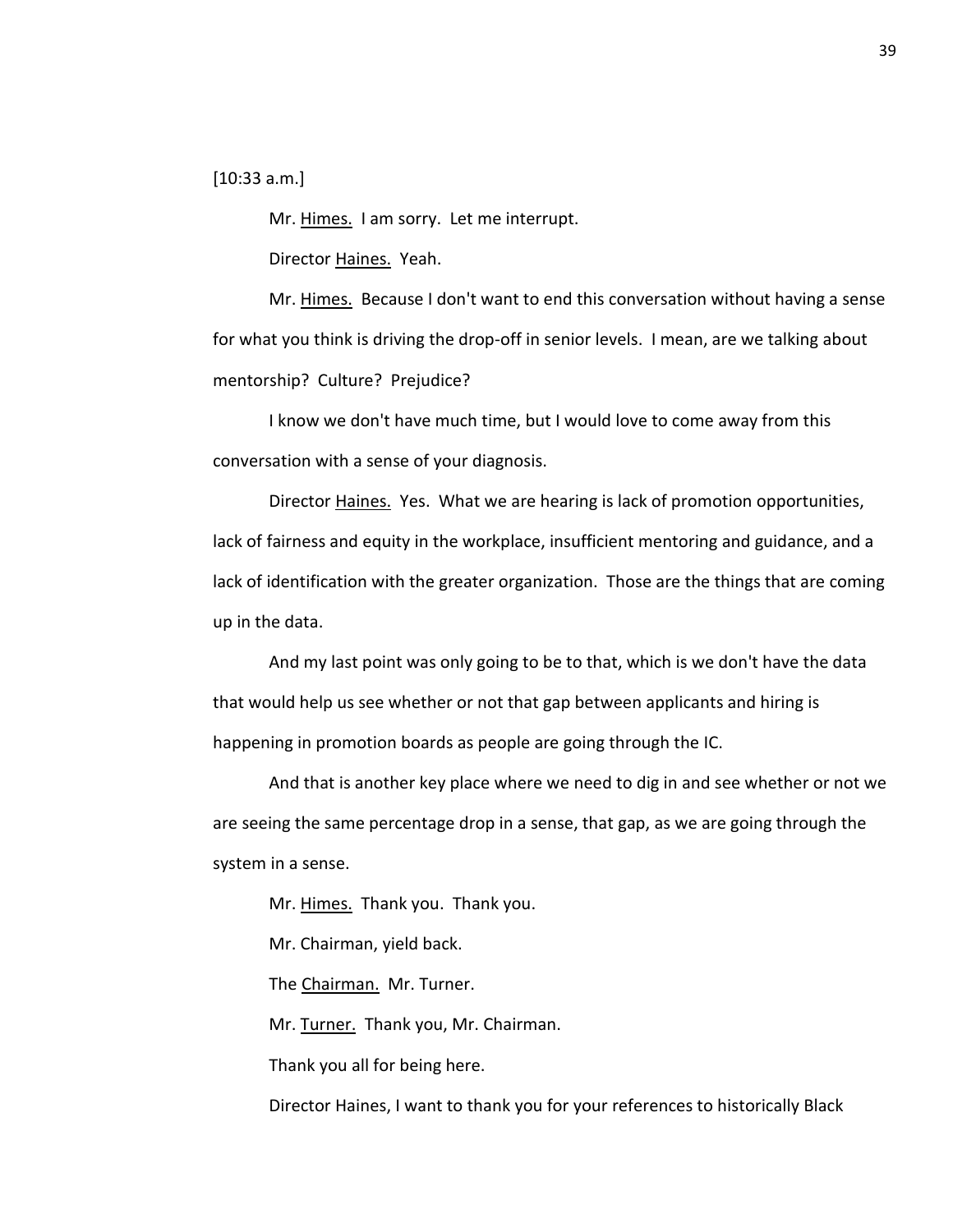[10:33 a.m.]

Mr. Himes. I am sorry. Let me interrupt.

Director Haines. Yeah.

Mr. Himes. Because I don't want to end this conversation without having a sense for what you think is driving the drop-off in senior levels. I mean, are we talking about mentorship? Culture? Prejudice?

I know we don't have much time, but I would love to come away from this conversation with a sense of your diagnosis.

Director Haines. Yes. What we are hearing is lack of promotion opportunities, lack of fairness and equity in the workplace, insufficient mentoring and guidance, and a lack of identification with the greater organization. Those are the things that are coming up in the data.

And my last point was only going to be to that, which is we don't have the data that would help us see whether or not that gap between applicants and hiring is happening in promotion boards as people are going through the IC.

And that is another key place where we need to dig in and see whether or not we are seeing the same percentage drop in a sense, that gap, as we are going through the system in a sense.

Mr. Himes. Thank you. Thank you.

Mr. Chairman, yield back.

The Chairman. Mr. Turner.

Mr. Turner. Thank you, Mr. Chairman.

Thank you all for being here.

Director Haines, I want to thank you for your references to historically Black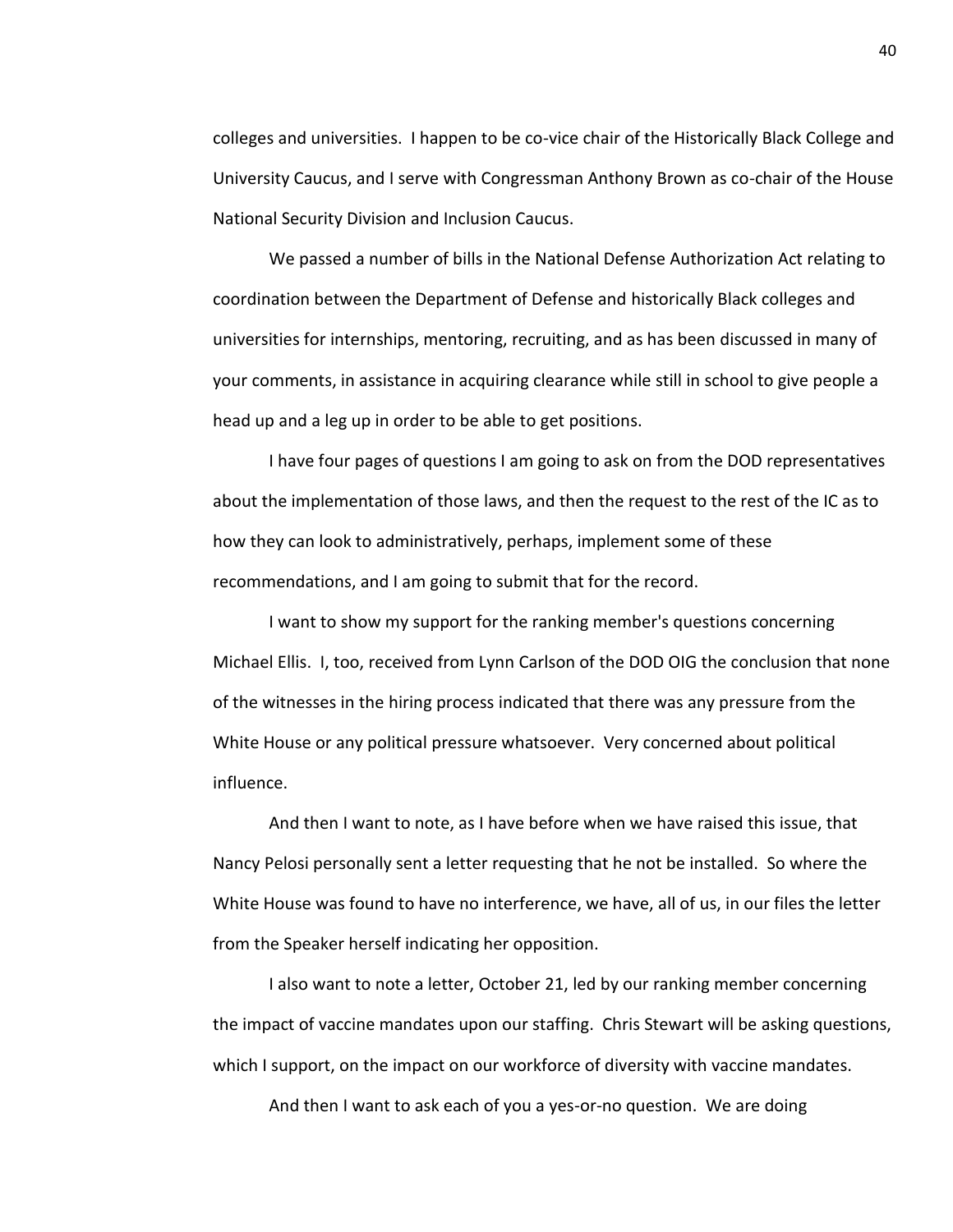colleges and universities. I happen to be co-vice chair of the Historically Black College and University Caucus, and I serve with Congressman Anthony Brown as co-chair of the House National Security Division and Inclusion Caucus.

We passed a number of bills in the National Defense Authorization Act relating to coordination between the Department of Defense and historically Black colleges and universities for internships, mentoring, recruiting, and as has been discussed in many of your comments, in assistance in acquiring clearance while still in school to give people a head up and a leg up in order to be able to get positions.

I have four pages of questions I am going to ask on from the DOD representatives about the implementation of those laws, and then the request to the rest of the IC as to how they can look to administratively, perhaps, implement some of these recommendations, and I am going to submit that for the record.

I want to show my support for the ranking member's questions concerning Michael Ellis. I, too, received from Lynn Carlson of the DOD OIG the conclusion that none of the witnesses in the hiring process indicated that there was any pressure from the White House or any political pressure whatsoever. Very concerned about political influence.

And then I want to note, as I have before when we have raised this issue, that Nancy Pelosi personally sent a letter requesting that he not be installed. So where the White House was found to have no interference, we have, all of us, in our files the letter from the Speaker herself indicating her opposition.

I also want to note a letter, October 21, led by our ranking member concerning the impact of vaccine mandates upon our staffing. Chris Stewart will be asking questions, which I support, on the impact on our workforce of diversity with vaccine mandates.

And then I want to ask each of you a yes-or-no question. We are doing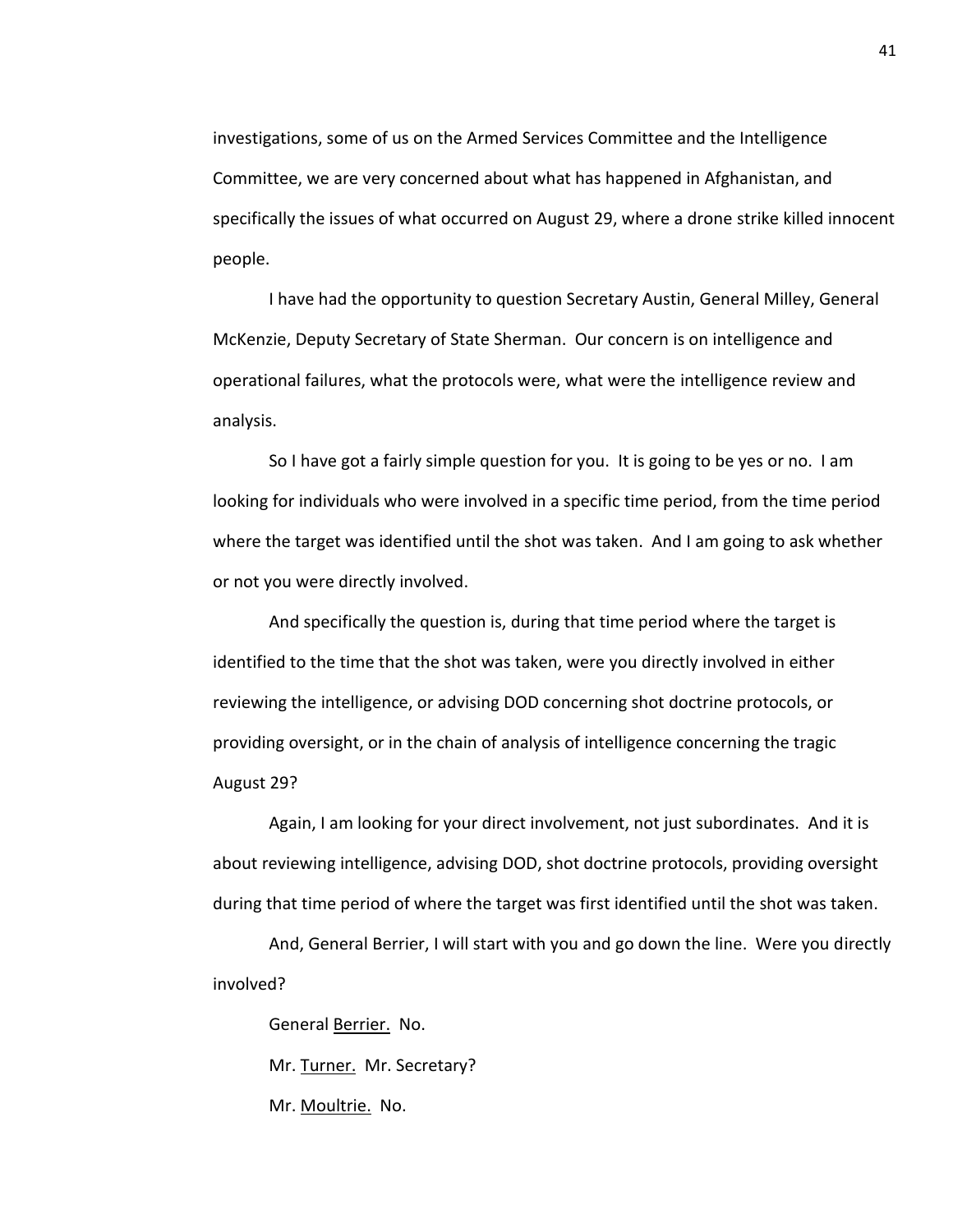investigations, some of us on the Armed Services Committee and the Intelligence Committee, we are very concerned about what has happened in Afghanistan, and specifically the issues of what occurred on August 29, where a drone strike killed innocent people.

I have had the opportunity to question Secretary Austin, General Milley, General McKenzie, Deputy Secretary of State Sherman. Our concern is on intelligence and operational failures, what the protocols were, what were the intelligence review and analysis.

So I have got a fairly simple question for you. It is going to be yes or no. I am looking for individuals who were involved in a specific time period, from the time period where the target was identified until the shot was taken. And I am going to ask whether or not you were directly involved.

And specifically the question is, during that time period where the target is identified to the time that the shot was taken, were you directly involved in either reviewing the intelligence, or advising DOD concerning shot doctrine protocols, or providing oversight, or in the chain of analysis of intelligence concerning the tragic August 29?

Again, I am looking for your direct involvement, not just subordinates. And it is about reviewing intelligence, advising DOD, shot doctrine protocols, providing oversight during that time period of where the target was first identified until the shot was taken.

And, General Berrier, I will start with you and go down the line. Were you directly involved?

General Berrier. No.

Mr. Turner. Mr. Secretary?

Mr. Moultrie. No.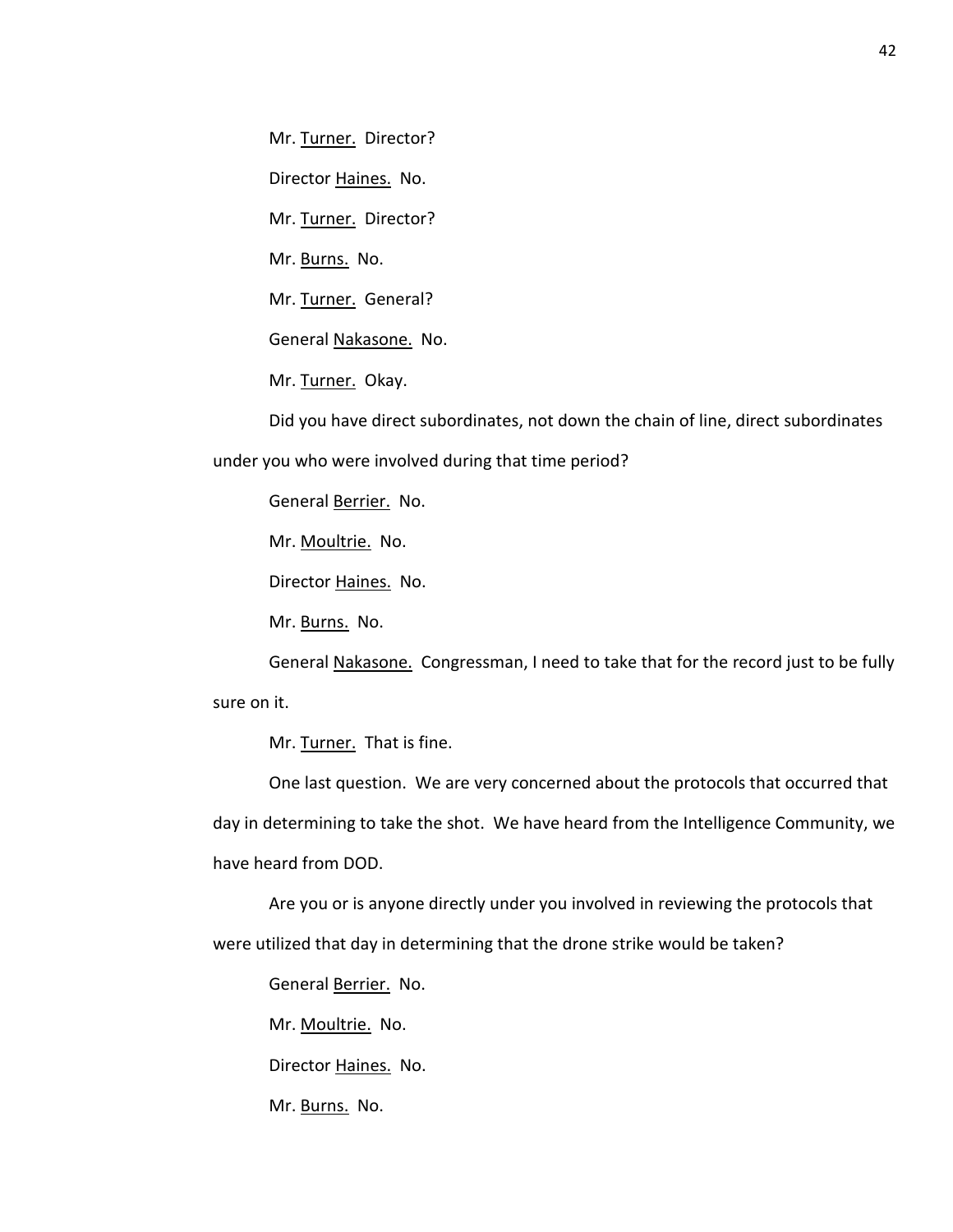Mr. Turner. Director?

Director Haines. No.

Mr. Turner. Director?

Mr. Burns. No.

Mr. Turner. General?

General Nakasone. No.

Mr. Turner. Okay.

Did you have direct subordinates, not down the chain of line, direct subordinates under you who were involved during that time period?

General Berrier. No.

Mr. Moultrie. No.

Director Haines. No.

Mr. Burns. No.

General Nakasone. Congressman, I need to take that for the record just to be fully sure on it.

Mr. Turner. That is fine.

One last question. We are very concerned about the protocols that occurred that day in determining to take the shot. We have heard from the Intelligence Community, we have heard from DOD.

Are you or is anyone directly under you involved in reviewing the protocols that were utilized that day in determining that the drone strike would be taken?

General Berrier. No.

Mr. Moultrie. No.

Director Haines. No.

Mr. Burns. No.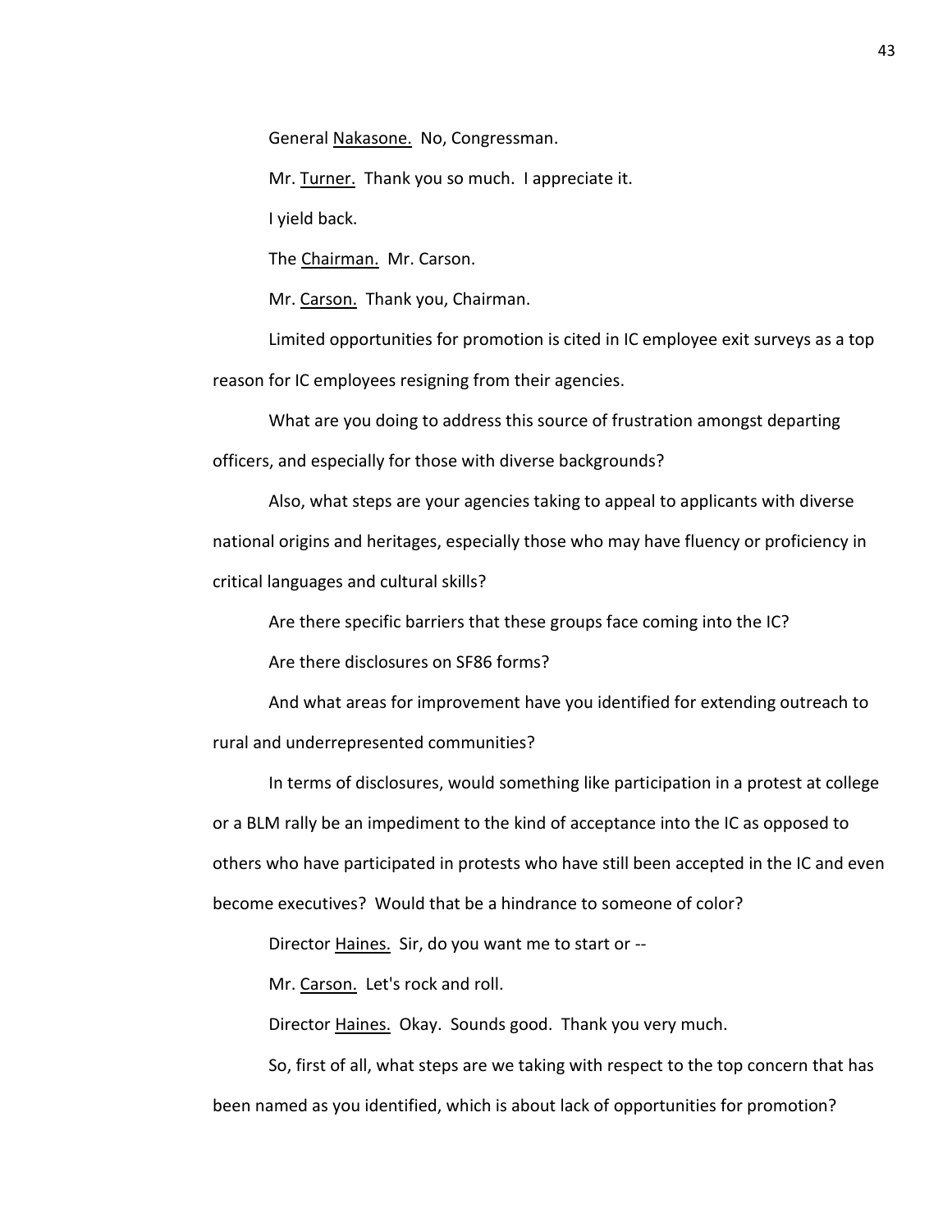General Nakasone. No, Congressman.

Mr. Turner. Thank you so much. I appreciate it.

I yield back.

The Chairman. Mr. Carson.

Mr. Carson. Thank you, Chairman.

Limited opportunities for promotion is cited in IC employee exit surveys as a top reason for IC employees resigning from their agencies.

What are you doing to address this source of frustration amongst departing officers, and especially for those with diverse backgrounds?

Also, what steps are your agencies taking to appeal to applicants with diverse national origins and heritages, especially those who may have fluency or proficiency in critical languages and cultural skills?

Are there specific barriers that these groups face coming into the IC?

Are there disclosures on SF86 forms?

And what areas for improvement have you identified for extending outreach to rural and underrepresented communities?

In terms of disclosures, would something like participation in a protest at college or a BLM rally be an impediment to the kind of acceptance into the IC as opposed to others who have participated in protests who have still been accepted in the IC and even become executives? Would that be a hindrance to someone of color?

Director Haines. Sir, do you want me to start or --

Mr. Carson. Let's rock and roll.

Director Haines. Okay. Sounds good. Thank you very much.

So, first of all, what steps are we taking with respect to the top concern that has been named as you identified, which is about lack of opportunities for promotion?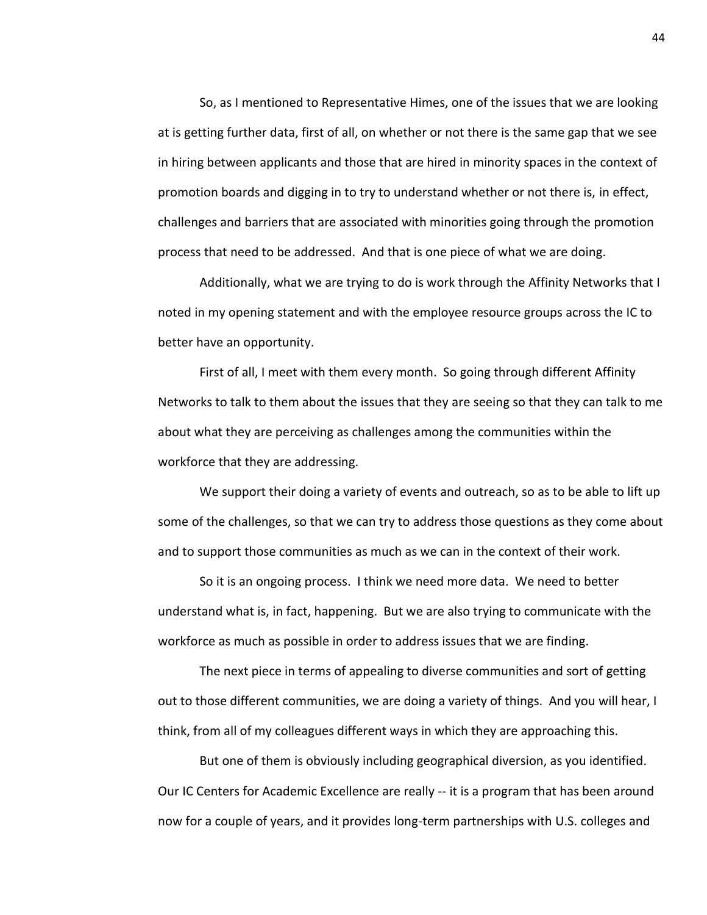So, as I mentioned to Representative Himes, one of the issues that we are looking at is getting further data, first of all, on whether or not there is the same gap that we see in hiring between applicants and those that are hired in minority spaces in the context of promotion boards and digging in to try to understand whether or not there is, in effect, challenges and barriers that are associated with minorities going through the promotion process that need to be addressed. And that is one piece of what we are doing.

Additionally, what we are trying to do is work through the Affinity Networks that I noted in my opening statement and with the employee resource groups across the IC to better have an opportunity.

First of all, I meet with them every month. So going through different Affinity Networks to talk to them about the issues that they are seeing so that they can talk to me about what they are perceiving as challenges among the communities within the workforce that they are addressing.

We support their doing a variety of events and outreach, so as to be able to lift up some of the challenges, so that we can try to address those questions as they come about and to support those communities as much as we can in the context of their work.

So it is an ongoing process. I think we need more data. We need to better understand what is, in fact, happening. But we are also trying to communicate with the workforce as much as possible in order to address issues that we are finding.

The next piece in terms of appealing to diverse communities and sort of getting out to those different communities, we are doing a variety of things. And you will hear, I think, from all of my colleagues different ways in which they are approaching this.

But one of them is obviously including geographical diversion, as you identified. Our IC Centers for Academic Excellence are really -- it is a program that has been around now for a couple of years, and it provides long-term partnerships with U.S. colleges and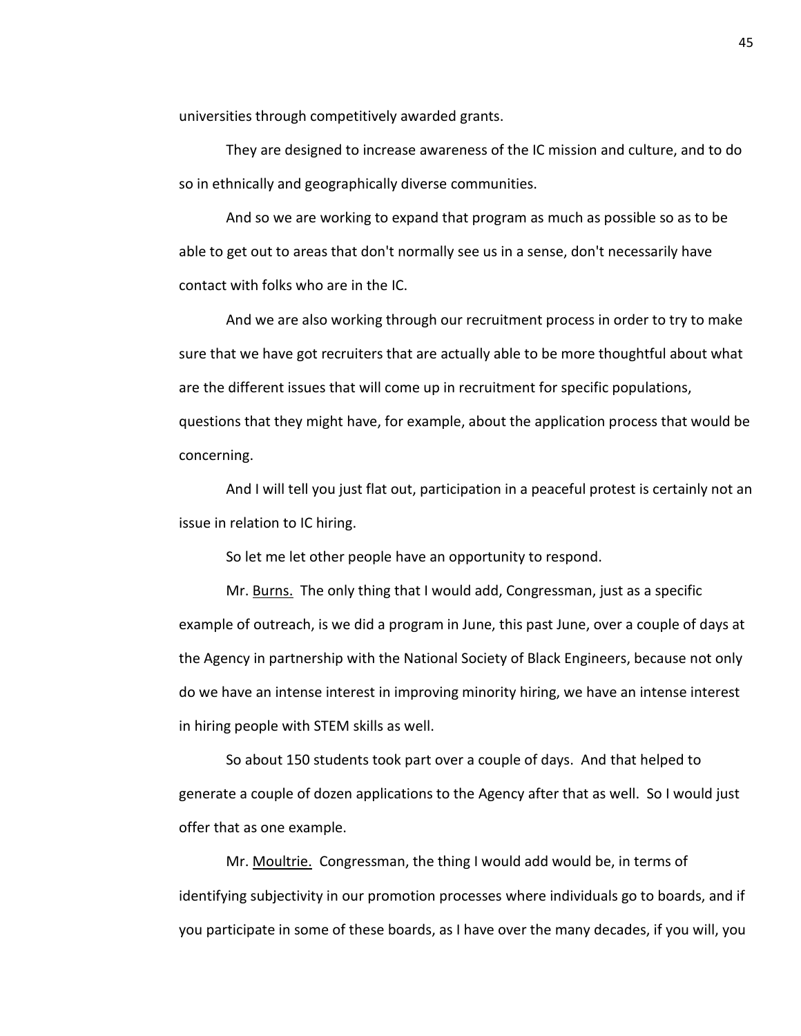universities through competitively awarded grants.

They are designed to increase awareness of the IC mission and culture, and to do so in ethnically and geographically diverse communities.

And so we are working to expand that program as much as possible so as to be able to get out to areas that don't normally see us in a sense, don't necessarily have contact with folks who are in the IC.

And we are also working through our recruitment process in order to try to make sure that we have got recruiters that are actually able to be more thoughtful about what are the different issues that will come up in recruitment for specific populations, questions that they might have, for example, about the application process that would be concerning.

And I will tell you just flat out, participation in a peaceful protest is certainly not an issue in relation to IC hiring.

So let me let other people have an opportunity to respond.

Mr. Burns. The only thing that I would add, Congressman, just as a specific example of outreach, is we did a program in June, this past June, over a couple of days at the Agency in partnership with the National Society of Black Engineers, because not only do we have an intense interest in improving minority hiring, we have an intense interest in hiring people with STEM skills as well.

So about 150 students took part over a couple of days. And that helped to generate a couple of dozen applications to the Agency after that as well. So I would just offer that as one example.

Mr. Moultrie. Congressman, the thing I would add would be, in terms of identifying subjectivity in our promotion processes where individuals go to boards, and if you participate in some of these boards, as I have over the many decades, if you will, you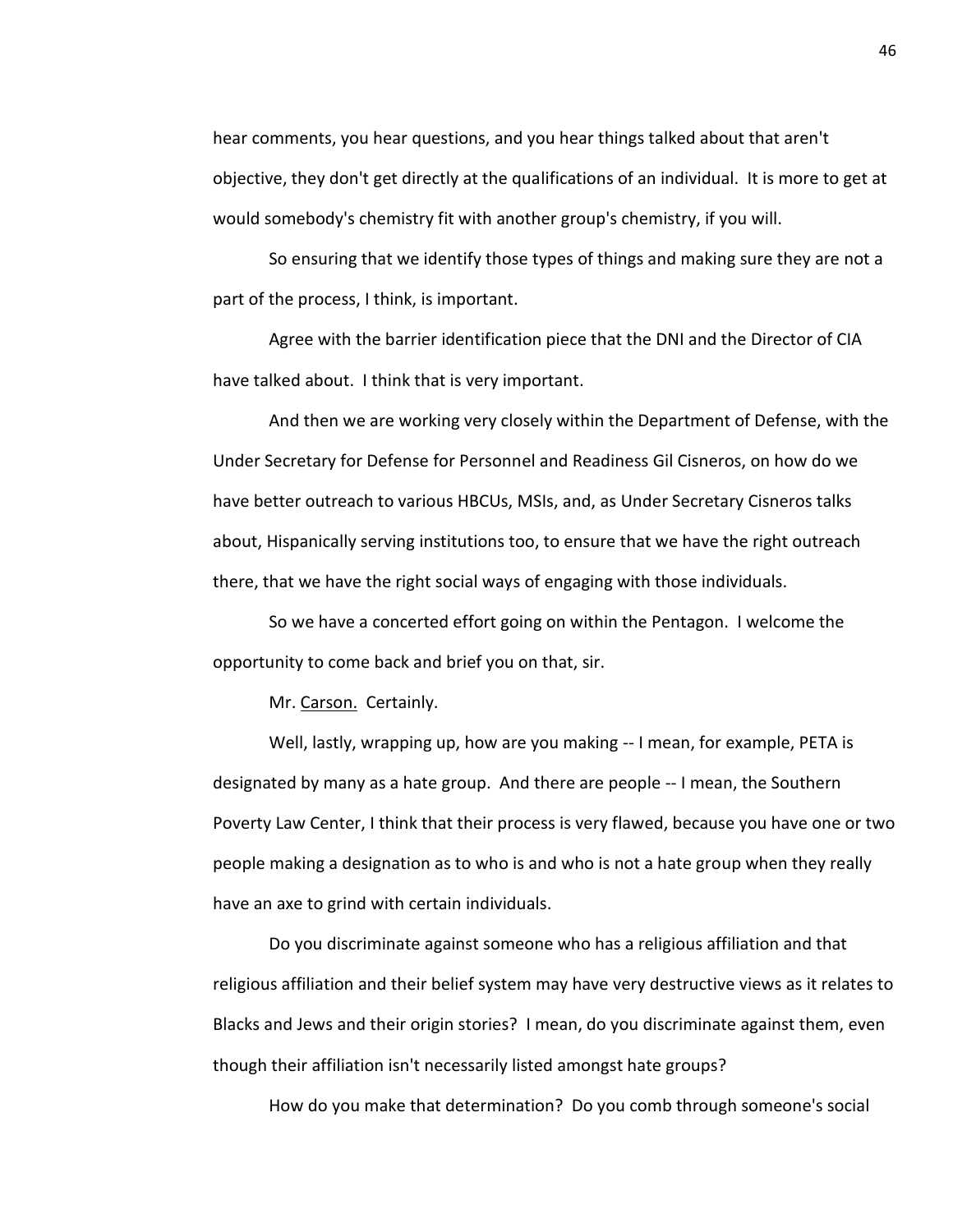hear comments, you hear questions, and you hear things talked about that aren't objective, they don't get directly at the qualifications of an individual. It is more to get at would somebody's chemistry fit with another group's chemistry, if you will.

So ensuring that we identify those types of things and making sure they are not a part of the process, I think, is important.

Agree with the barrier identification piece that the DNI and the Director of CIA have talked about. I think that is very important.

And then we are working very closely within the Department of Defense, with the Under Secretary for Defense for Personnel and Readiness Gil Cisneros, on how do we have better outreach to various HBCUs, MSIs, and, as Under Secretary Cisneros talks about, Hispanically serving institutions too, to ensure that we have the right outreach there, that we have the right social ways of engaging with those individuals.

So we have a concerted effort going on within the Pentagon. I welcome the opportunity to come back and brief you on that, sir.

Mr. Carson. Certainly.

Well, lastly, wrapping up, how are you making -- I mean, for example, PETA is designated by many as a hate group. And there are people -- I mean, the Southern Poverty Law Center, I think that their process is very flawed, because you have one or two people making a designation as to who is and who is not a hate group when they really have an axe to grind with certain individuals.

Do you discriminate against someone who has a religious affiliation and that religious affiliation and their belief system may have very destructive views as it relates to Blacks and Jews and their origin stories? I mean, do you discriminate against them, even though their affiliation isn't necessarily listed amongst hate groups?

How do you make that determination? Do you comb through someone's social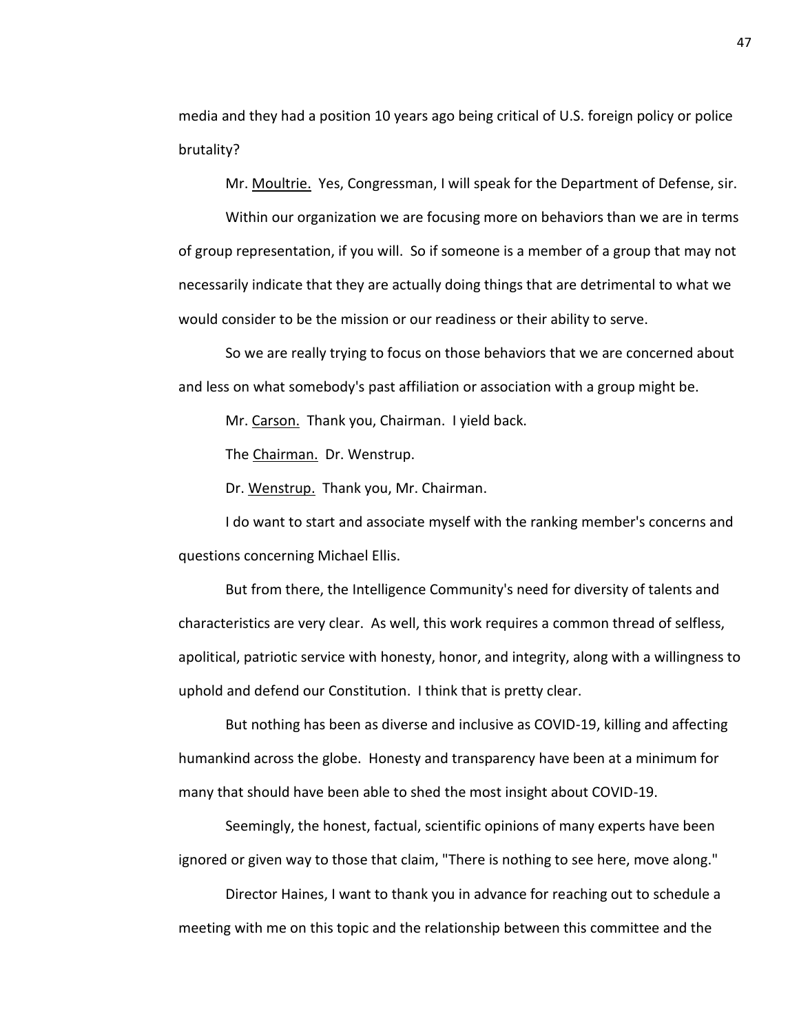media and they had a position 10 years ago being critical of U.S. foreign policy or police brutality?

Mr. Moultrie. Yes, Congressman, I will speak for the Department of Defense, sir.

Within our organization we are focusing more on behaviors than we are in terms of group representation, if you will. So if someone is a member of a group that may not necessarily indicate that they are actually doing things that are detrimental to what we would consider to be the mission or our readiness or their ability to serve.

So we are really trying to focus on those behaviors that we are concerned about and less on what somebody's past affiliation or association with a group might be.

Mr. Carson. Thank you, Chairman. I yield back.

The Chairman. Dr. Wenstrup.

Dr. Wenstrup. Thank you, Mr. Chairman.

I do want to start and associate myself with the ranking member's concerns and questions concerning Michael Ellis.

But from there, the Intelligence Community's need for diversity of talents and characteristics are very clear. As well, this work requires a common thread of selfless, apolitical, patriotic service with honesty, honor, and integrity, along with a willingness to uphold and defend our Constitution. I think that is pretty clear.

But nothing has been as diverse and inclusive as COVID-19, killing and affecting humankind across the globe. Honesty and transparency have been at a minimum for many that should have been able to shed the most insight about COVID-19.

Seemingly, the honest, factual, scientific opinions of many experts have been ignored or given way to those that claim, "There is nothing to see here, move along."

Director Haines, I want to thank you in advance for reaching out to schedule a meeting with me on this topic and the relationship between this committee and the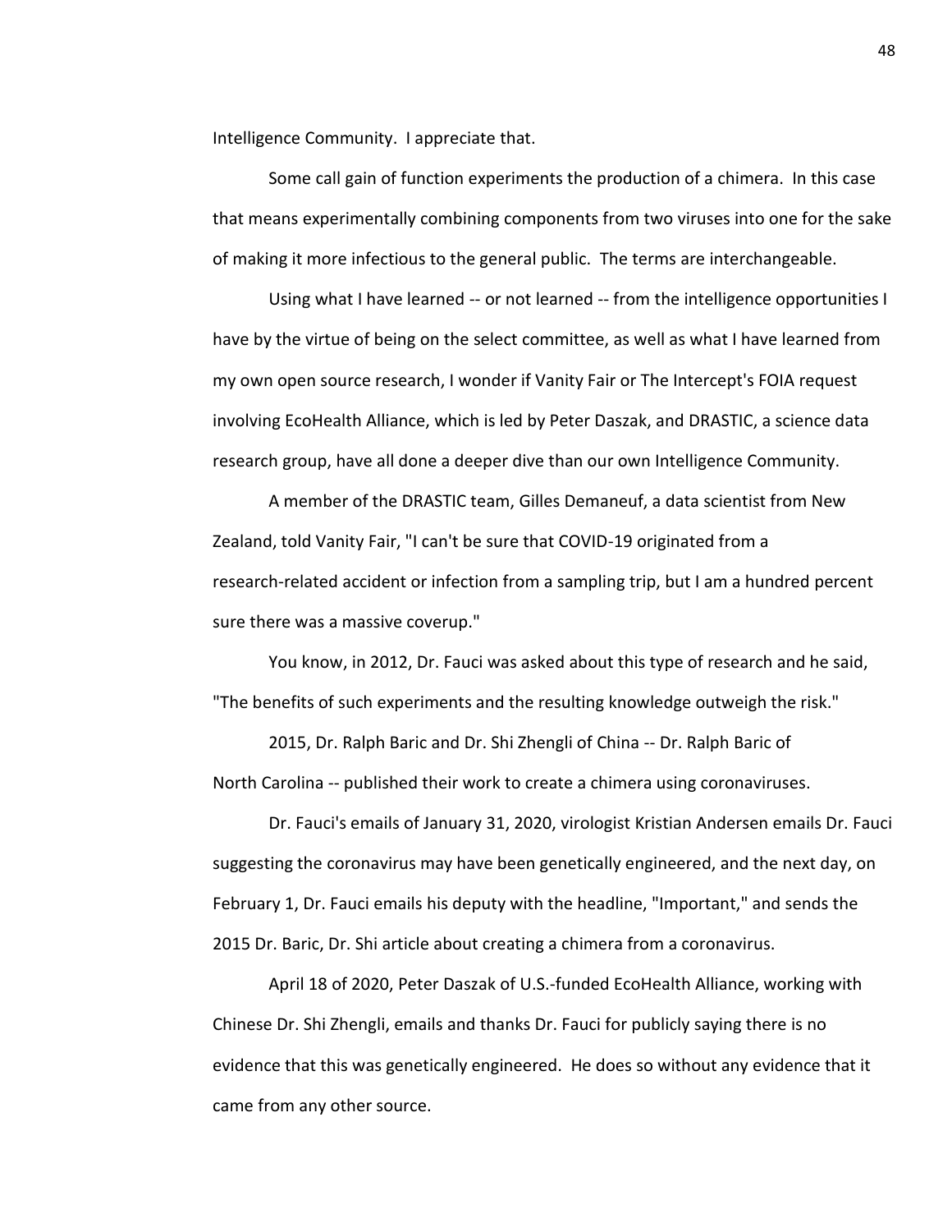Intelligence Community. I appreciate that.

Some call gain of function experiments the production of a chimera. In this case that means experimentally combining components from two viruses into one for the sake of making it more infectious to the general public. The terms are interchangeable.

Using what I have learned -- or not learned -- from the intelligence opportunities I have by the virtue of being on the select committee, as well as what I have learned from my own open source research, I wonder if Vanity Fair or The Intercept's FOIA request involving EcoHealth Alliance, which is led by Peter Daszak, and DRASTIC, a science data research group, have all done a deeper dive than our own Intelligence Community.

A member of the DRASTIC team, Gilles Demaneuf, a data scientist from New Zealand, told Vanity Fair, "I can't be sure that COVID-19 originated from a research-related accident or infection from a sampling trip, but I am a hundred percent sure there was a massive coverup."

You know, in 2012, Dr. Fauci was asked about this type of research and he said, "The benefits of such experiments and the resulting knowledge outweigh the risk."

2015, Dr. Ralph Baric and Dr. Shi Zhengli of China -- Dr. Ralph Baric of North Carolina -- published their work to create a chimera using coronaviruses.

Dr. Fauci's emails of January 31, 2020, virologist Kristian Andersen emails Dr. Fauci suggesting the coronavirus may have been genetically engineered, and the next day, on February 1, Dr. Fauci emails his deputy with the headline, "Important," and sends the 2015 Dr. Baric, Dr. Shi article about creating a chimera from a coronavirus.

April 18 of 2020, Peter Daszak of U.S.-funded EcoHealth Alliance, working with Chinese Dr. Shi Zhengli, emails and thanks Dr. Fauci for publicly saying there is no evidence that this was genetically engineered. He does so without any evidence that it came from any other source.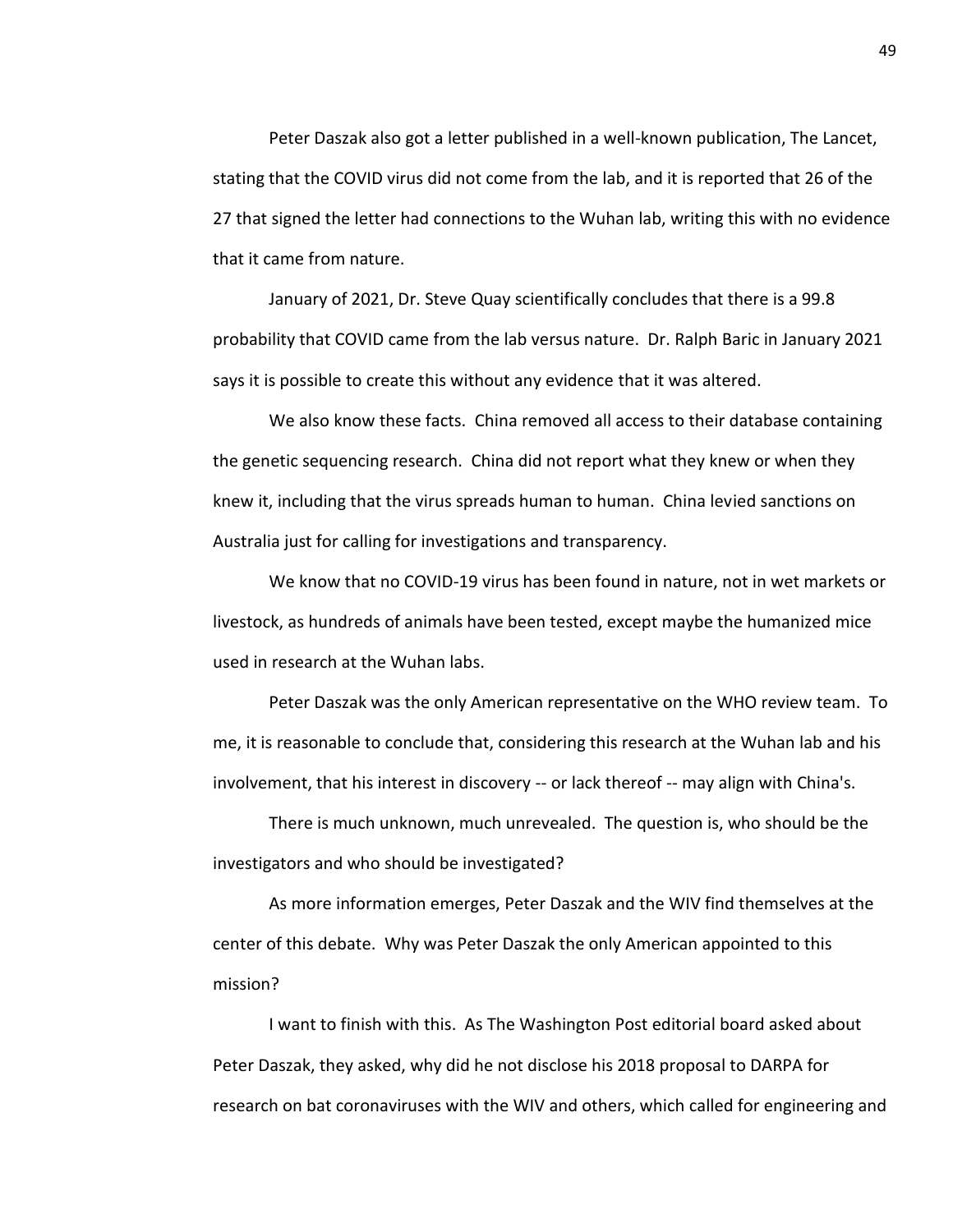Peter Daszak also got a letter published in a well-known publication, The Lancet, stating that the COVID virus did not come from the lab, and it is reported that 26 of the 27 that signed the letter had connections to the Wuhan lab, writing this with no evidence that it came from nature.

January of 2021, Dr. Steve Quay scientifically concludes that there is a 99.8 probability that COVID came from the lab versus nature. Dr. Ralph Baric in January 2021 says it is possible to create this without any evidence that it was altered.

We also know these facts. China removed all access to their database containing the genetic sequencing research. China did not report what they knew or when they knew it, including that the virus spreads human to human. China levied sanctions on Australia just for calling for investigations and transparency.

We know that no COVID-19 virus has been found in nature, not in wet markets or livestock, as hundreds of animals have been tested, except maybe the humanized mice used in research at the Wuhan labs.

Peter Daszak was the only American representative on the WHO review team. To me, it is reasonable to conclude that, considering this research at the Wuhan lab and his involvement, that his interest in discovery -- or lack thereof -- may align with China's.

There is much unknown, much unrevealed. The question is, who should be the investigators and who should be investigated?

As more information emerges, Peter Daszak and the WIV find themselves at the center of this debate. Why was Peter Daszak the only American appointed to this mission?

I want to finish with this. As The Washington Post editorial board asked about Peter Daszak, they asked, why did he not disclose his 2018 proposal to DARPA for research on bat coronaviruses with the WIV and others, which called for engineering and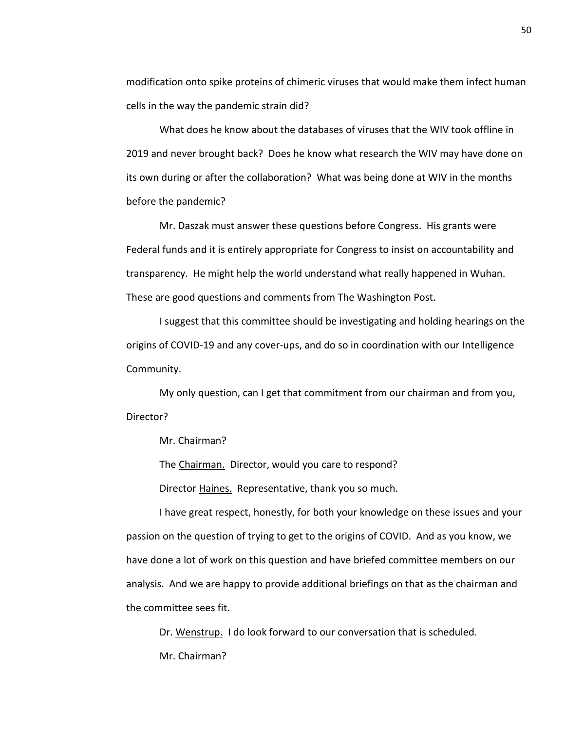modification onto spike proteins of chimeric viruses that would make them infect human cells in the way the pandemic strain did?

What does he know about the databases of viruses that the WIV took offline in 2019 and never brought back? Does he know what research the WIV may have done on its own during or after the collaboration? What was being done at WIV in the months before the pandemic?

Mr. Daszak must answer these questions before Congress. His grants were Federal funds and it is entirely appropriate for Congress to insist on accountability and transparency. He might help the world understand what really happened in Wuhan. These are good questions and comments from The Washington Post.

I suggest that this committee should be investigating and holding hearings on the origins of COVID-19 and any cover-ups, and do so in coordination with our Intelligence Community.

My only question, can I get that commitment from our chairman and from you, Director?

Mr. Chairman?

The Chairman. Director, would you care to respond?

Director Haines. Representative, thank you so much.

I have great respect, honestly, for both your knowledge on these issues and your passion on the question of trying to get to the origins of COVID. And as you know, we have done a lot of work on this question and have briefed committee members on our analysis. And we are happy to provide additional briefings on that as the chairman and the committee sees fit.

Dr. Wenstrup. I do look forward to our conversation that is scheduled.

Mr. Chairman?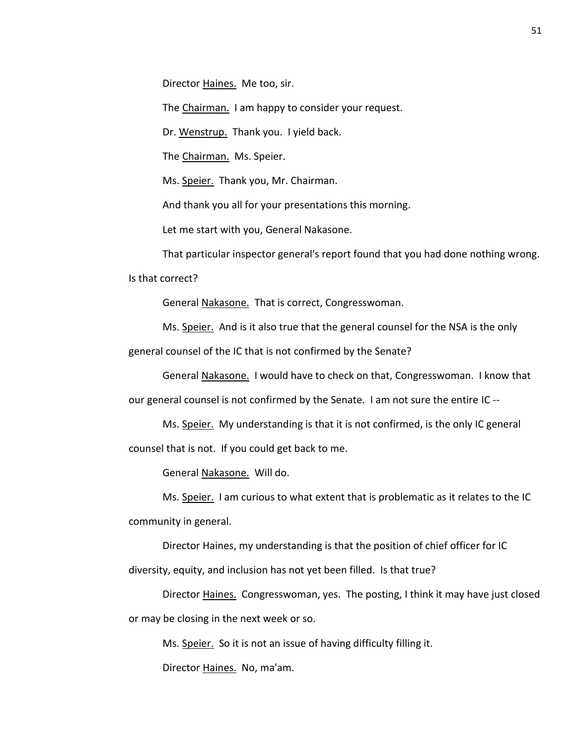Director Haines. Me too, sir.

The Chairman. I am happy to consider your request.

Dr. Wenstrup. Thank you. I yield back.

The Chairman. Ms. Speier.

Ms. Speier. Thank you, Mr. Chairman.

And thank you all for your presentations this morning.

Let me start with you, General Nakasone.

That particular inspector general's report found that you had done nothing wrong. Is that correct?

General Nakasone. That is correct, Congresswoman.

Ms. Speier. And is it also true that the general counsel for the NSA is the only general counsel of the IC that is not confirmed by the Senate?

General Nakasone. I would have to check on that, Congresswoman. I know that our general counsel is not confirmed by the Senate. I am not sure the entire IC --

Ms. Speier. My understanding is that it is not confirmed, is the only IC general counsel that is not. If you could get back to me.

General Nakasone. Will do.

Ms. Speier. I am curious to what extent that is problematic as it relates to the IC community in general.

Director Haines, my understanding is that the position of chief officer for IC diversity, equity, and inclusion has not yet been filled. Is that true?

Director Haines. Congresswoman, yes. The posting, I think it may have just closed or may be closing in the next week or so.

Ms. Speier. So it is not an issue of having difficulty filling it.

Director Haines. No, ma'am.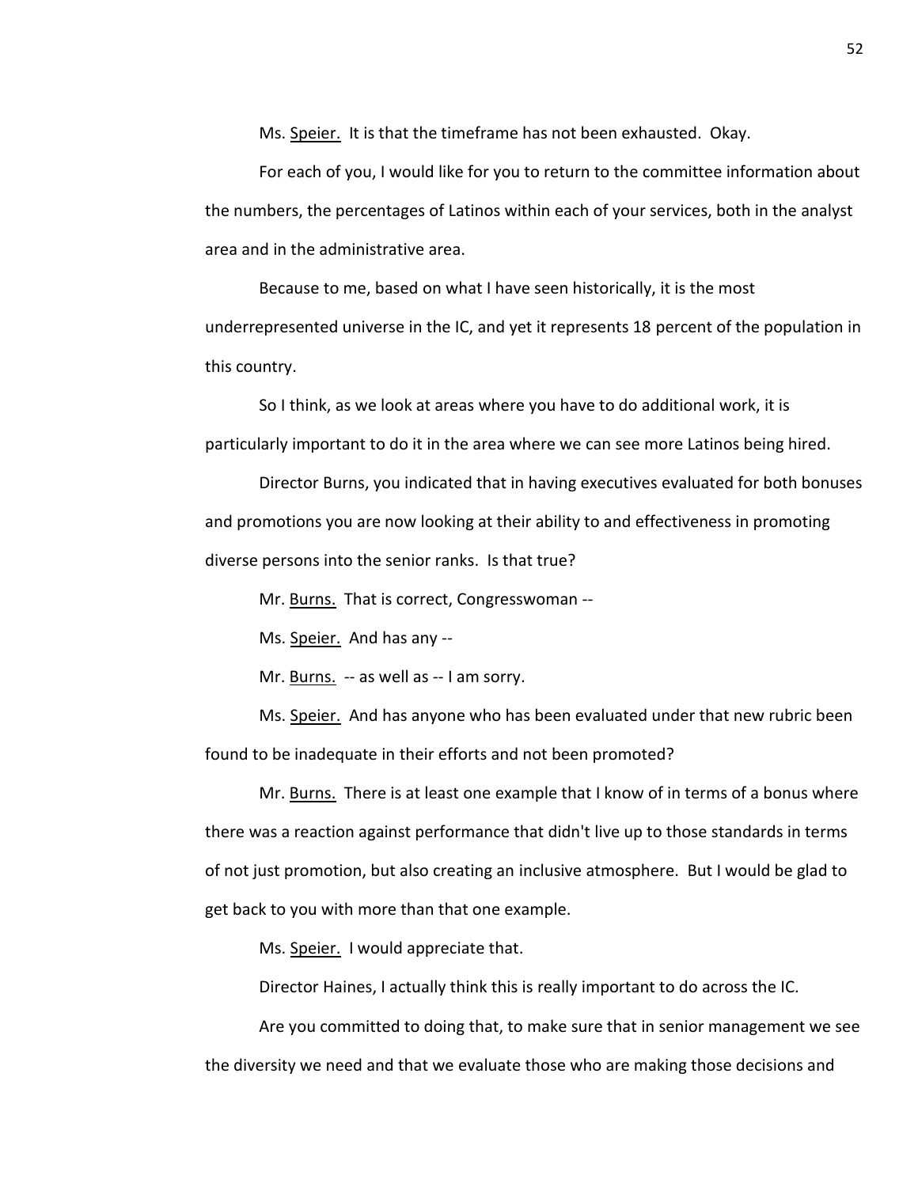Ms. Speier. It is that the timeframe has not been exhausted. Okay.

For each of you, I would like for you to return to the committee information about the numbers, the percentages of Latinos within each of your services, both in the analyst area and in the administrative area.

Because to me, based on what I have seen historically, it is the most underrepresented universe in the IC, and yet it represents 18 percent of the population in this country.

So I think, as we look at areas where you have to do additional work, it is particularly important to do it in the area where we can see more Latinos being hired.

Director Burns, you indicated that in having executives evaluated for both bonuses and promotions you are now looking at their ability to and effectiveness in promoting diverse persons into the senior ranks. Is that true?

Mr. Burns. That is correct, Congresswoman --

Ms. Speier. And has any --

Mr. Burns. -- as well as -- I am sorry.

Ms. Speier. And has anyone who has been evaluated under that new rubric been found to be inadequate in their efforts and not been promoted?

Mr. Burns. There is at least one example that I know of in terms of a bonus where there was a reaction against performance that didn't live up to those standards in terms of not just promotion, but also creating an inclusive atmosphere. But I would be glad to get back to you with more than that one example.

Ms. Speier. I would appreciate that.

Director Haines, I actually think this is really important to do across the IC.

Are you committed to doing that, to make sure that in senior management we see the diversity we need and that we evaluate those who are making those decisions and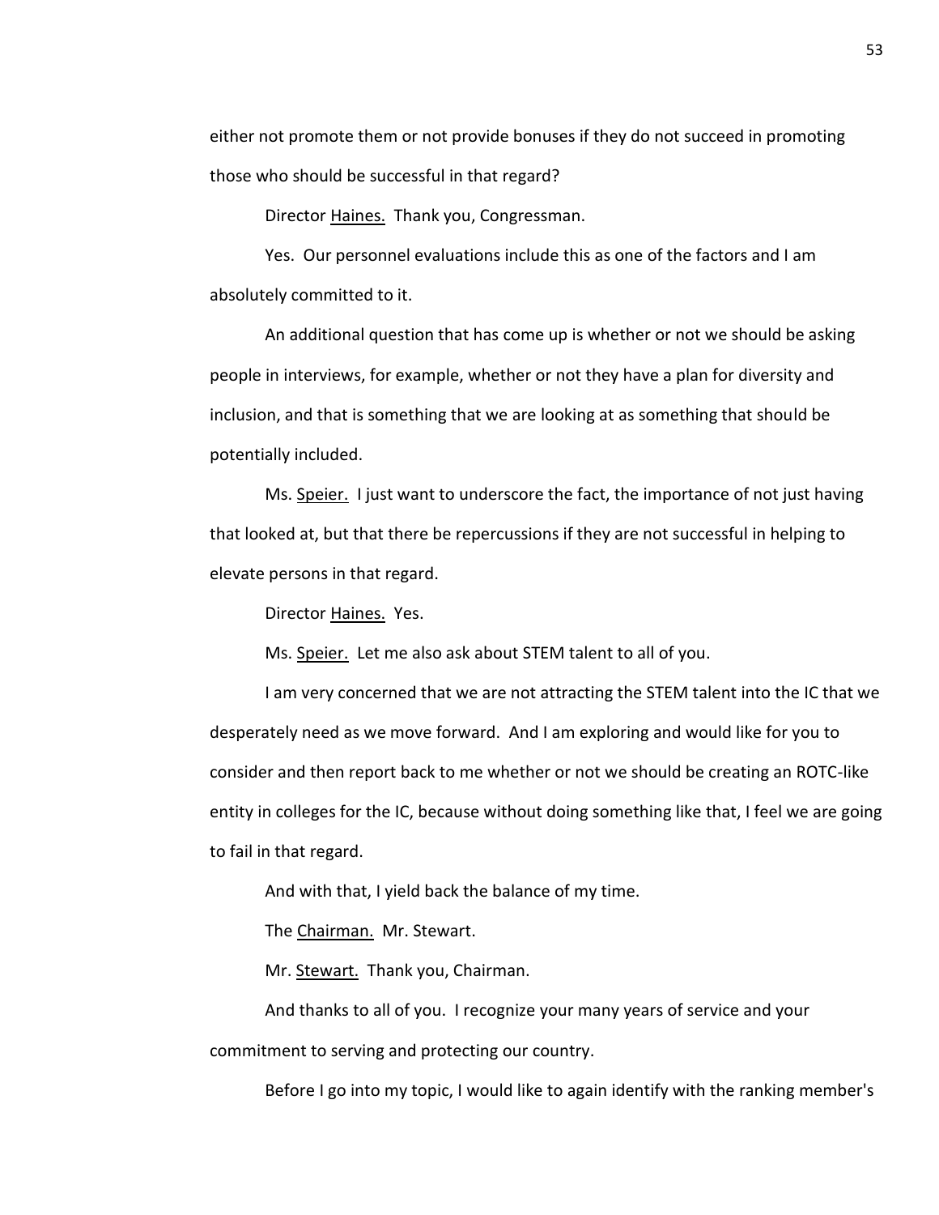either not promote them or not provide bonuses if they do not succeed in promoting those who should be successful in that regard?

Director Haines. Thank you, Congressman.

Yes. Our personnel evaluations include this as one of the factors and I am absolutely committed to it.

An additional question that has come up is whether or not we should be asking people in interviews, for example, whether or not they have a plan for diversity and inclusion, and that is something that we are looking at as something that should be potentially included.

Ms. Speier. I just want to underscore the fact, the importance of not just having that looked at, but that there be repercussions if they are not successful in helping to elevate persons in that regard.

Director Haines. Yes.

Ms. Speier. Let me also ask about STEM talent to all of you.

I am very concerned that we are not attracting the STEM talent into the IC that we desperately need as we move forward. And I am exploring and would like for you to consider and then report back to me whether or not we should be creating an ROTC-like entity in colleges for the IC, because without doing something like that, I feel we are going to fail in that regard.

And with that, I yield back the balance of my time.

The Chairman. Mr. Stewart.

Mr. Stewart. Thank you, Chairman.

And thanks to all of you. I recognize your many years of service and your commitment to serving and protecting our country.

Before I go into my topic, I would like to again identify with the ranking member's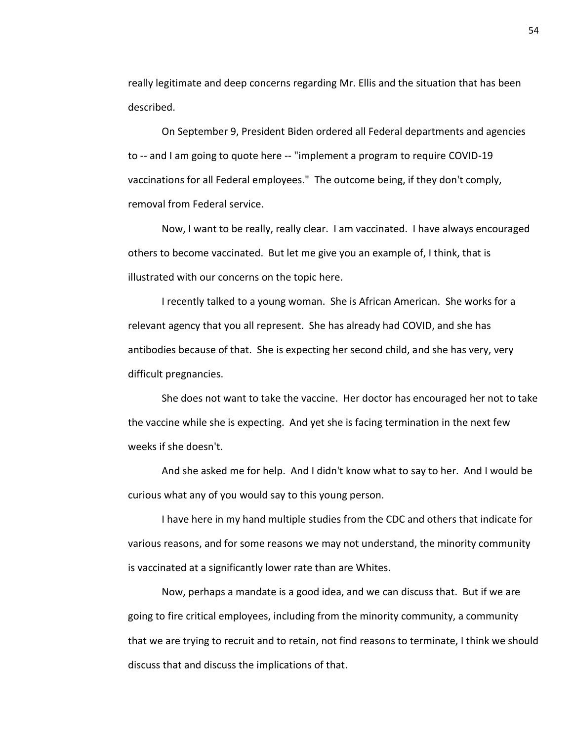really legitimate and deep concerns regarding Mr. Ellis and the situation that has been described.

On September 9, President Biden ordered all Federal departments and agencies to -- and I am going to quote here -- "implement a program to require COVID-19 vaccinations for all Federal employees." The outcome being, if they don't comply, removal from Federal service.

Now, I want to be really, really clear. I am vaccinated. I have always encouraged others to become vaccinated. But let me give you an example of, I think, that is illustrated with our concerns on the topic here.

I recently talked to a young woman. She is African American. She works for a relevant agency that you all represent. She has already had COVID, and she has antibodies because of that. She is expecting her second child, and she has very, very difficult pregnancies.

She does not want to take the vaccine. Her doctor has encouraged her not to take the vaccine while she is expecting. And yet she is facing termination in the next few weeks if she doesn't.

And she asked me for help. And I didn't know what to say to her. And I would be curious what any of you would say to this young person.

I have here in my hand multiple studies from the CDC and others that indicate for various reasons, and for some reasons we may not understand, the minority community is vaccinated at a significantly lower rate than are Whites.

Now, perhaps a mandate is a good idea, and we can discuss that. But if we are going to fire critical employees, including from the minority community, a community that we are trying to recruit and to retain, not find reasons to terminate, I think we should discuss that and discuss the implications of that.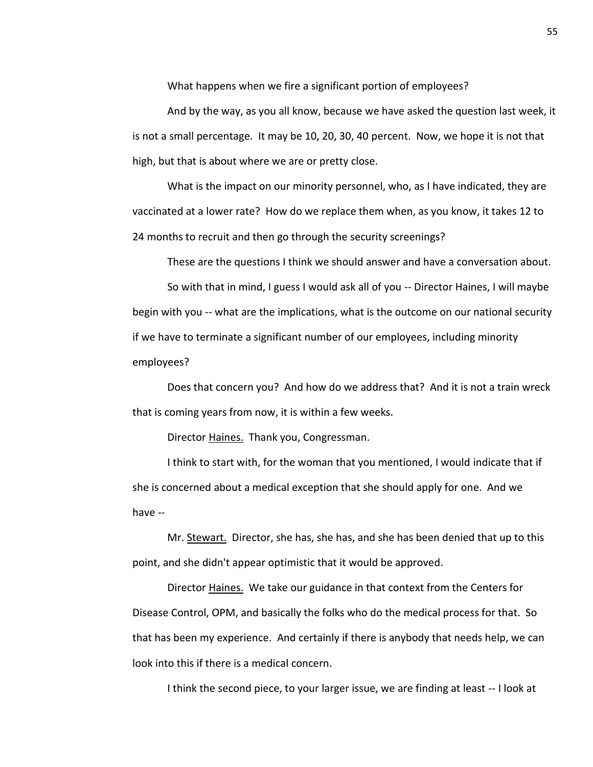What happens when we fire a significant portion of employees?

And by the way, as you all know, because we have asked the question last week, it is not a small percentage. It may be 10, 20, 30, 40 percent. Now, we hope it is not that high, but that is about where we are or pretty close.

What is the impact on our minority personnel, who, as I have indicated, they are vaccinated at a lower rate? How do we replace them when, as you know, it takes 12 to 24 months to recruit and then go through the security screenings?

These are the questions I think we should answer and have a conversation about.

So with that in mind, I guess I would ask all of you -- Director Haines, I will maybe begin with you -- what are the implications, what is the outcome on our national security if we have to terminate a significant number of our employees, including minority employees?

Does that concern you? And how do we address that? And it is not a train wreck that is coming years from now, it is within a few weeks.

Director Haines. Thank you, Congressman.

I think to start with, for the woman that you mentioned, I would indicate that if she is concerned about a medical exception that she should apply for one. And we have --

Mr. Stewart. Director, she has, she has, and she has been denied that up to this point, and she didn't appear optimistic that it would be approved.

Director Haines. We take our guidance in that context from the Centers for Disease Control, OPM, and basically the folks who do the medical process for that. So that has been my experience. And certainly if there is anybody that needs help, we can look into this if there is a medical concern.

I think the second piece, to your larger issue, we are finding at least -- I look at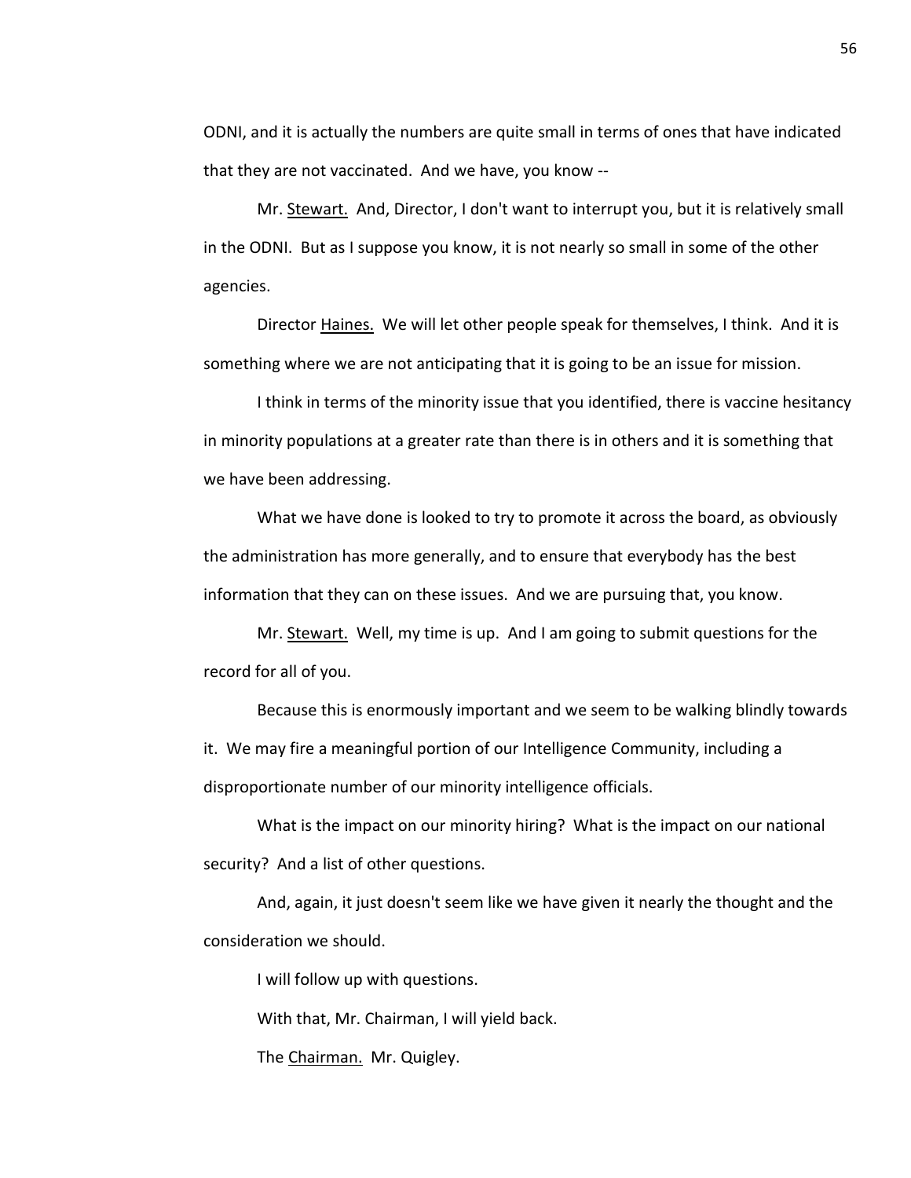ODNI, and it is actually the numbers are quite small in terms of ones that have indicated that they are not vaccinated. And we have, you know --

Mr. Stewart. And, Director, I don't want to interrupt you, but it is relatively small in the ODNI. But as I suppose you know, it is not nearly so small in some of the other agencies.

Director Haines. We will let other people speak for themselves, I think. And it is something where we are not anticipating that it is going to be an issue for mission.

I think in terms of the minority issue that you identified, there is vaccine hesitancy in minority populations at a greater rate than there is in others and it is something that we have been addressing.

What we have done is looked to try to promote it across the board, as obviously the administration has more generally, and to ensure that everybody has the best information that they can on these issues. And we are pursuing that, you know.

Mr. Stewart. Well, my time is up. And I am going to submit questions for the record for all of you.

Because this is enormously important and we seem to be walking blindly towards it. We may fire a meaningful portion of our Intelligence Community, including a disproportionate number of our minority intelligence officials.

What is the impact on our minority hiring? What is the impact on our national security? And a list of other questions.

And, again, it just doesn't seem like we have given it nearly the thought and the consideration we should.

I will follow up with questions.

With that, Mr. Chairman, I will yield back.

The Chairman. Mr. Quigley.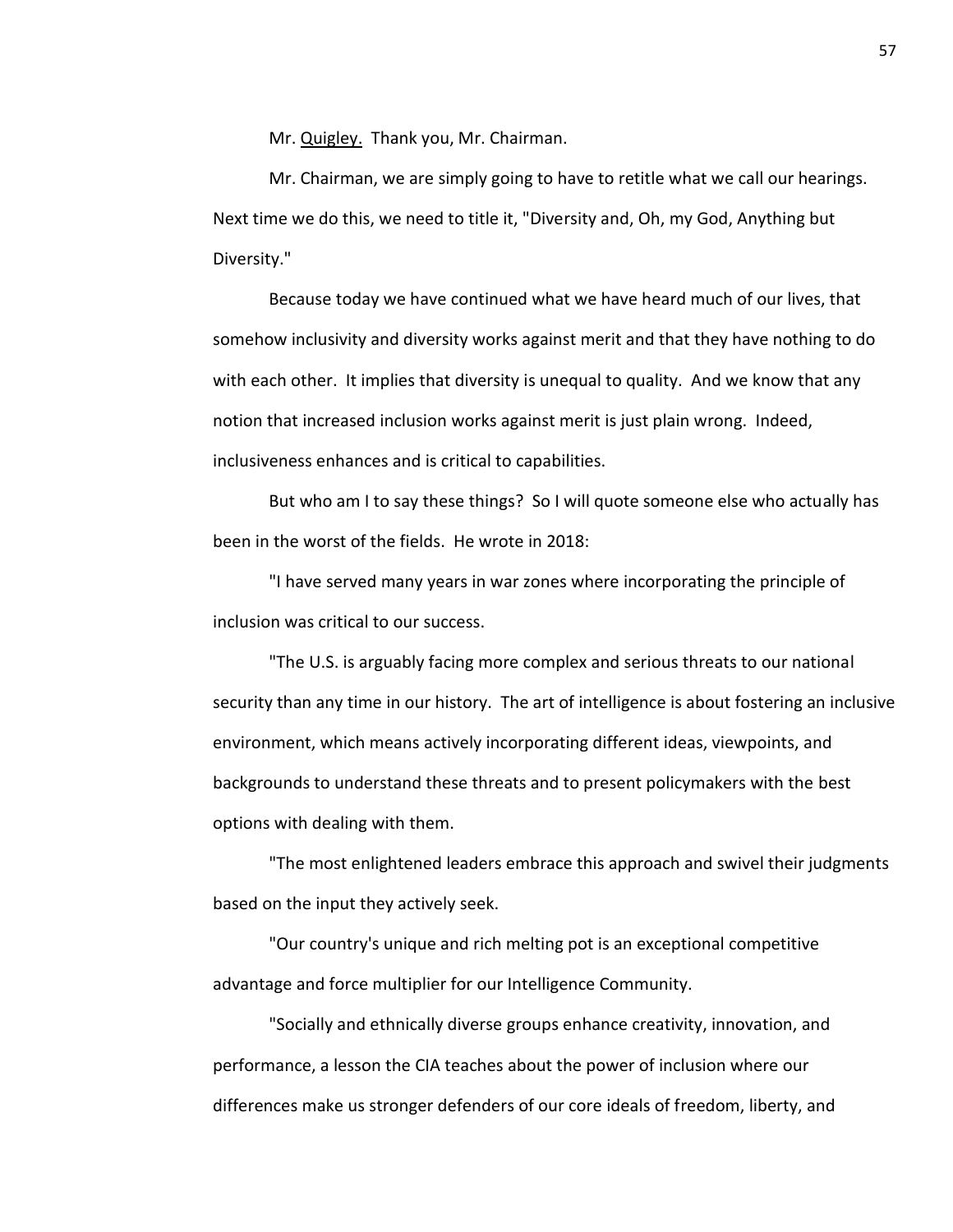Mr. Quigley. Thank you, Mr. Chairman.

Mr. Chairman, we are simply going to have to retitle what we call our hearings. Next time we do this, we need to title it, "Diversity and, Oh, my God, Anything but Diversity."

Because today we have continued what we have heard much of our lives, that somehow inclusivity and diversity works against merit and that they have nothing to do with each other. It implies that diversity is unequal to quality. And we know that any notion that increased inclusion works against merit is just plain wrong. Indeed, inclusiveness enhances and is critical to capabilities.

But who am I to say these things? So I will quote someone else who actually has been in the worst of the fields. He wrote in 2018:

"I have served many years in war zones where incorporating the principle of inclusion was critical to our success.

"The U.S. is arguably facing more complex and serious threats to our national security than any time in our history. The art of intelligence is about fostering an inclusive environment, which means actively incorporating different ideas, viewpoints, and backgrounds to understand these threats and to present policymakers with the best options with dealing with them.

"The most enlightened leaders embrace this approach and swivel their judgments based on the input they actively seek.

"Our country's unique and rich melting pot is an exceptional competitive advantage and force multiplier for our Intelligence Community.

"Socially and ethnically diverse groups enhance creativity, innovation, and performance, a lesson the CIA teaches about the power of inclusion where our differences make us stronger defenders of our core ideals of freedom, liberty, and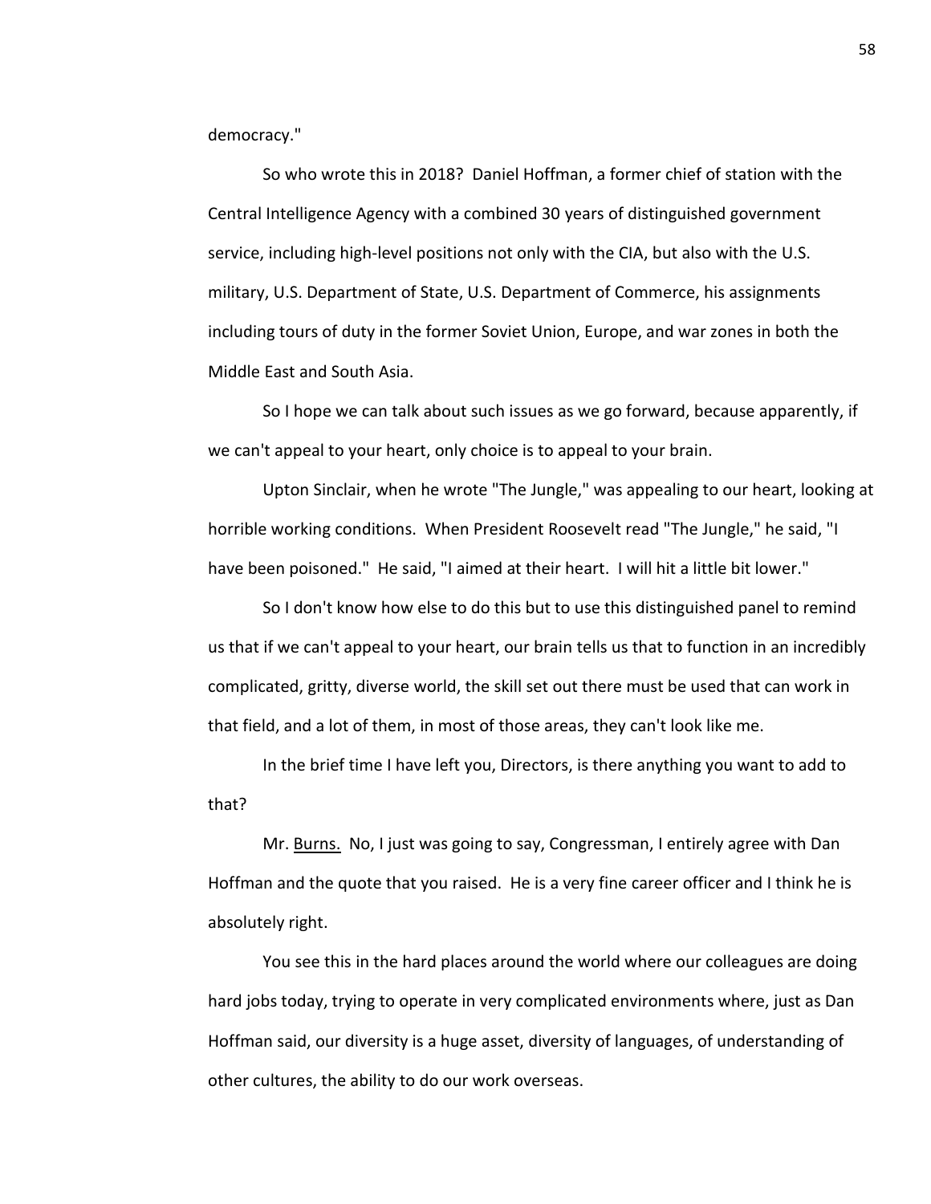democracy."

So who wrote this in 2018? Daniel Hoffman, a former chief of station with the Central Intelligence Agency with a combined 30 years of distinguished government service, including high-level positions not only with the CIA, but also with the U.S. military, U.S. Department of State, U.S. Department of Commerce, his assignments including tours of duty in the former Soviet Union, Europe, and war zones in both the Middle East and South Asia.

So I hope we can talk about such issues as we go forward, because apparently, if we can't appeal to your heart, only choice is to appeal to your brain.

Upton Sinclair, when he wrote "The Jungle," was appealing to our heart, looking at horrible working conditions. When President Roosevelt read "The Jungle," he said, "I have been poisoned." He said, "I aimed at their heart. I will hit a little bit lower."

So I don't know how else to do this but to use this distinguished panel to remind us that if we can't appeal to your heart, our brain tells us that to function in an incredibly complicated, gritty, diverse world, the skill set out there must be used that can work in that field, and a lot of them, in most of those areas, they can't look like me.

In the brief time I have left you, Directors, is there anything you want to add to that?

Mr. Burns. No, I just was going to say, Congressman, I entirely agree with Dan Hoffman and the quote that you raised. He is a very fine career officer and I think he is absolutely right.

You see this in the hard places around the world where our colleagues are doing hard jobs today, trying to operate in very complicated environments where, just as Dan Hoffman said, our diversity is a huge asset, diversity of languages, of understanding of other cultures, the ability to do our work overseas.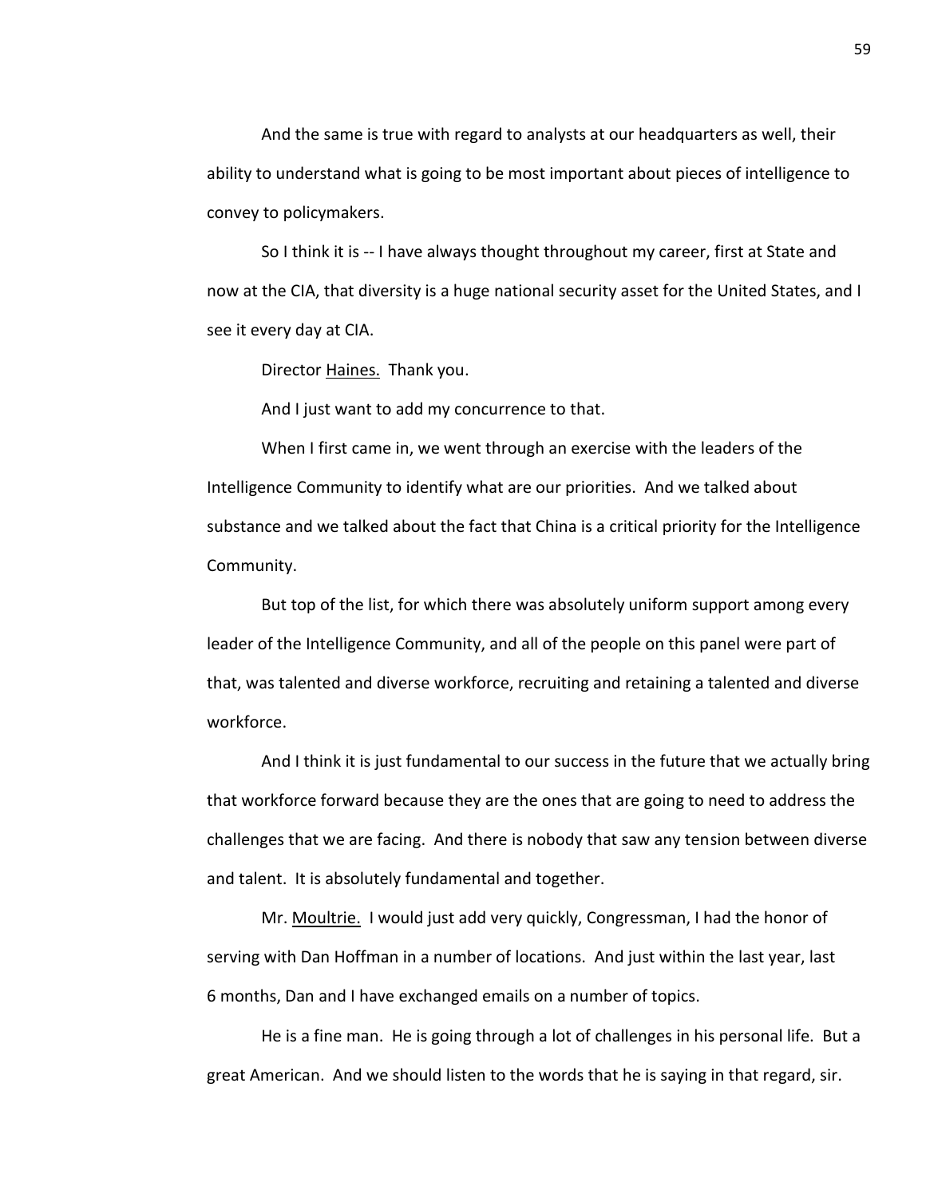And the same is true with regard to analysts at our headquarters as well, their ability to understand what is going to be most important about pieces of intelligence to convey to policymakers.

So I think it is -- I have always thought throughout my career, first at State and now at the CIA, that diversity is a huge national security asset for the United States, and I see it every day at CIA.

Director Haines. Thank you.

And I just want to add my concurrence to that.

When I first came in, we went through an exercise with the leaders of the Intelligence Community to identify what are our priorities. And we talked about substance and we talked about the fact that China is a critical priority for the Intelligence Community.

But top of the list, for which there was absolutely uniform support among every leader of the Intelligence Community, and all of the people on this panel were part of that, was talented and diverse workforce, recruiting and retaining a talented and diverse workforce.

And I think it is just fundamental to our success in the future that we actually bring that workforce forward because they are the ones that are going to need to address the challenges that we are facing. And there is nobody that saw any tension between diverse and talent. It is absolutely fundamental and together.

Mr. Moultrie. I would just add very quickly, Congressman, I had the honor of serving with Dan Hoffman in a number of locations. And just within the last year, last 6 months, Dan and I have exchanged emails on a number of topics.

He is a fine man. He is going through a lot of challenges in his personal life. But a great American. And we should listen to the words that he is saying in that regard, sir.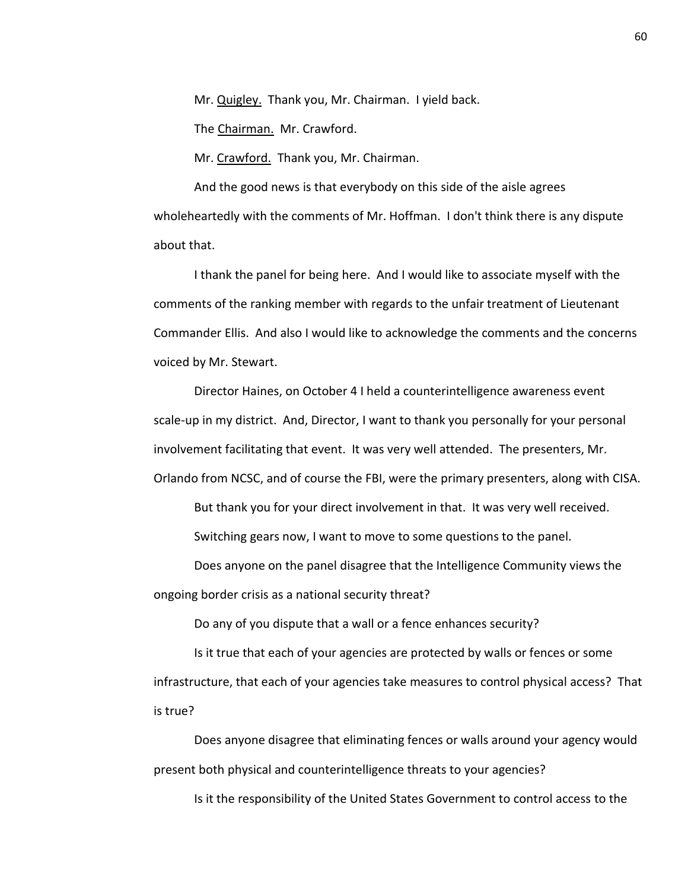Mr. Quigley. Thank you, Mr. Chairman. I yield back.

The Chairman. Mr. Crawford.

Mr. Crawford. Thank you, Mr. Chairman.

And the good news is that everybody on this side of the aisle agrees wholeheartedly with the comments of Mr. Hoffman. I don't think there is any dispute about that.

I thank the panel for being here. And I would like to associate myself with the comments of the ranking member with regards to the unfair treatment of Lieutenant Commander Ellis. And also I would like to acknowledge the comments and the concerns voiced by Mr. Stewart.

Director Haines, on October 4 I held a counterintelligence awareness event scale-up in my district. And, Director, I want to thank you personally for your personal involvement facilitating that event. It was very well attended. The presenters, Mr. Orlando from NCSC, and of course the FBI, were the primary presenters, along with CISA.

But thank you for your direct involvement in that. It was very well received.

Switching gears now, I want to move to some questions to the panel.

Does anyone on the panel disagree that the Intelligence Community views the ongoing border crisis as a national security threat?

Do any of you dispute that a wall or a fence enhances security?

Is it true that each of your agencies are protected by walls or fences or some infrastructure, that each of your agencies take measures to control physical access? That is true?

Does anyone disagree that eliminating fences or walls around your agency would present both physical and counterintelligence threats to your agencies?

Is it the responsibility of the United States Government to control access to the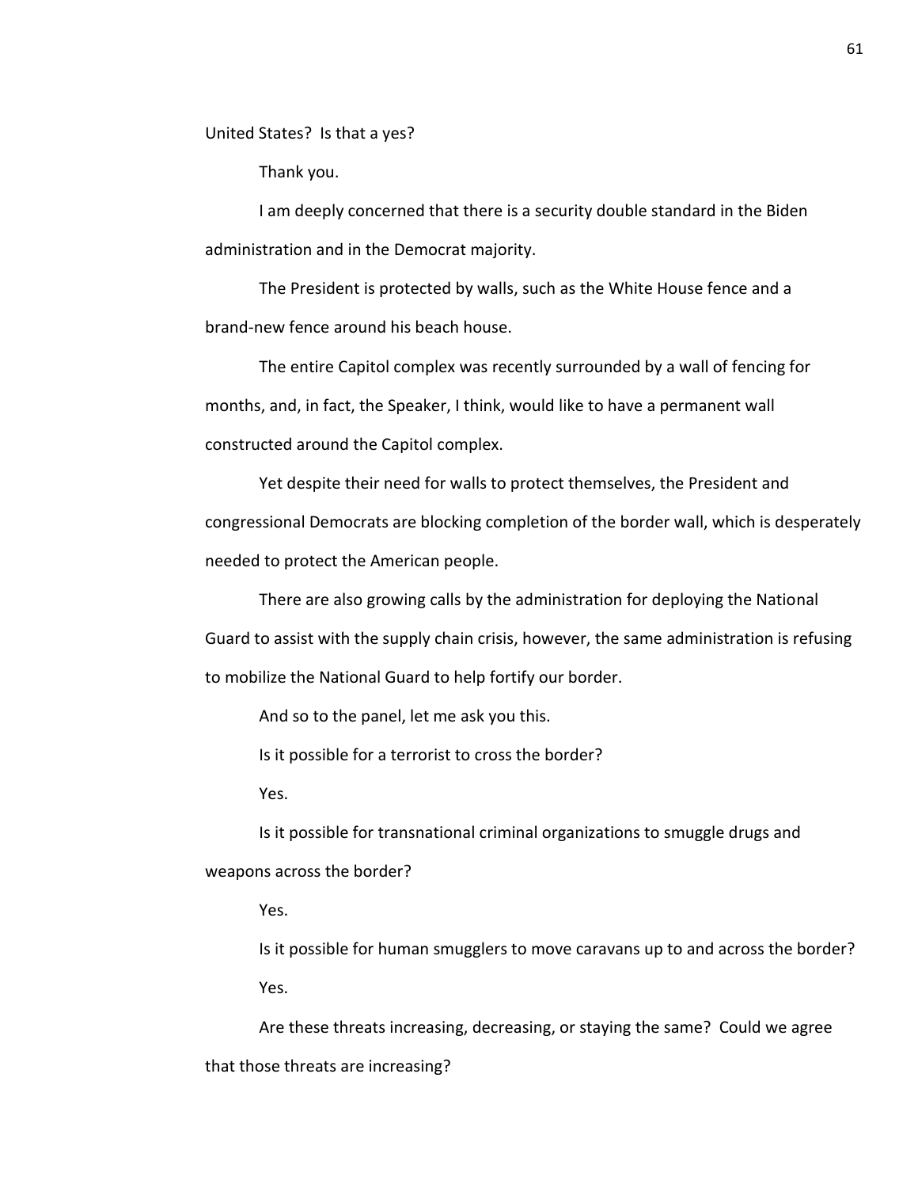United States? Is that a yes?

Thank you.

I am deeply concerned that there is a security double standard in the Biden administration and in the Democrat majority.

The President is protected by walls, such as the White House fence and a brand-new fence around his beach house.

The entire Capitol complex was recently surrounded by a wall of fencing for months, and, in fact, the Speaker, I think, would like to have a permanent wall constructed around the Capitol complex.

Yet despite their need for walls to protect themselves, the President and congressional Democrats are blocking completion of the border wall, which is desperately needed to protect the American people.

There are also growing calls by the administration for deploying the National Guard to assist with the supply chain crisis, however, the same administration is refusing to mobilize the National Guard to help fortify our border.

And so to the panel, let me ask you this.

Is it possible for a terrorist to cross the border?

Yes.

Is it possible for transnational criminal organizations to smuggle drugs and weapons across the border?

Yes.

Is it possible for human smugglers to move caravans up to and across the border?

Yes.

Are these threats increasing, decreasing, or staying the same? Could we agree that those threats are increasing?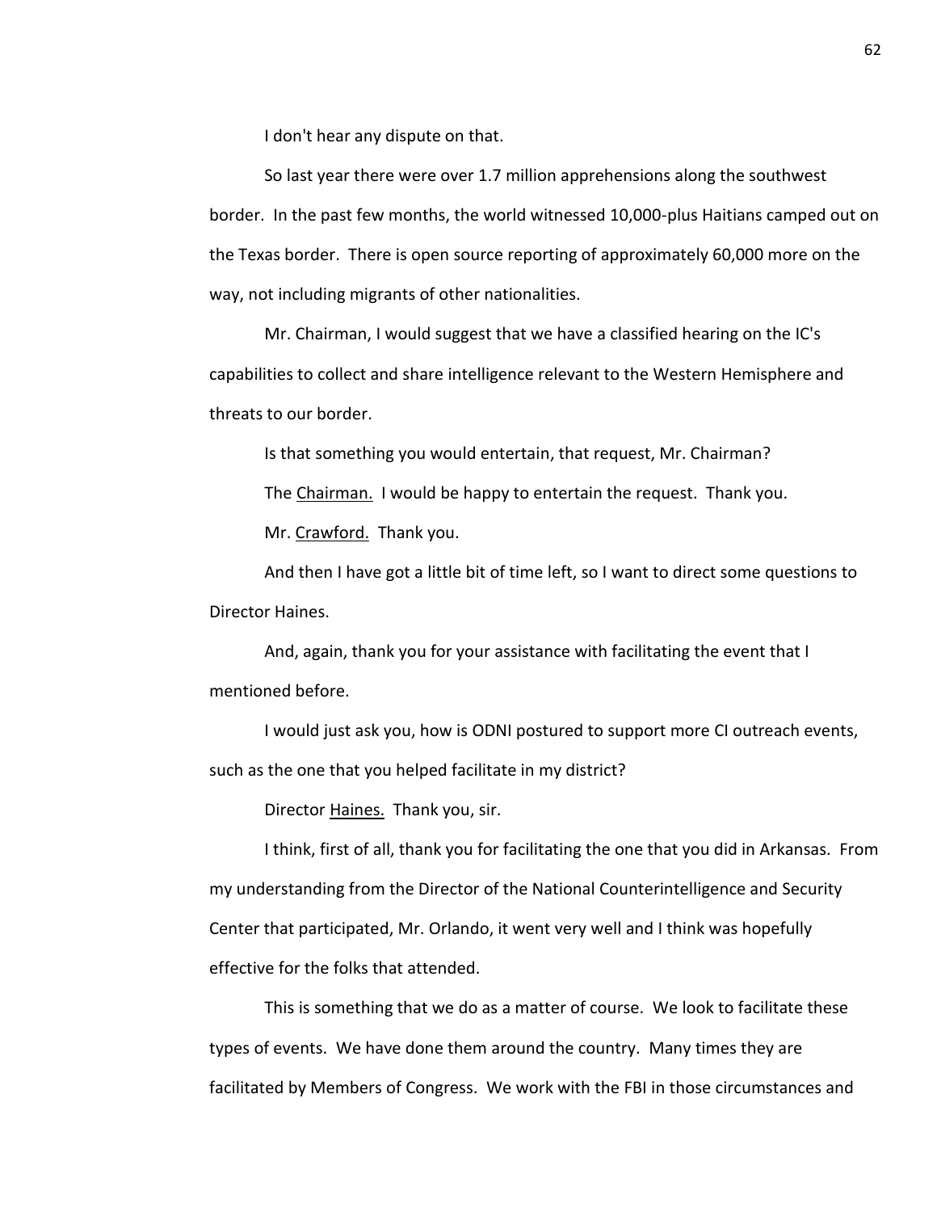I don't hear any dispute on that.

So last year there were over 1.7 million apprehensions along the southwest border. In the past few months, the world witnessed 10,000-plus Haitians camped out on the Texas border. There is open source reporting of approximately 60,000 more on the way, not including migrants of other nationalities.

Mr. Chairman, I would suggest that we have a classified hearing on the IC's capabilities to collect and share intelligence relevant to the Western Hemisphere and threats to our border.

Is that something you would entertain, that request, Mr. Chairman?

The Chairman. I would be happy to entertain the request. Thank you.

Mr. Crawford. Thank you.

And then I have got a little bit of time left, so I want to direct some questions to Director Haines.

And, again, thank you for your assistance with facilitating the event that I mentioned before.

I would just ask you, how is ODNI postured to support more CI outreach events, such as the one that you helped facilitate in my district?

Director Haines. Thank you, sir.

I think, first of all, thank you for facilitating the one that you did in Arkansas. From my understanding from the Director of the National Counterintelligence and Security Center that participated, Mr. Orlando, it went very well and I think was hopefully effective for the folks that attended.

This is something that we do as a matter of course. We look to facilitate these types of events. We have done them around the country. Many times they are facilitated by Members of Congress. We work with the FBI in those circumstances and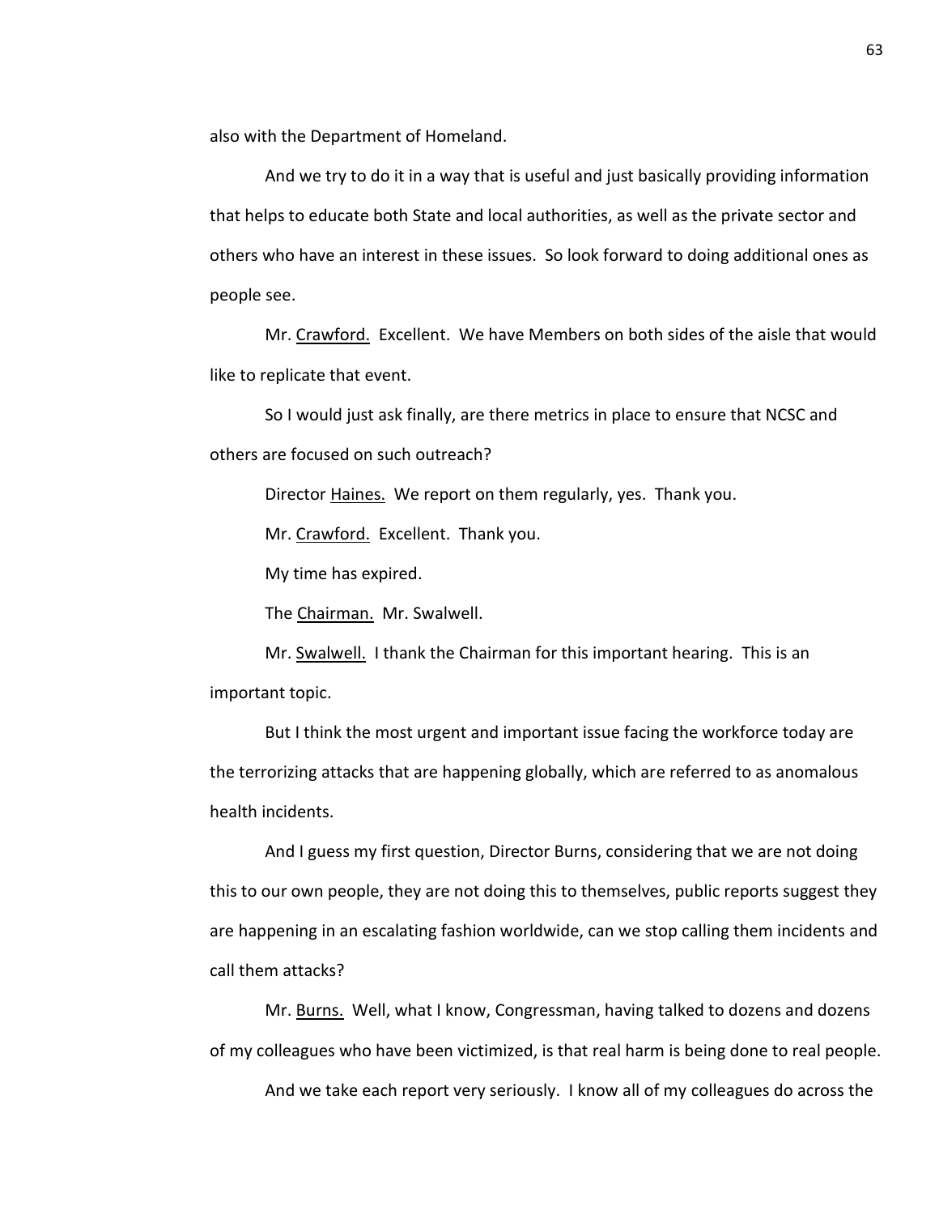also with the Department of Homeland.

And we try to do it in a way that is useful and just basically providing information that helps to educate both State and local authorities, as well as the private sector and others who have an interest in these issues. So look forward to doing additional ones as people see.

Mr. Crawford. Excellent. We have Members on both sides of the aisle that would like to replicate that event.

So I would just ask finally, are there metrics in place to ensure that NCSC and others are focused on such outreach?

Director Haines. We report on them regularly, yes. Thank you.

Mr. Crawford. Excellent. Thank you.

My time has expired.

The Chairman. Mr. Swalwell.

Mr. Swalwell. I thank the Chairman for this important hearing. This is an important topic.

But I think the most urgent and important issue facing the workforce today are the terrorizing attacks that are happening globally, which are referred to as anomalous health incidents.

And I guess my first question, Director Burns, considering that we are not doing this to our own people, they are not doing this to themselves, public reports suggest they are happening in an escalating fashion worldwide, can we stop calling them incidents and call them attacks?

Mr. Burns. Well, what I know, Congressman, having talked to dozens and dozens of my colleagues who have been victimized, is that real harm is being done to real people.

And we take each report very seriously. I know all of my colleagues do across the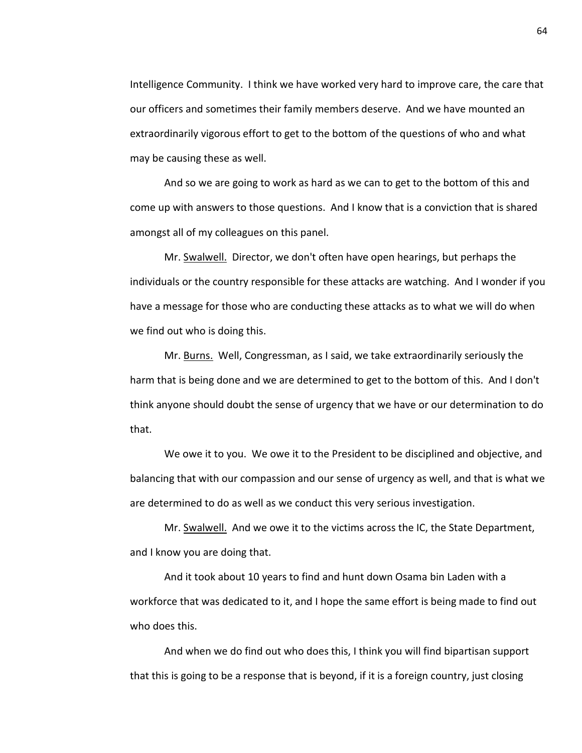Intelligence Community. I think we have worked very hard to improve care, the care that our officers and sometimes their family members deserve. And we have mounted an extraordinarily vigorous effort to get to the bottom of the questions of who and what may be causing these as well.

And so we are going to work as hard as we can to get to the bottom of this and come up with answers to those questions. And I know that is a conviction that is shared amongst all of my colleagues on this panel.

Mr. Swalwell. Director, we don't often have open hearings, but perhaps the individuals or the country responsible for these attacks are watching. And I wonder if you have a message for those who are conducting these attacks as to what we will do when we find out who is doing this.

Mr. Burns. Well, Congressman, as I said, we take extraordinarily seriously the harm that is being done and we are determined to get to the bottom of this. And I don't think anyone should doubt the sense of urgency that we have or our determination to do that.

We owe it to you. We owe it to the President to be disciplined and objective, and balancing that with our compassion and our sense of urgency as well, and that is what we are determined to do as well as we conduct this very serious investigation.

Mr. Swalwell. And we owe it to the victims across the IC, the State Department, and I know you are doing that.

And it took about 10 years to find and hunt down Osama bin Laden with a workforce that was dedicated to it, and I hope the same effort is being made to find out who does this.

And when we do find out who does this, I think you will find bipartisan support that this is going to be a response that is beyond, if it is a foreign country, just closing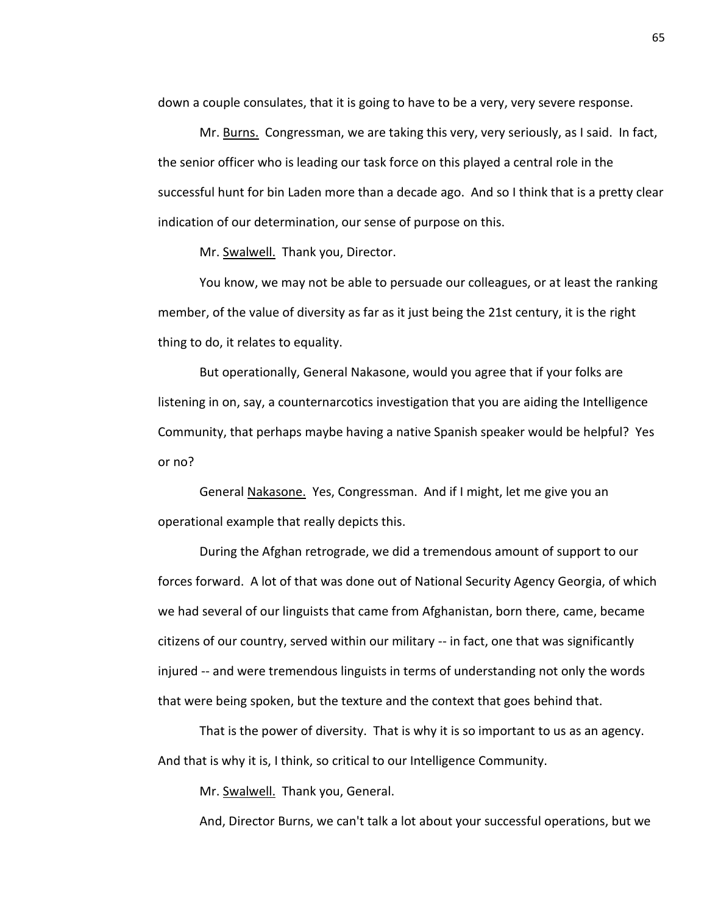down a couple consulates, that it is going to have to be a very, very severe response.

Mr. Burns. Congressman, we are taking this very, very seriously, as I said. In fact, the senior officer who is leading our task force on this played a central role in the successful hunt for bin Laden more than a decade ago. And so I think that is a pretty clear indication of our determination, our sense of purpose on this.

Mr. Swalwell. Thank you, Director.

You know, we may not be able to persuade our colleagues, or at least the ranking member, of the value of diversity as far as it just being the 21st century, it is the right thing to do, it relates to equality.

But operationally, General Nakasone, would you agree that if your folks are listening in on, say, a counternarcotics investigation that you are aiding the Intelligence Community, that perhaps maybe having a native Spanish speaker would be helpful? Yes or no?

General Nakasone. Yes, Congressman. And if I might, let me give you an operational example that really depicts this.

During the Afghan retrograde, we did a tremendous amount of support to our forces forward. A lot of that was done out of National Security Agency Georgia, of which we had several of our linguists that came from Afghanistan, born there, came, became citizens of our country, served within our military -- in fact, one that was significantly injured -- and were tremendous linguists in terms of understanding not only the words that were being spoken, but the texture and the context that goes behind that.

That is the power of diversity. That is why it is so important to us as an agency. And that is why it is, I think, so critical to our Intelligence Community.

Mr. Swalwell. Thank you, General.

And, Director Burns, we can't talk a lot about your successful operations, but we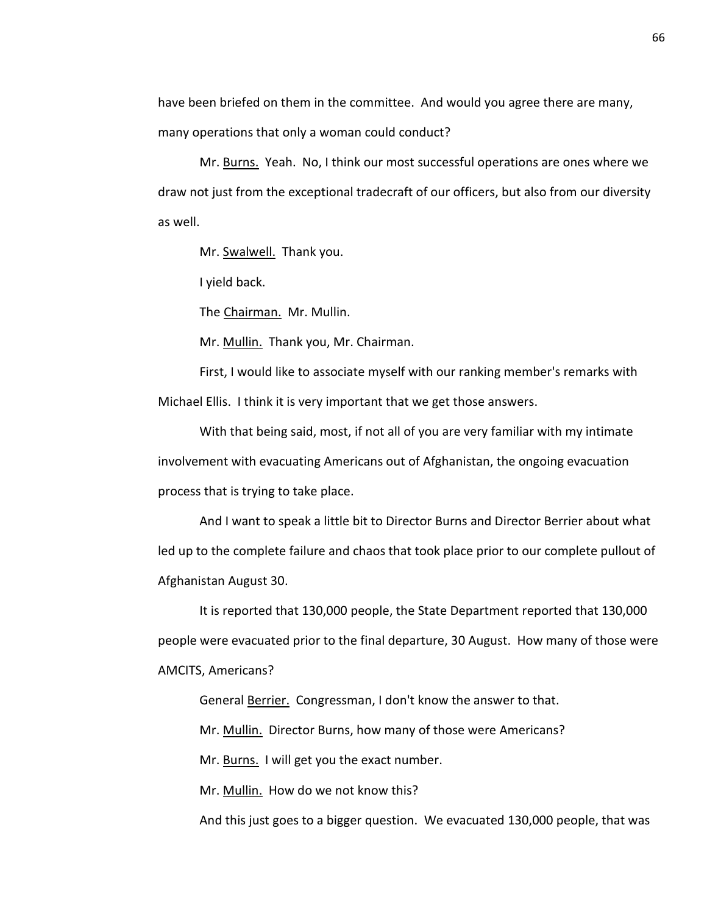have been briefed on them in the committee. And would you agree there are many, many operations that only a woman could conduct?

Mr. Burns. Yeah. No, I think our most successful operations are ones where we draw not just from the exceptional tradecraft of our officers, but also from our diversity as well.

Mr. Swalwell. Thank you.

I yield back.

The Chairman. Mr. Mullin.

Mr. Mullin. Thank you, Mr. Chairman.

First, I would like to associate myself with our ranking member's remarks with Michael Ellis. I think it is very important that we get those answers.

With that being said, most, if not all of you are very familiar with my intimate involvement with evacuating Americans out of Afghanistan, the ongoing evacuation process that is trying to take place.

And I want to speak a little bit to Director Burns and Director Berrier about what led up to the complete failure and chaos that took place prior to our complete pullout of Afghanistan August 30.

It is reported that 130,000 people, the State Department reported that 130,000 people were evacuated prior to the final departure, 30 August. How many of those were AMCITS, Americans?

General Berrier. Congressman, I don't know the answer to that.

Mr. Mullin. Director Burns, how many of those were Americans?

Mr. Burns. I will get you the exact number.

Mr. Mullin. How do we not know this?

And this just goes to a bigger question. We evacuated 130,000 people, that was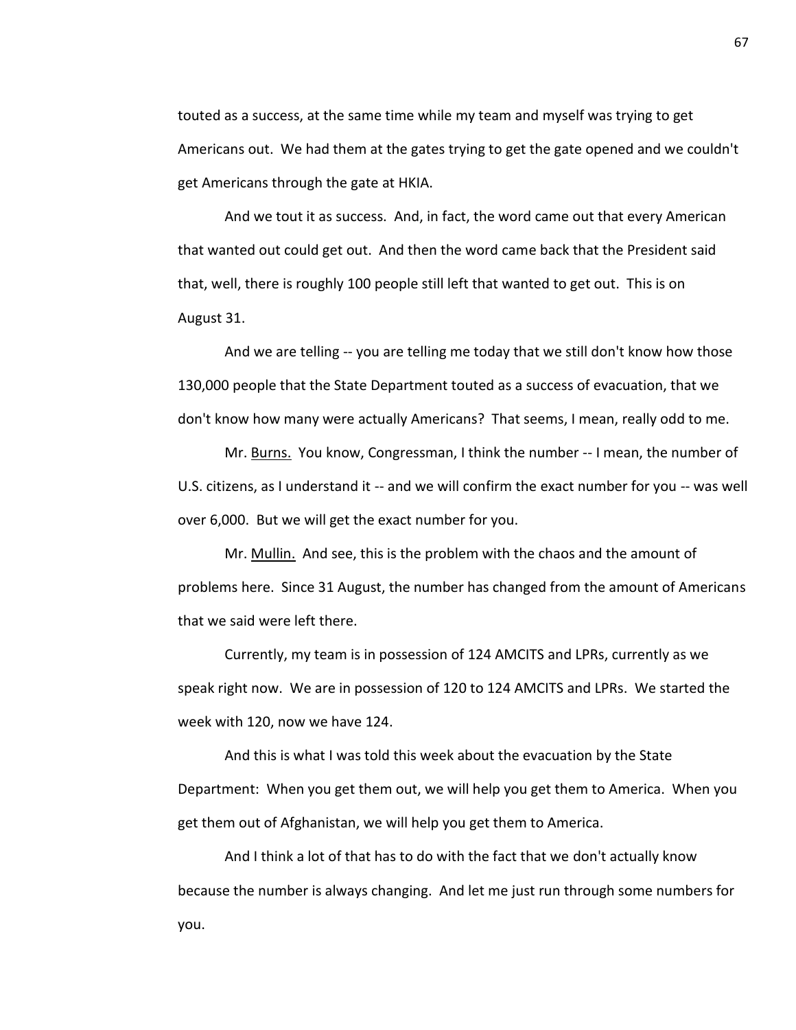touted as a success, at the same time while my team and myself was trying to get Americans out. We had them at the gates trying to get the gate opened and we couldn't get Americans through the gate at HKIA.

And we tout it as success. And, in fact, the word came out that every American that wanted out could get out. And then the word came back that the President said that, well, there is roughly 100 people still left that wanted to get out. This is on August 31.

And we are telling -- you are telling me today that we still don't know how those 130,000 people that the State Department touted as a success of evacuation, that we don't know how many were actually Americans? That seems, I mean, really odd to me.

Mr. Burns. You know, Congressman, I think the number -- I mean, the number of U.S. citizens, as I understand it -- and we will confirm the exact number for you -- was well over 6,000. But we will get the exact number for you.

Mr. Mullin. And see, this is the problem with the chaos and the amount of problems here. Since 31 August, the number has changed from the amount of Americans that we said were left there.

Currently, my team is in possession of 124 AMCITS and LPRs, currently as we speak right now. We are in possession of 120 to 124 AMCITS and LPRs. We started the week with 120, now we have 124.

And this is what I was told this week about the evacuation by the State Department: When you get them out, we will help you get them to America. When you get them out of Afghanistan, we will help you get them to America.

And I think a lot of that has to do with the fact that we don't actually know because the number is always changing. And let me just run through some numbers for you.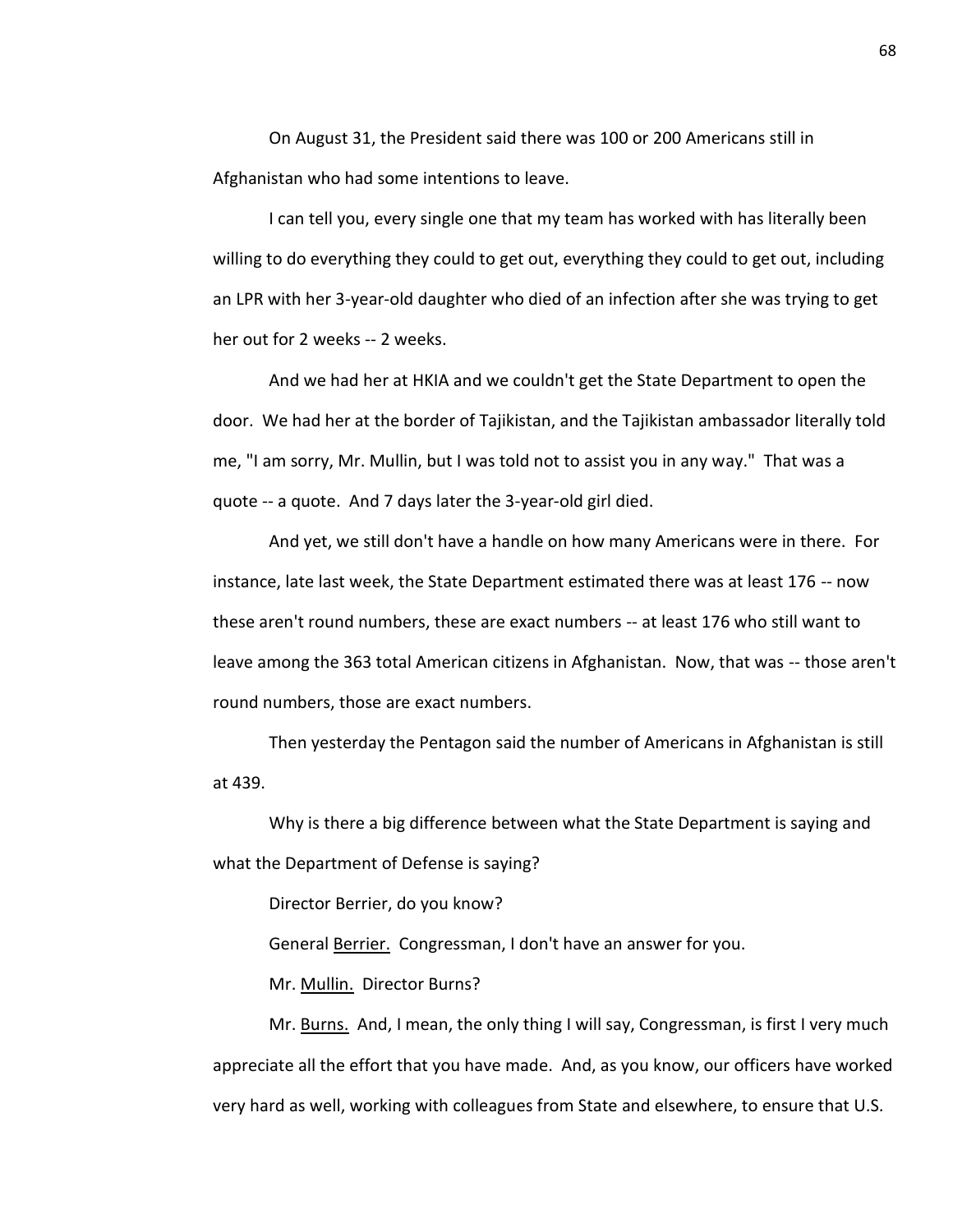On August 31, the President said there was 100 or 200 Americans still in Afghanistan who had some intentions to leave.

I can tell you, every single one that my team has worked with has literally been willing to do everything they could to get out, everything they could to get out, including an LPR with her 3-year-old daughter who died of an infection after she was trying to get her out for 2 weeks -- 2 weeks.

And we had her at HKIA and we couldn't get the State Department to open the door. We had her at the border of Tajikistan, and the Tajikistan ambassador literally told me, "I am sorry, Mr. Mullin, but I was told not to assist you in any way." That was a quote -- a quote. And 7 days later the 3-year-old girl died.

And yet, we still don't have a handle on how many Americans were in there. For instance, late last week, the State Department estimated there was at least 176 -- now these aren't round numbers, these are exact numbers -- at least 176 who still want to leave among the 363 total American citizens in Afghanistan. Now, that was -- those aren't round numbers, those are exact numbers.

Then yesterday the Pentagon said the number of Americans in Afghanistan is still at 439.

Why is there a big difference between what the State Department is saying and what the Department of Defense is saying?

Director Berrier, do you know?

General Berrier. Congressman, I don't have an answer for you.

Mr. Mullin. Director Burns?

Mr. Burns. And, I mean, the only thing I will say, Congressman, is first I very much appreciate all the effort that you have made. And, as you know, our officers have worked very hard as well, working with colleagues from State and elsewhere, to ensure that U.S.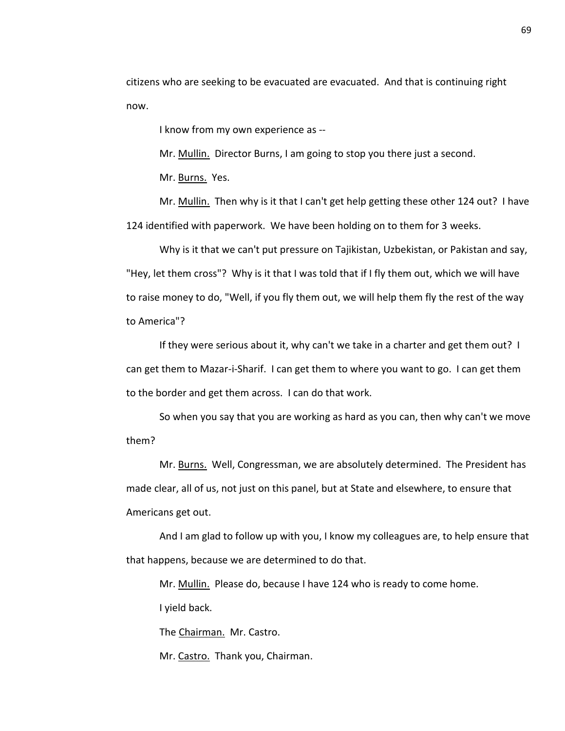citizens who are seeking to be evacuated are evacuated. And that is continuing right now.

I know from my own experience as --

Mr. Mullin. Director Burns, I am going to stop you there just a second.

Mr. Burns. Yes.

Mr. Mullin. Then why is it that I can't get help getting these other 124 out? I have 124 identified with paperwork. We have been holding on to them for 3 weeks.

Why is it that we can't put pressure on Tajikistan, Uzbekistan, or Pakistan and say, "Hey, let them cross"? Why is it that I was told that if I fly them out, which we will have to raise money to do, "Well, if you fly them out, we will help them fly the rest of the way to America"?

If they were serious about it, why can't we take in a charter and get them out? I can get them to Mazar-i-Sharif. I can get them to where you want to go. I can get them to the border and get them across. I can do that work.

So when you say that you are working as hard as you can, then why can't we move them?

Mr. Burns. Well, Congressman, we are absolutely determined. The President has made clear, all of us, not just on this panel, but at State and elsewhere, to ensure that Americans get out.

And I am glad to follow up with you, I know my colleagues are, to help ensure that that happens, because we are determined to do that.

Mr. Mullin. Please do, because I have 124 who is ready to come home.

I yield back.

The Chairman. Mr. Castro.

Mr. Castro. Thank you, Chairman.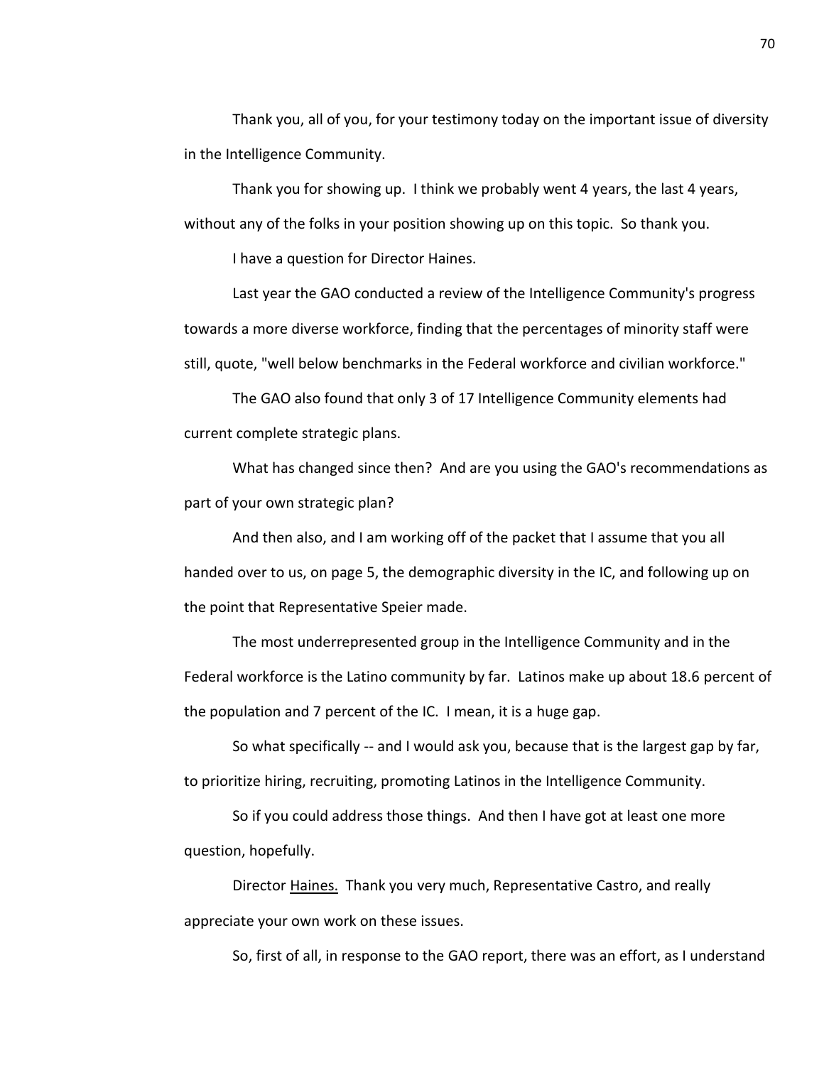Thank you, all of you, for your testimony today on the important issue of diversity in the Intelligence Community.

Thank you for showing up. I think we probably went 4 years, the last 4 years, without any of the folks in your position showing up on this topic. So thank you.

I have a question for Director Haines.

Last year the GAO conducted a review of the Intelligence Community's progress towards a more diverse workforce, finding that the percentages of minority staff were still, quote, "well below benchmarks in the Federal workforce and civilian workforce."

The GAO also found that only 3 of 17 Intelligence Community elements had current complete strategic plans.

What has changed since then? And are you using the GAO's recommendations as part of your own strategic plan?

And then also, and I am working off of the packet that I assume that you all handed over to us, on page 5, the demographic diversity in the IC, and following up on the point that Representative Speier made.

The most underrepresented group in the Intelligence Community and in the Federal workforce is the Latino community by far. Latinos make up about 18.6 percent of the population and 7 percent of the IC. I mean, it is a huge gap.

So what specifically -- and I would ask you, because that is the largest gap by far, to prioritize hiring, recruiting, promoting Latinos in the Intelligence Community.

So if you could address those things. And then I have got at least one more question, hopefully.

Director Haines. Thank you very much, Representative Castro, and really appreciate your own work on these issues.

So, first of all, in response to the GAO report, there was an effort, as I understand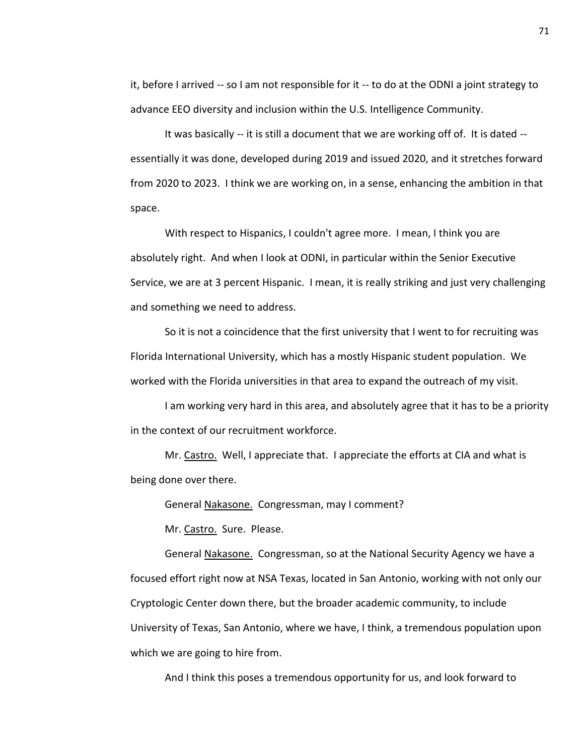it, before I arrived -- so I am not responsible for it -- to do at the ODNI a joint strategy to advance EEO diversity and inclusion within the U.S. Intelligence Community.

It was basically -- it is still a document that we are working off of. It is dated -- essentially it was done, developed during 2019 and issued 2020, and it stretches forward from 2020 to 2023. I think we are working on, in a sense, enhancing the ambition in that space.

With respect to Hispanics, I couldn't agree more. I mean, I think you are absolutely right. And when I look at ODNI, in particular within the Senior Executive Service, we are at 3 percent Hispanic. I mean, it is really striking and just very challenging and something we need to address.

So it is not a coincidence that the first university that I went to for recruiting was Florida International University, which has a mostly Hispanic student population. We worked with the Florida universities in that area to expand the outreach of my visit.

I am working very hard in this area, and absolutely agree that it has to be a priority in the context of our recruitment workforce.

Mr. Castro. Well, I appreciate that. I appreciate the efforts at CIA and what is being done over there.

General Nakasone. Congressman, may I comment?

Mr. Castro. Sure. Please.

General Nakasone. Congressman, so at the National Security Agency we have a focused effort right now at NSA Texas, located in San Antonio, working with not only our Cryptologic Center down there, but the broader academic community, to include University of Texas, San Antonio, where we have, I think, a tremendous population upon which we are going to hire from.

And I think this poses a tremendous opportunity for us, and look forward to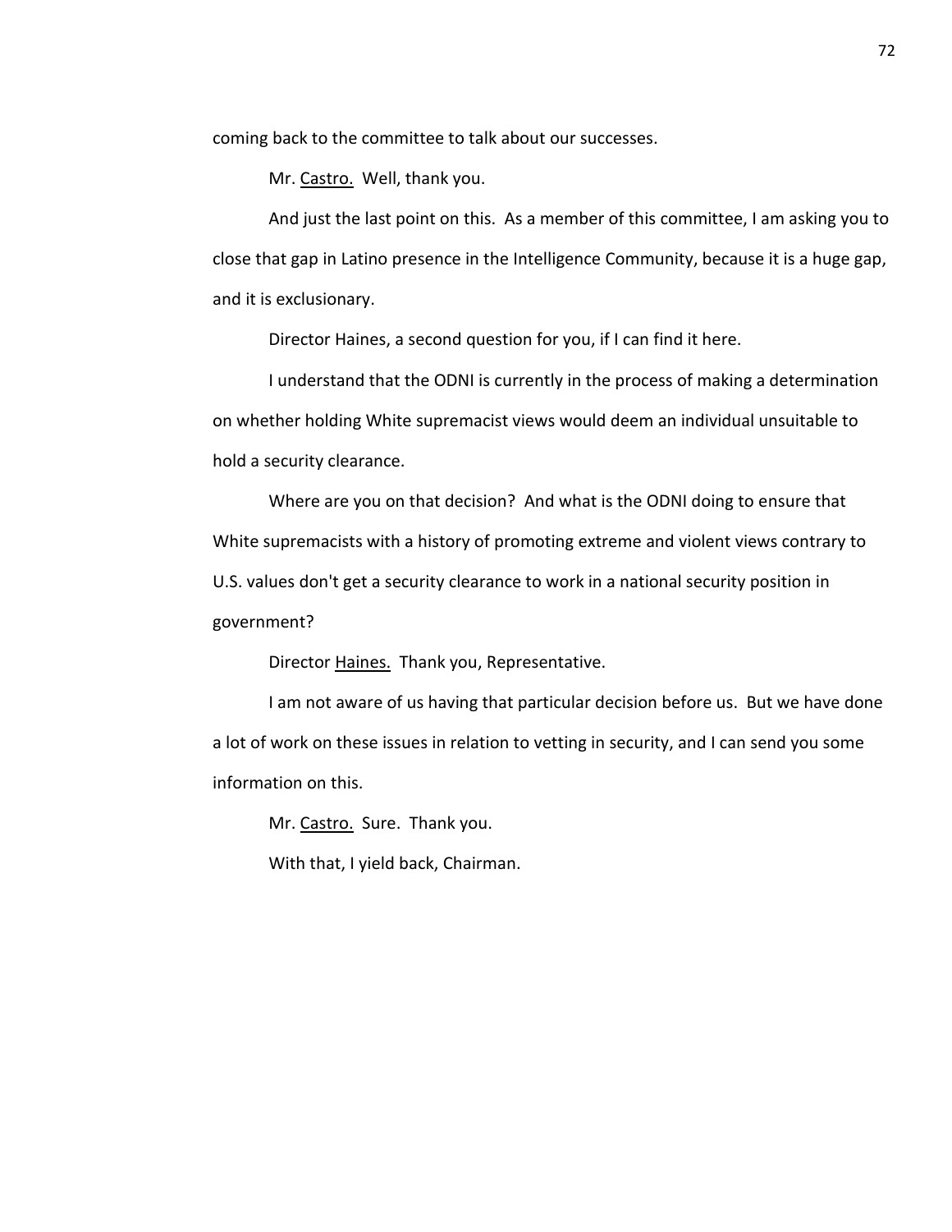coming back to the committee to talk about our successes.

Mr. Castro. Well, thank you.

And just the last point on this. As a member of this committee, I am asking you to close that gap in Latino presence in the Intelligence Community, because it is a huge gap, and it is exclusionary.

Director Haines, a second question for you, if I can find it here.

I understand that the ODNI is currently in the process of making a determination on whether holding White supremacist views would deem an individual unsuitable to hold a security clearance.

Where are you on that decision? And what is the ODNI doing to ensure that White supremacists with a history of promoting extreme and violent views contrary to U.S. values don't get a security clearance to work in a national security position in government?

Director Haines. Thank you, Representative.

I am not aware of us having that particular decision before us. But we have done a lot of work on these issues in relation to vetting in security, and I can send you some information on this.

Mr. Castro. Sure. Thank you.

With that, I yield back, Chairman.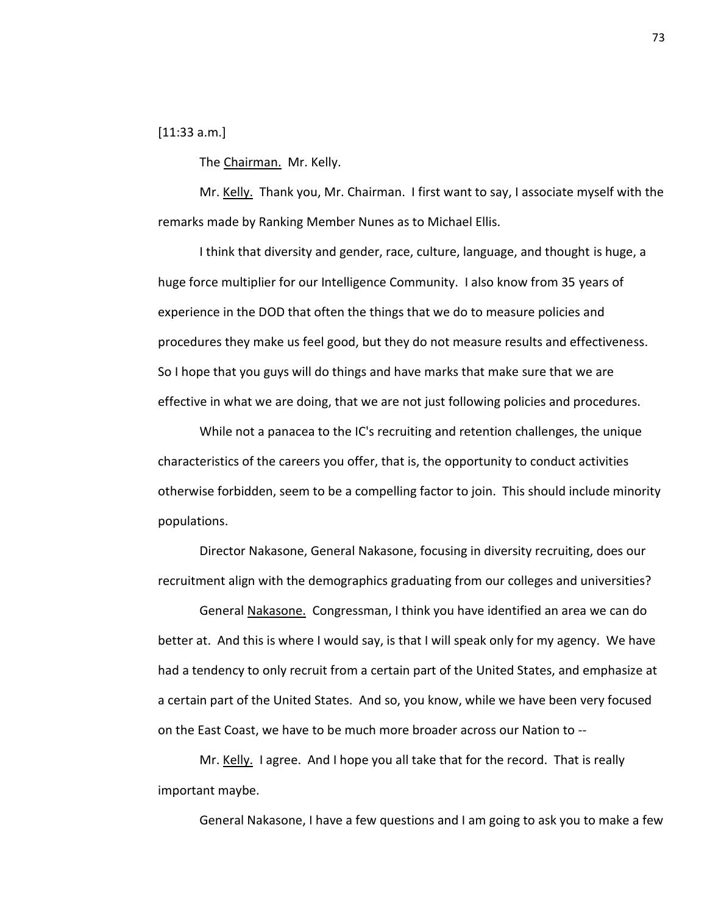[11:33 a.m.]

The Chairman. Mr. Kelly.

Mr. Kelly. Thank you, Mr. Chairman. I first want to say, I associate myself with the remarks made by Ranking Member Nunes as to Michael Ellis.

I think that diversity and gender, race, culture, language, and thought is huge, a huge force multiplier for our Intelligence Community. I also know from 35 years of experience in the DOD that often the things that we do to measure policies and procedures they make us feel good, but they do not measure results and effectiveness. So I hope that you guys will do things and have marks that make sure that we are effective in what we are doing, that we are not just following policies and procedures.

While not a panacea to the IC's recruiting and retention challenges, the unique characteristics of the careers you offer, that is, the opportunity to conduct activities otherwise forbidden, seem to be a compelling factor to join. This should include minority populations.

Director Nakasone, General Nakasone, focusing in diversity recruiting, does our recruitment align with the demographics graduating from our colleges and universities?

General Nakasone. Congressman, I think you have identified an area we can do better at. And this is where I would say, is that I will speak only for my agency. We have had a tendency to only recruit from a certain part of the United States, and emphasize at a certain part of the United States. And so, you know, while we have been very focused on the East Coast, we have to be much more broader across our Nation to --

Mr. Kelly. I agree. And I hope you all take that for the record. That is really important maybe.

General Nakasone, I have a few questions and I am going to ask you to make a few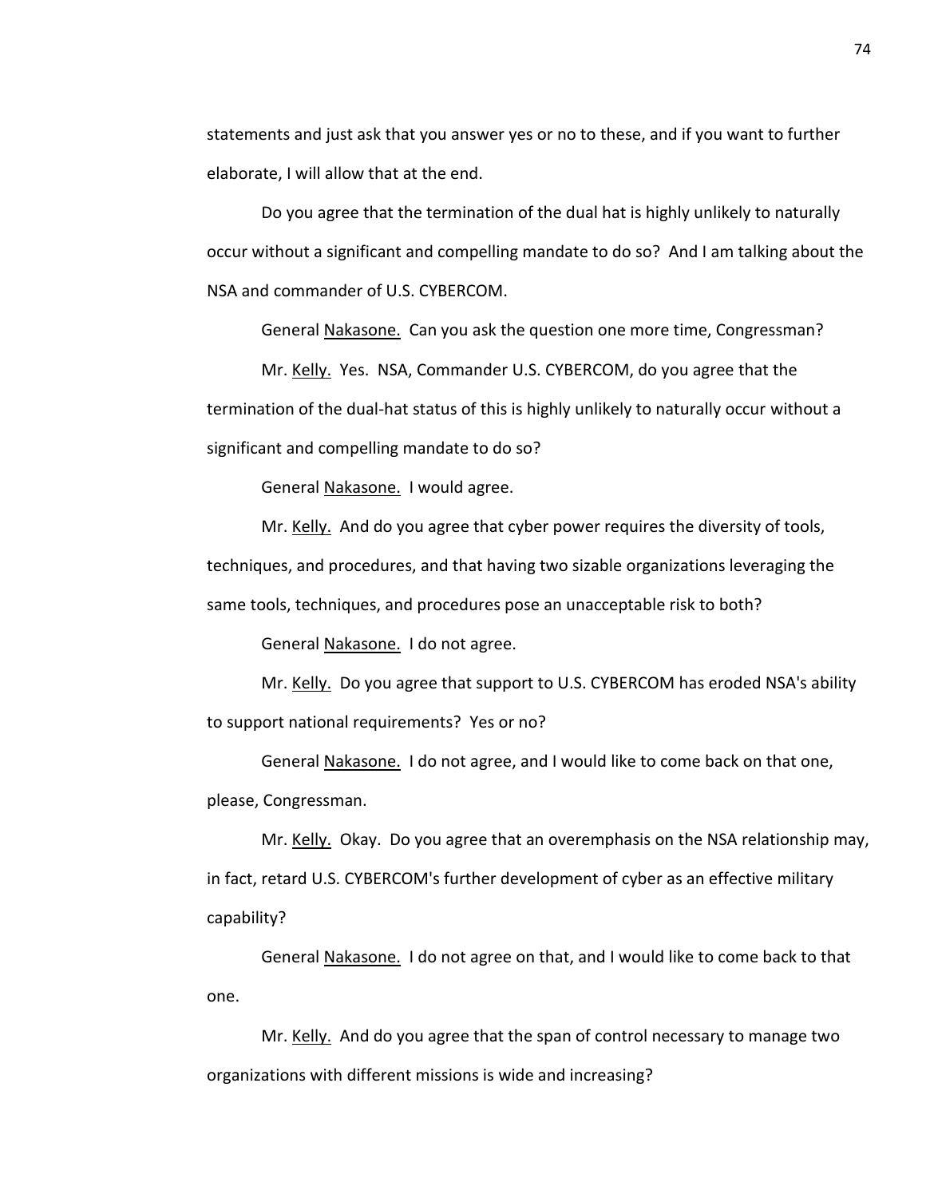statements and just ask that you answer yes or no to these, and if you want to further elaborate, I will allow that at the end.

Do you agree that the termination of the dual hat is highly unlikely to naturally occur without a significant and compelling mandate to do so? And I am talking about the NSA and commander of U.S. CYBERCOM.

General Nakasone. Can you ask the question one more time, Congressman?

Mr. Kelly. Yes. NSA, Commander U.S. CYBERCOM, do you agree that the termination of the dual-hat status of this is highly unlikely to naturally occur without a significant and compelling mandate to do so?

General Nakasone. I would agree.

Mr. Kelly. And do you agree that cyber power requires the diversity of tools, techniques, and procedures, and that having two sizable organizations leveraging the same tools, techniques, and procedures pose an unacceptable risk to both?

General Nakasone. I do not agree.

Mr. Kelly. Do you agree that support to U.S. CYBERCOM has eroded NSA's ability to support national requirements? Yes or no?

General Nakasone. I do not agree, and I would like to come back on that one, please, Congressman.

Mr. Kelly. Okay. Do you agree that an overemphasis on the NSA relationship may, in fact, retard U.S. CYBERCOM's further development of cyber as an effective military capability?

General Nakasone. I do not agree on that, and I would like to come back to that one.

Mr. Kelly. And do you agree that the span of control necessary to manage two organizations with different missions is wide and increasing?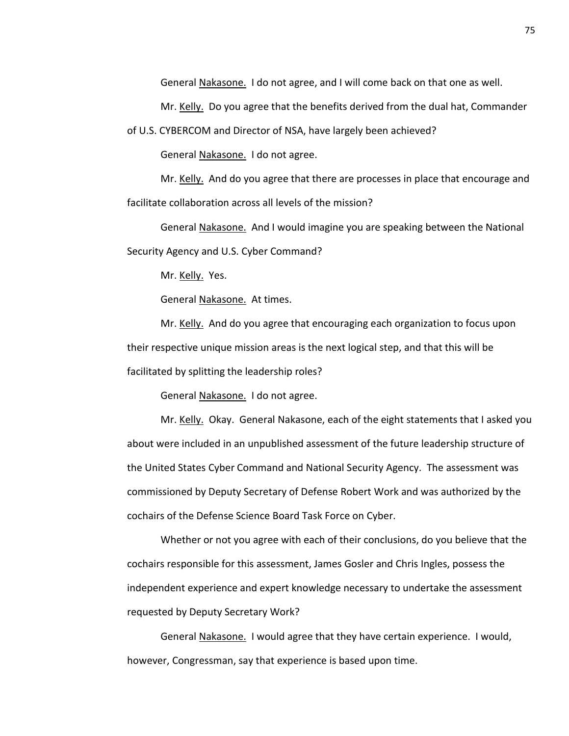General <u>Nakasone.</u> I do not agree, and I will come back on that one as well.

Mr. <u>Kelly.</u> Do you agree that the benefits derived from the dual hat, Commander of U.S. CYBERCOM and Director of NSA, have largely been achieved?

General <u>Nakasone.</u> I do not agree.

Mr. <u>Kelly.</u> And do you agree that there are processes in place that encourage and facilitate collaboration across all levels of the mission?

General <u>Nakasone.</u> And I would imagine you are speaking between the National Security Agency and U.S. Cyber Command?

Mr. <u>Kelly.</u> Yes.

General <u>Nakasone.</u> At times.

Mr. <u>Kelly.</u> And do you agree that encouraging each organization to focus upon their respective unique mission areas is the next logical step, and that this will be facilitated by splitting the leadership roles?

General <u>Nakasone.</u> I do not agree.

Mr. <u>Kelly.</u> Okay. General Nakasone, each of the eight statements that I asked you about were included in an unpublished assessment of the future leadership structure of the United States Cyber Command and National Security Agency. The assessment was commissioned by Deputy Secretary of Defense Robert Work and was authorized by the cochairs of the Defense Science Board Task Force on Cyber.

Whether or not you agree with each of their conclusions, do you believe that the cochairs responsible for this assessment, James Gosler and Chris Ingles, possess the independent experience and expert knowledge necessary to undertake the assessment requested by Deputy Secretary Work?

General <u>Nakasone.</u> I would agree that they have certain experience. I would, however, Congressman, say that experience is based upon time.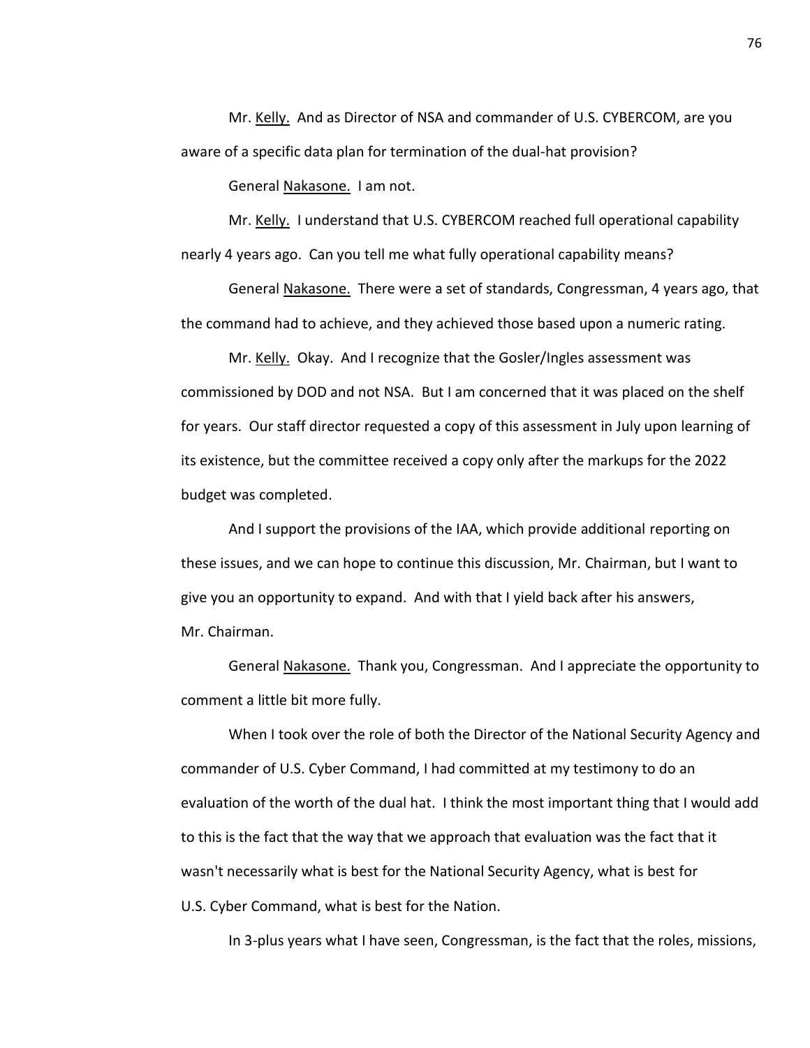Mr. Kelly. And as Director of NSA and commander of U.S. CYBERCOM, are you aware of a specific data plan for termination of the dual-hat provision?

General Nakasone. I am not.

Mr. Kelly. I understand that U.S. CYBERCOM reached full operational capability nearly 4 years ago. Can you tell me what fully operational capability means?

General Nakasone. There were a set of standards, Congressman, 4 years ago, that the command had to achieve, and they achieved those based upon a numeric rating.

Mr. Kelly. Okay. And I recognize that the Gosler/Ingles assessment was commissioned by DOD and not NSA. But I am concerned that it was placed on the shelf for years. Our staff director requested a copy of this assessment in July upon learning of its existence, but the committee received a copy only after the markups for the 2022 budget was completed.

And I support the provisions of the IAA, which provide additional reporting on these issues, and we can hope to continue this discussion, Mr. Chairman, but I want to give you an opportunity to expand. And with that I yield back after his answers, Mr. Chairman.

General Nakasone. Thank you, Congressman. And I appreciate the opportunity to comment a little bit more fully.

When I took over the role of both the Director of the National Security Agency and commander of U.S. Cyber Command, I had committed at my testimony to do an evaluation of the worth of the dual hat. I think the most important thing that I would add to this is the fact that the way that we approach that evaluation was the fact that it wasn't necessarily what is best for the National Security Agency, what is best for U.S. Cyber Command, what is best for the Nation.

In 3-plus years what I have seen, Congressman, is the fact that the roles, missions,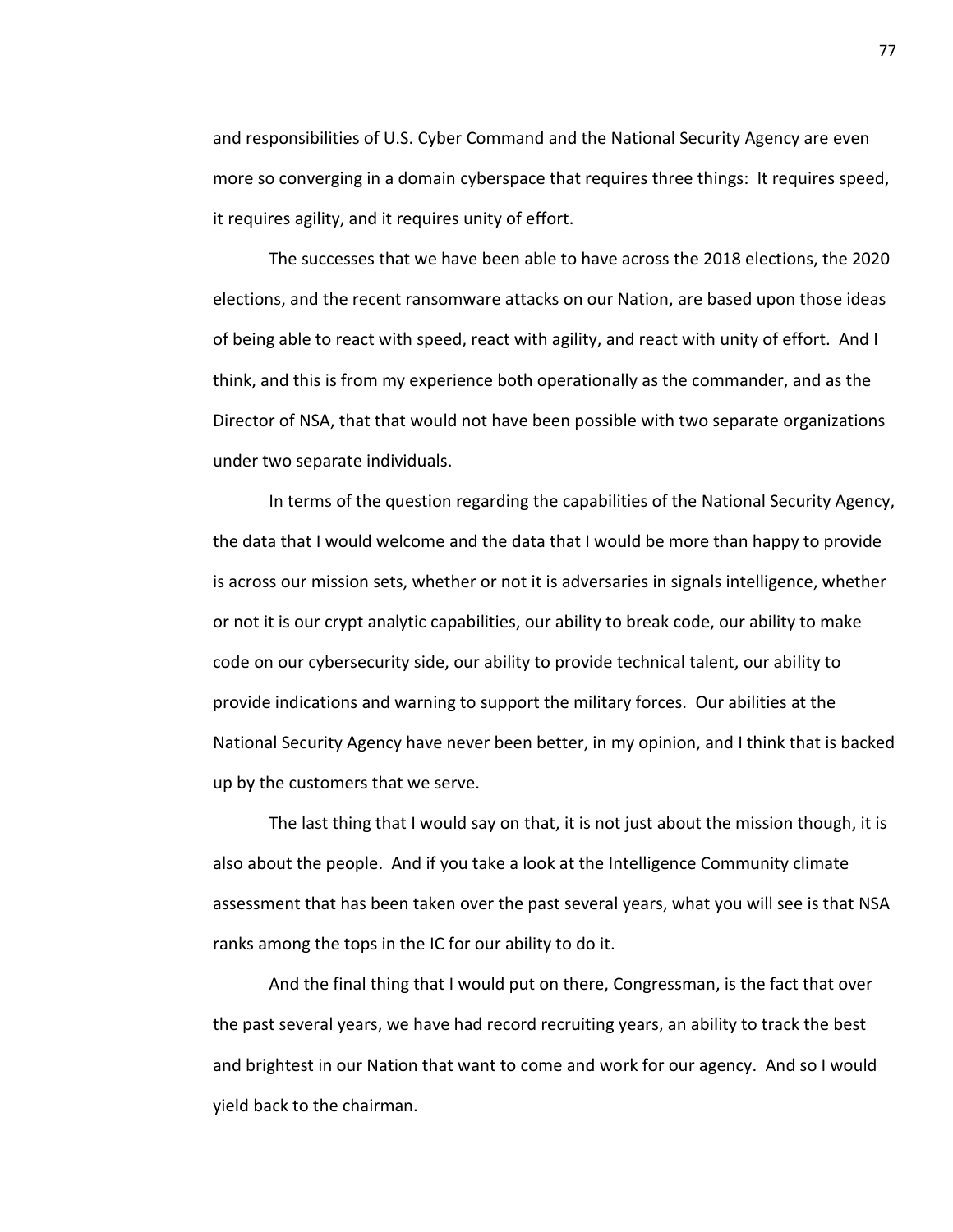and responsibilities of U.S. Cyber Command and the National Security Agency are even more so converging in a domain cyberspace that requires three things: It requires speed, it requires agility, and it requires unity of effort.

The successes that we have been able to have across the 2018 elections, the 2020 elections, and the recent ransomware attacks on our Nation, are based upon those ideas of being able to react with speed, react with agility, and react with unity of effort. And I think, and this is from my experience both operationally as the commander, and as the Director of NSA, that that would not have been possible with two separate organizations under two separate individuals.

In terms of the question regarding the capabilities of the National Security Agency, the data that I would welcome and the data that I would be more than happy to provide is across our mission sets, whether or not it is adversaries in signals intelligence, whether or not it is our crypt analytic capabilities, our ability to break code, our ability to make code on our cybersecurity side, our ability to provide technical talent, our ability to provide indications and warning to support the military forces. Our abilities at the National Security Agency have never been better, in my opinion, and I think that is backed up by the customers that we serve.

The last thing that I would say on that, it is not just about the mission though, it is also about the people. And if you take a look at the Intelligence Community climate assessment that has been taken over the past several years, what you will see is that NSA ranks among the tops in the IC for our ability to do it.

And the final thing that I would put on there, Congressman, is the fact that over the past several years, we have had record recruiting years, an ability to track the best and brightest in our Nation that want to come and work for our agency. And so I would yield back to the chairman.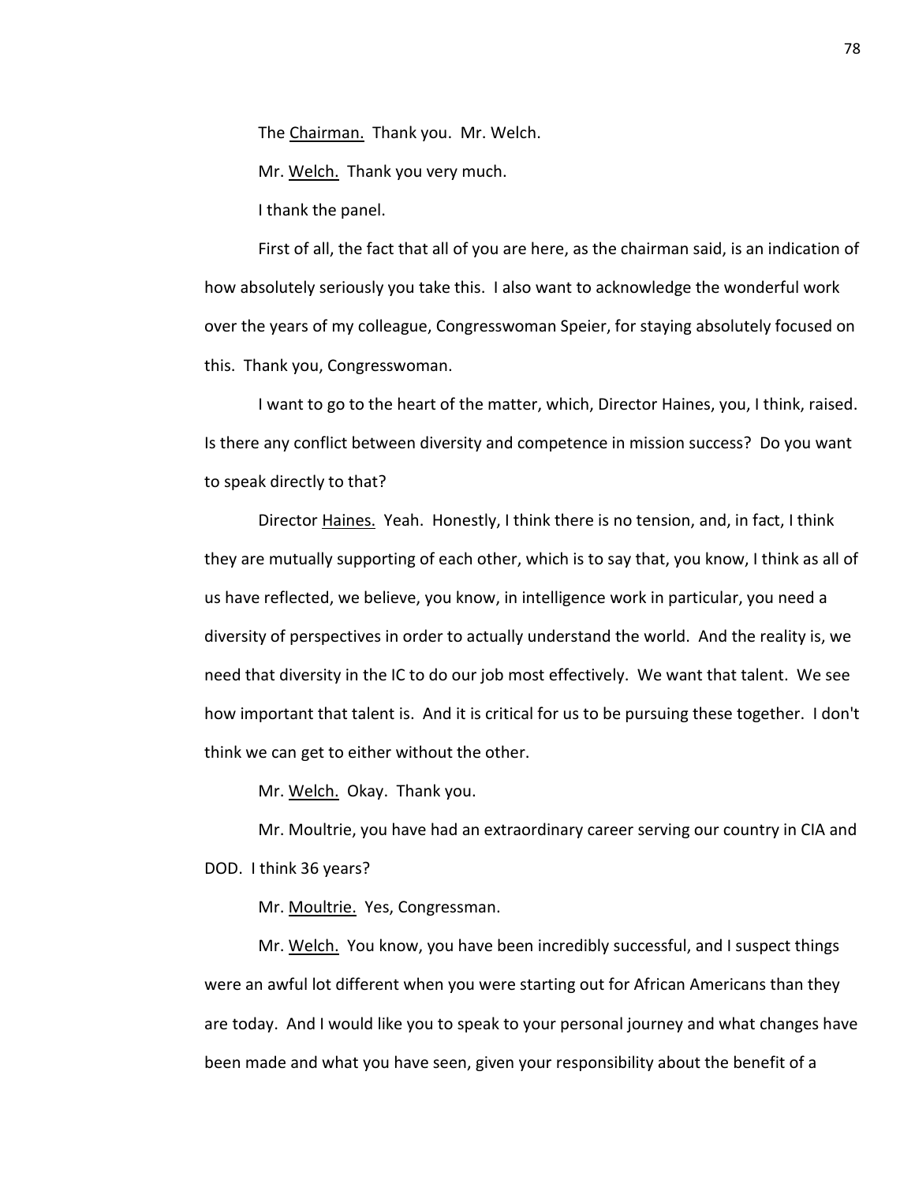The Chairman. Thank you. Mr. Welch.

Mr. Welch. Thank you very much.

I thank the panel.

First of all, the fact that all of you are here, as the chairman said, is an indication of how absolutely seriously you take this. I also want to acknowledge the wonderful work over the years of my colleague, Congresswoman Speier, for staying absolutely focused on this. Thank you, Congresswoman.

I want to go to the heart of the matter, which, Director Haines, you, I think, raised. Is there any conflict between diversity and competence in mission success? Do you want to speak directly to that?

Director Haines. Yeah. Honestly, I think there is no tension, and, in fact, I think they are mutually supporting of each other, which is to say that, you know, I think as all of us have reflected, we believe, you know, in intelligence work in particular, you need a diversity of perspectives in order to actually understand the world. And the reality is, we need that diversity in the IC to do our job most effectively. We want that talent. We see how important that talent is. And it is critical for us to be pursuing these together. I don't think we can get to either without the other.

Mr. Welch. Okay. Thank you.

Mr. Moultrie, you have had an extraordinary career serving our country in CIA and DOD. I think 36 years?

Mr. Moultrie. Yes, Congressman.

Mr. Welch. You know, you have been incredibly successful, and I suspect things were an awful lot different when you were starting out for African Americans than they are today. And I would like you to speak to your personal journey and what changes have been made and what you have seen, given your responsibility about the benefit of a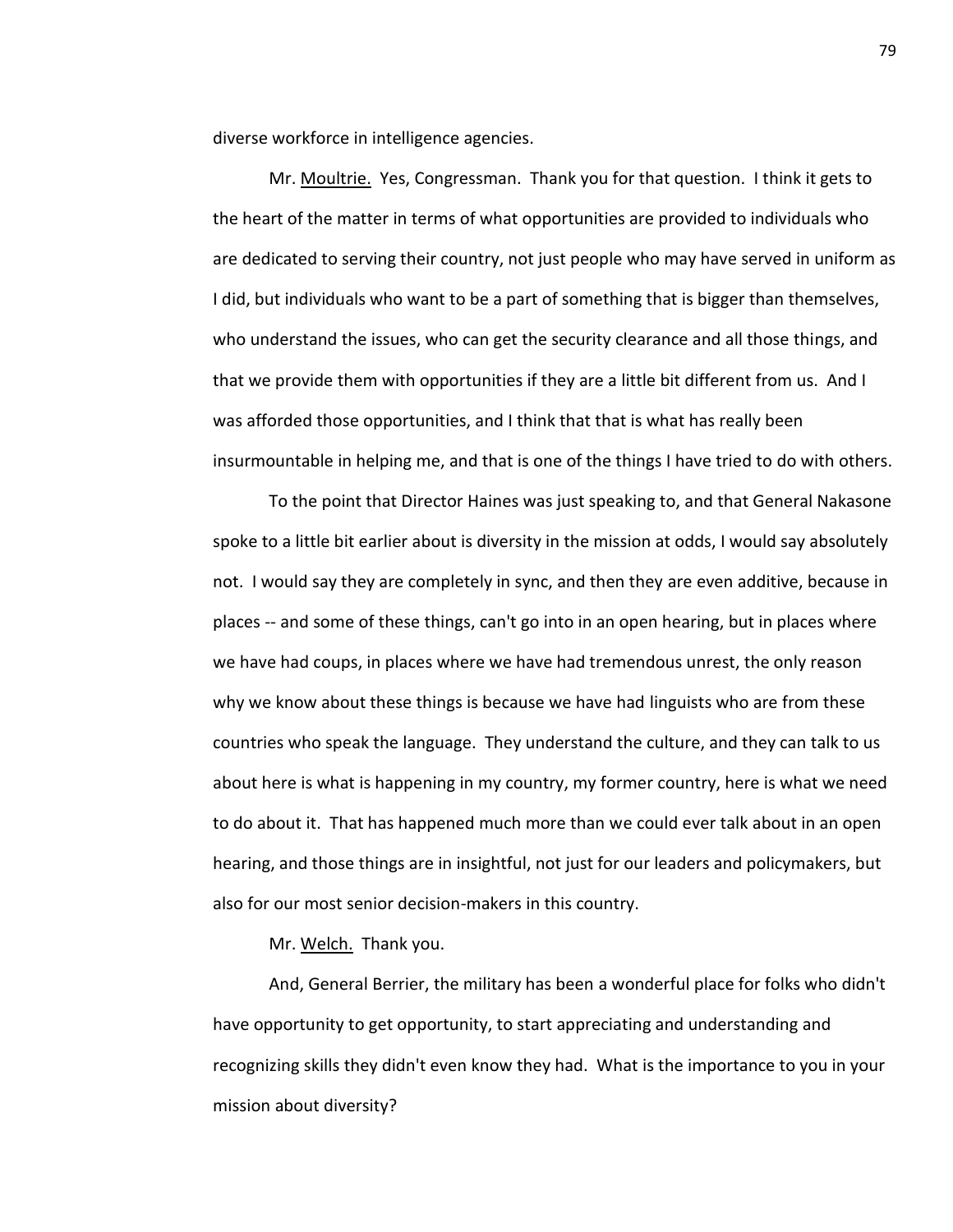diverse workforce in intelligence agencies.

Mr. Moultrie. Yes, Congressman. Thank you for that question. I think it gets to the heart of the matter in terms of what opportunities are provided to individuals who are dedicated to serving their country, not just people who may have served in uniform as I did, but individuals who want to be a part of something that is bigger than themselves, who understand the issues, who can get the security clearance and all those things, and that we provide them with opportunities if they are a little bit different from us. And I was afforded those opportunities, and I think that that is what has really been insurmountable in helping me, and that is one of the things I have tried to do with others.

To the point that Director Haines was just speaking to, and that General Nakasone spoke to a little bit earlier about is diversity in the mission at odds, I would say absolutely not. I would say they are completely in sync, and then they are even additive, because in places -- and some of these things, can't go into in an open hearing, but in places where we have had coups, in places where we have had tremendous unrest, the only reason why we know about these things is because we have had linguists who are from these countries who speak the language. They understand the culture, and they can talk to us about here is what is happening in my country, my former country, here is what we need to do about it. That has happened much more than we could ever talk about in an open hearing, and those things are in insightful, not just for our leaders and policymakers, but also for our most senior decision-makers in this country.

Mr. Welch. Thank you.

And, General Berrier, the military has been a wonderful place for folks who didn't have opportunity to get opportunity, to start appreciating and understanding and recognizing skills they didn't even know they had. What is the importance to you in your mission about diversity?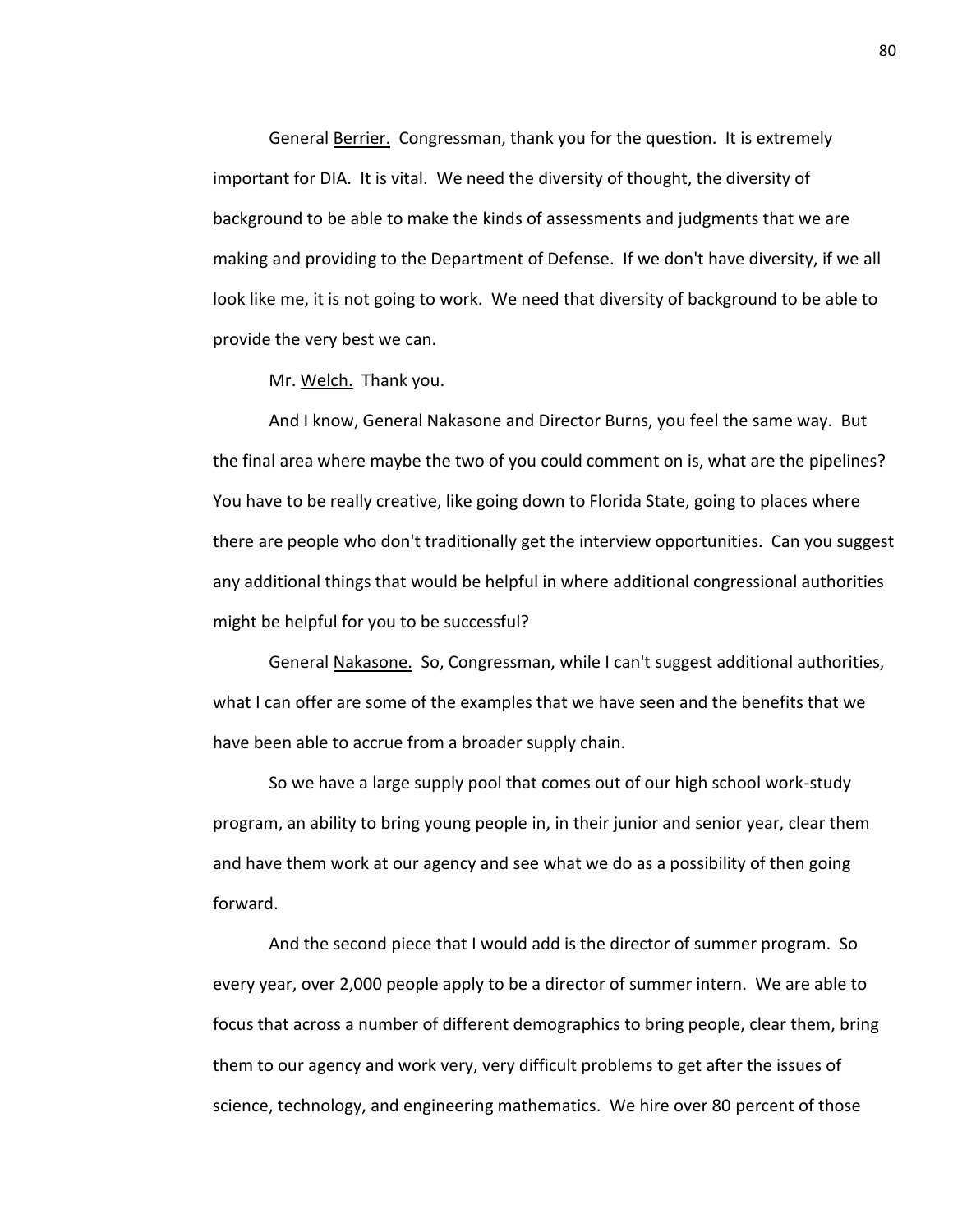General Berrier. Congressman, thank you for the question. It is extremely important for DIA. It is vital. We need the diversity of thought, the diversity of background to be able to make the kinds of assessments and judgments that we are making and providing to the Department of Defense. If we don't have diversity, if we all look like me, it is not going to work. We need that diversity of background to be able to provide the very best we can.

Mr. Welch. Thank you.

And I know, General Nakasone and Director Burns, you feel the same way. But the final area where maybe the two of you could comment on is, what are the pipelines? You have to be really creative, like going down to Florida State, going to places where there are people who don't traditionally get the interview opportunities. Can you suggest any additional things that would be helpful in where additional congressional authorities might be helpful for you to be successful?

General Nakasone. So, Congressman, while I can't suggest additional authorities, what I can offer are some of the examples that we have seen and the benefits that we have been able to accrue from a broader supply chain.

So we have a large supply pool that comes out of our high school work-study program, an ability to bring young people in, in their junior and senior year, clear them and have them work at our agency and see what we do as a possibility of then going forward.

And the second piece that I would add is the director of summer program. So every year, over 2,000 people apply to be a director of summer intern. We are able to focus that across a number of different demographics to bring people, clear them, bring them to our agency and work very, very difficult problems to get after the issues of science, technology, and engineering mathematics. We hire over 80 percent of those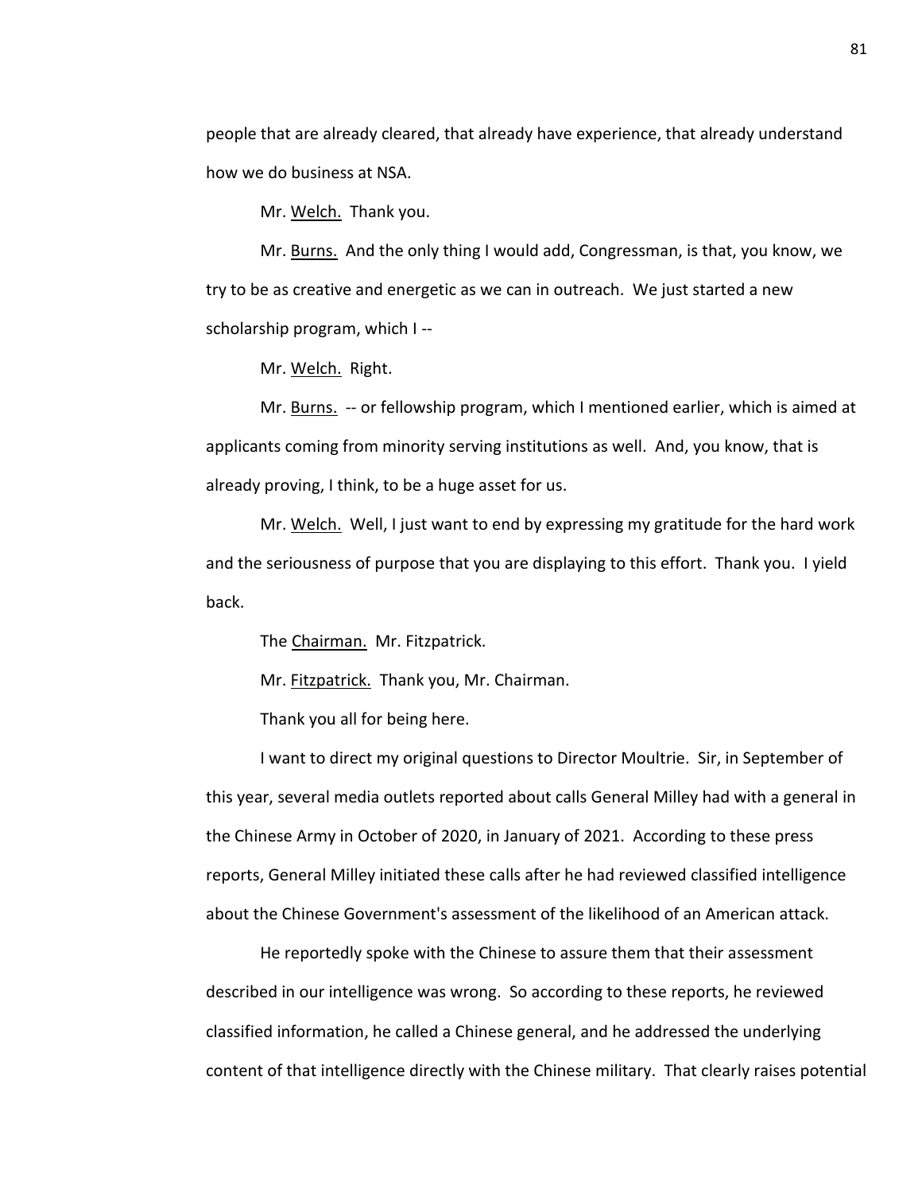people that are already cleared, that already have experience, that already understand how we do business at NSA.

Mr. Welch. Thank you.

Mr. Burns. And the only thing I would add, Congressman, is that, you know, we try to be as creative and energetic as we can in outreach. We just started a new scholarship program, which I --

Mr. Welch. Right.

Mr. Burns. -- or fellowship program, which I mentioned earlier, which is aimed at applicants coming from minority serving institutions as well. And, you know, that is already proving, I think, to be a huge asset for us.

Mr. Welch. Well, I just want to end by expressing my gratitude for the hard work and the seriousness of purpose that you are displaying to this effort. Thank you. I yield back.

The Chairman. Mr. Fitzpatrick.

Mr. Fitzpatrick. Thank you, Mr. Chairman.

Thank you all for being here.

I want to direct my original questions to Director Moultrie. Sir, in September of this year, several media outlets reported about calls General Milley had with a general in the Chinese Army in October of 2020, in January of 2021. According to these press reports, General Milley initiated these calls after he had reviewed classified intelligence about the Chinese Government's assessment of the likelihood of an American attack.

He reportedly spoke with the Chinese to assure them that their assessment described in our intelligence was wrong. So according to these reports, he reviewed classified information, he called a Chinese general, and he addressed the underlying content of that intelligence directly with the Chinese military. That clearly raises potential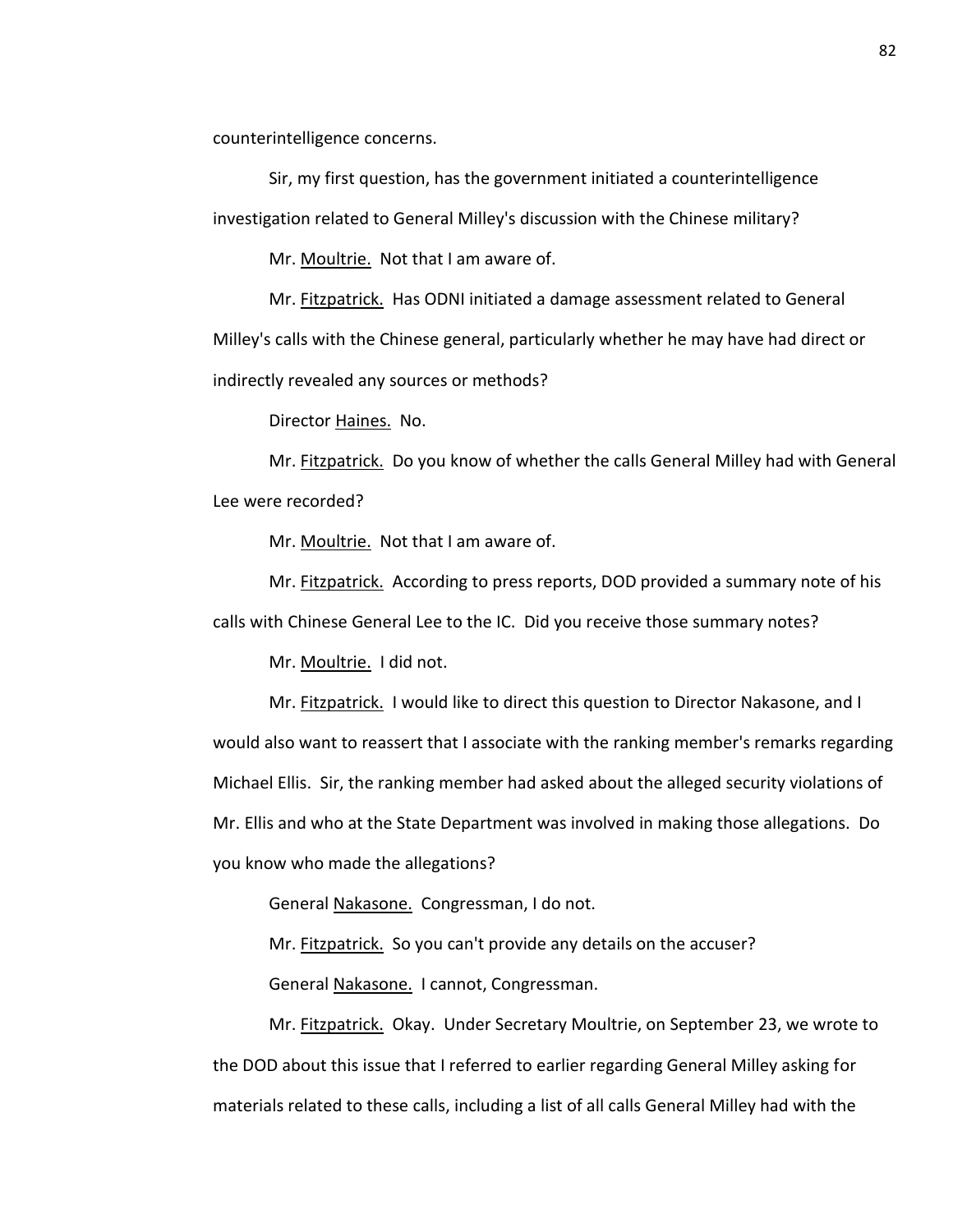counterintelligence concerns.

Sir, my first question, has the government initiated a counterintelligence investigation related to General Milley's discussion with the Chinese military?

Mr. Moultrie. Not that I am aware of.

Mr. Fitzpatrick. Has ODNI initiated a damage assessment related to General Milley's calls with the Chinese general, particularly whether he may have had direct or indirectly revealed any sources or methods?

Director Haines. No.

Mr. Fitzpatrick. Do you know of whether the calls General Milley had with General Lee were recorded?

Mr. Moultrie. Not that I am aware of.

Mr. Fitzpatrick. According to press reports, DOD provided a summary note of his calls with Chinese General Lee to the IC. Did you receive those summary notes?

Mr. Moultrie. I did not.

Mr. Fitzpatrick. I would like to direct this question to Director Nakasone, and I would also want to reassert that I associate with the ranking member's remarks regarding Michael Ellis. Sir, the ranking member had asked about the alleged security violations of Mr. Ellis and who at the State Department was involved in making those allegations. Do you know who made the allegations?

General Nakasone. Congressman, I do not.

Mr. Fitzpatrick. So you can't provide any details on the accuser?

General Nakasone. I cannot, Congressman.

Mr. Fitzpatrick. Okay. Under Secretary Moultrie, on September 23, we wrote to the DOD about this issue that I referred to earlier regarding General Milley asking for materials related to these calls, including a list of all calls General Milley had with the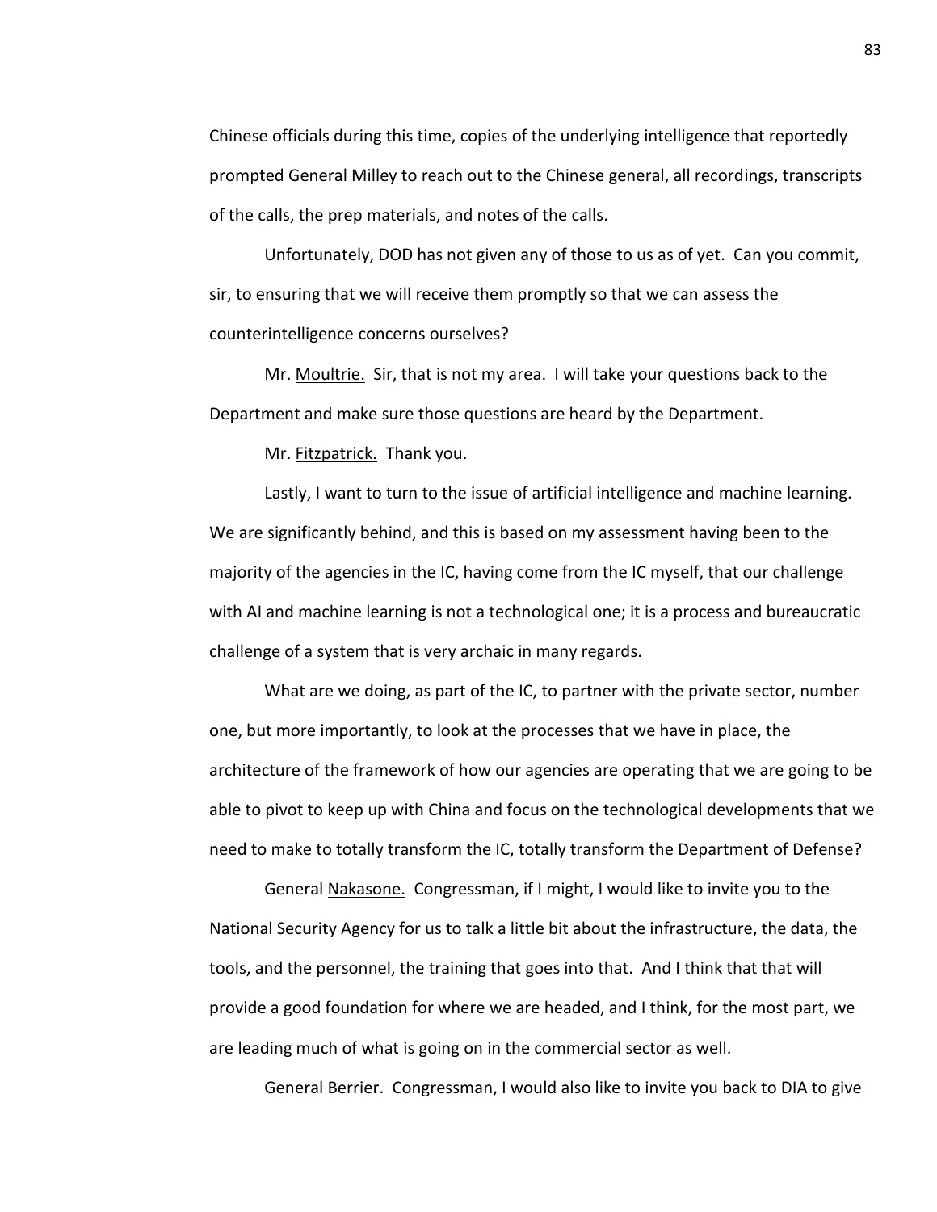Chinese officials during this time, copies of the underlying intelligence that reportedly prompted General Milley to reach out to the Chinese general, all recordings, transcripts of the calls, the prep materials, and notes of the calls.

Unfortunately, DOD has not given any of those to us as of yet. Can you commit, sir, to ensuring that we will receive them promptly so that we can assess the counterintelligence concerns ourselves?

Mr. Moultrie. Sir, that is not my area. I will take your questions back to the Department and make sure those questions are heard by the Department.

Mr. Fitzpatrick. Thank you.

Lastly, I want to turn to the issue of artificial intelligence and machine learning. We are significantly behind, and this is based on my assessment having been to the majority of the agencies in the IC, having come from the IC myself, that our challenge with AI and machine learning is not a technological one; it is a process and bureaucratic challenge of a system that is very archaic in many regards.

What are we doing, as part of the IC, to partner with the private sector, number one, but more importantly, to look at the processes that we have in place, the architecture of the framework of how our agencies are operating that we are going to be able to pivot to keep up with China and focus on the technological developments that we need to make to totally transform the IC, totally transform the Department of Defense?

General Nakasone. Congressman, if I might, I would like to invite you to the National Security Agency for us to talk a little bit about the infrastructure, the data, the tools, and the personnel, the training that goes into that. And I think that that will provide a good foundation for where we are headed, and I think, for the most part, we are leading much of what is going on in the commercial sector as well.

General Berrier. Congressman, I would also like to invite you back to DIA to give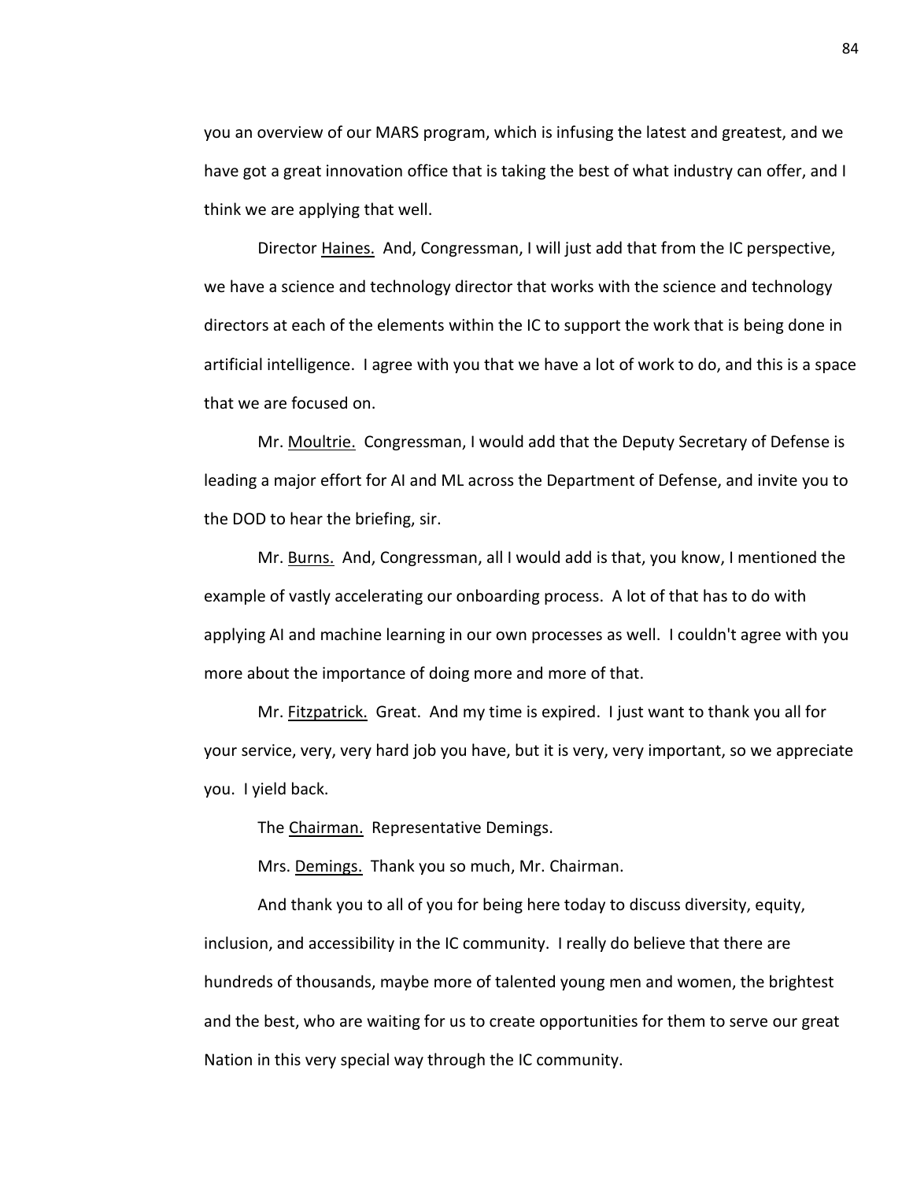you an overview of our MARS program, which is infusing the latest and greatest, and we have got a great innovation office that is taking the best of what industry can offer, and I think we are applying that well.

Director Haines. And, Congressman, I will just add that from the IC perspective, we have a science and technology director that works with the science and technology directors at each of the elements within the IC to support the work that is being done in artificial intelligence. I agree with you that we have a lot of work to do, and this is a space that we are focused on.

Mr. Moultrie. Congressman, I would add that the Deputy Secretary of Defense is leading a major effort for AI and ML across the Department of Defense, and invite you to the DOD to hear the briefing, sir.

Mr. Burns. And, Congressman, all I would add is that, you know, I mentioned the example of vastly accelerating our onboarding process. A lot of that has to do with applying AI and machine learning in our own processes as well. I couldn't agree with you more about the importance of doing more and more of that.

Mr. Fitzpatrick. Great. And my time is expired. I just want to thank you all for your service, very, very hard job you have, but it is very, very important, so we appreciate you. I yield back.

The Chairman. Representative Demings.

Mrs. Demings. Thank you so much, Mr. Chairman.

And thank you to all of you for being here today to discuss diversity, equity, inclusion, and accessibility in the IC community. I really do believe that there are hundreds of thousands, maybe more of talented young men and women, the brightest and the best, who are waiting for us to create opportunities for them to serve our great Nation in this very special way through the IC community.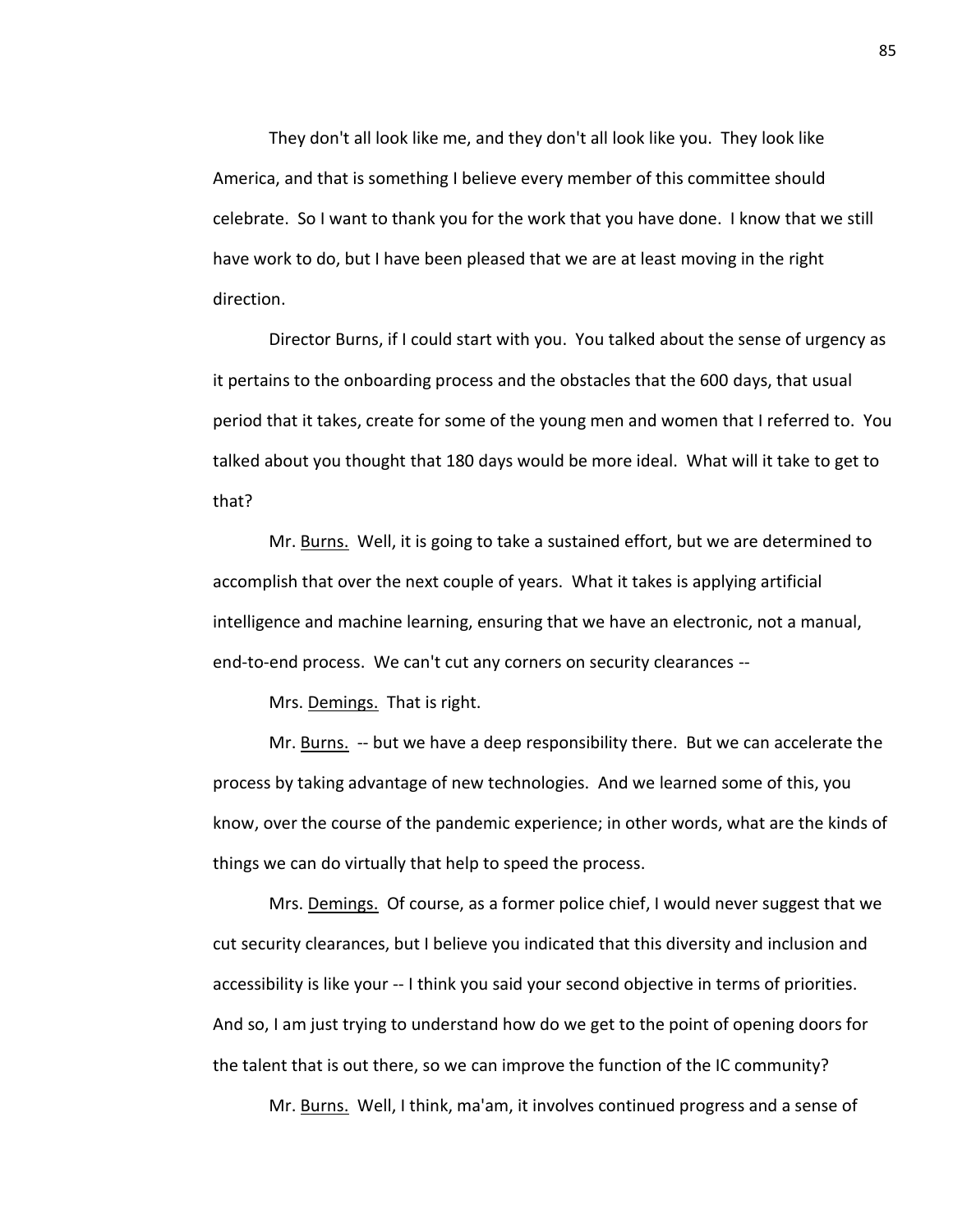They don't all look like me, and they don't all look like you. They look like America, and that is something I believe every member of this committee should celebrate. So I want to thank you for the work that you have done. I know that we still have work to do, but I have been pleased that we are at least moving in the right direction.

Director Burns, if I could start with you. You talked about the sense of urgency as it pertains to the onboarding process and the obstacles that the 600 days, that usual period that it takes, create for some of the young men and women that I referred to. You talked about you thought that 180 days would be more ideal. What will it take to get to that?

Mr. Burns. Well, it is going to take a sustained effort, but we are determined to accomplish that over the next couple of years. What it takes is applying artificial intelligence and machine learning, ensuring that we have an electronic, not a manual, end-to-end process. We can't cut any corners on security clearances --

Mrs. Demings. That is right.

Mr. Burns. -- but we have a deep responsibility there. But we can accelerate the process by taking advantage of new technologies. And we learned some of this, you know, over the course of the pandemic experience; in other words, what are the kinds of things we can do virtually that help to speed the process.

Mrs. Demings. Of course, as a former police chief, I would never suggest that we cut security clearances, but I believe you indicated that this diversity and inclusion and accessibility is like your -- I think you said your second objective in terms of priorities. And so, I am just trying to understand how do we get to the point of opening doors for the talent that is out there, so we can improve the function of the IC community?

Mr. Burns. Well, I think, ma'am, it involves continued progress and a sense of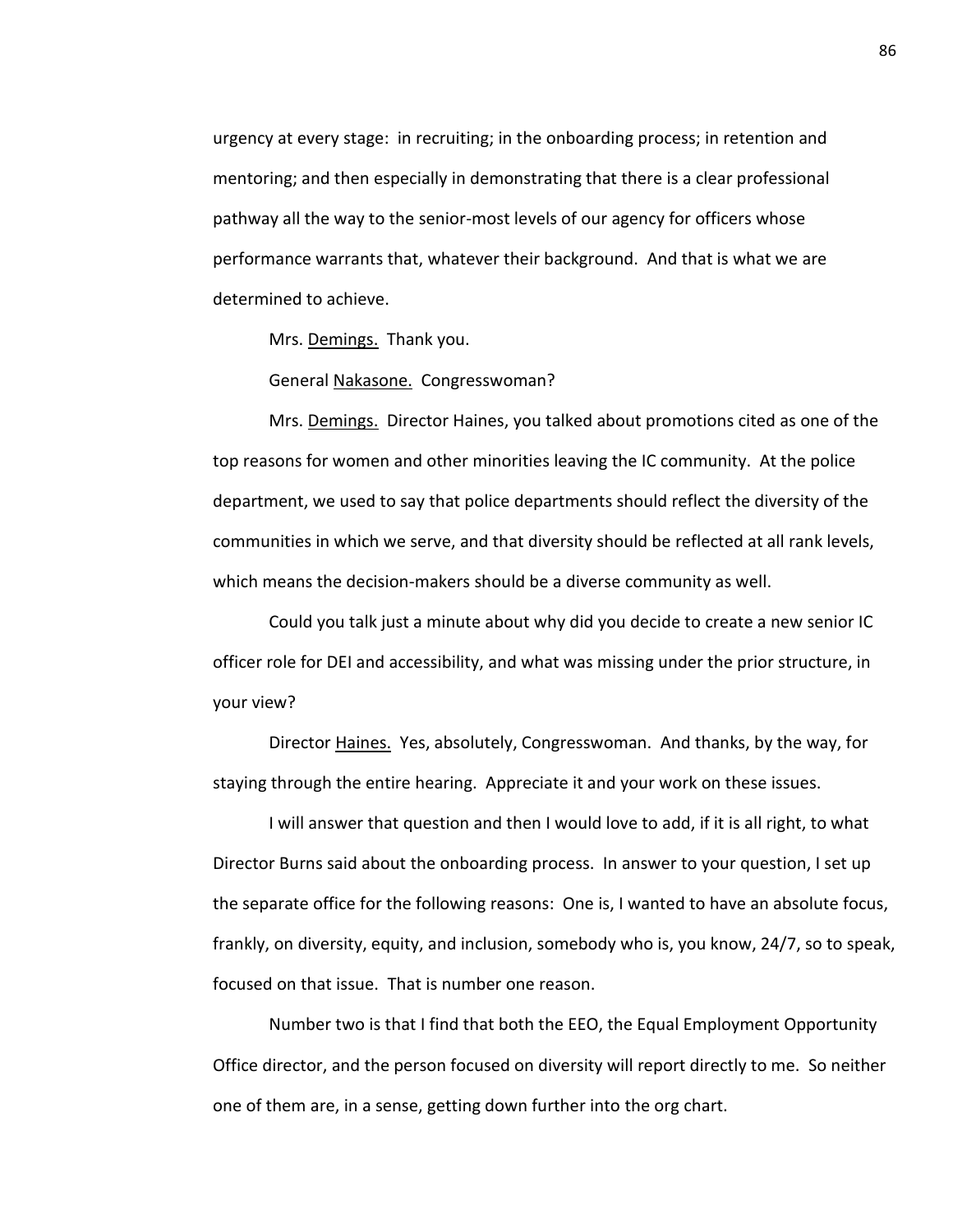urgency at every stage: in recruiting; in the onboarding process; in retention and mentoring; and then especially in demonstrating that there is a clear professional pathway all the way to the senior-most levels of our agency for officers whose performance warrants that, whatever their background. And that is what we are determined to achieve.

Mrs. Demings. Thank you.

General Nakasone. Congresswoman?

Mrs. Demings. Director Haines, you talked about promotions cited as one of the top reasons for women and other minorities leaving the IC community. At the police department, we used to say that police departments should reflect the diversity of the communities in which we serve, and that diversity should be reflected at all rank levels, which means the decision-makers should be a diverse community as well.

Could you talk just a minute about why did you decide to create a new senior IC officer role for DEI and accessibility, and what was missing under the prior structure, in your view?

Director Haines. Yes, absolutely, Congresswoman. And thanks, by the way, for staying through the entire hearing. Appreciate it and your work on these issues.

I will answer that question and then I would love to add, if it is all right, to what Director Burns said about the onboarding process. In answer to your question, I set up the separate office for the following reasons: One is, I wanted to have an absolute focus, frankly, on diversity, equity, and inclusion, somebody who is, you know, 24/7, so to speak, focused on that issue. That is number one reason.

Number two is that I find that both the EEO, the Equal Employment Opportunity Office director, and the person focused on diversity will report directly to me. So neither one of them are, in a sense, getting down further into the org chart.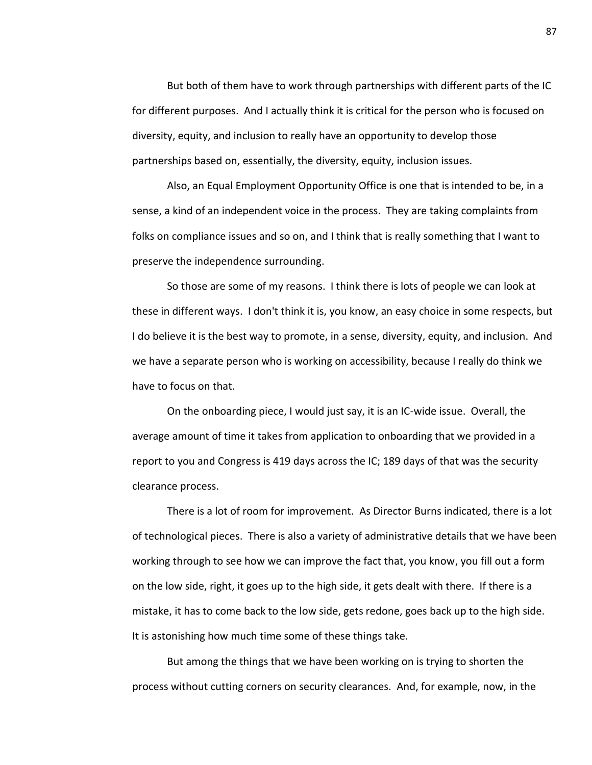But both of them have to work through partnerships with different parts of the IC for different purposes. And I actually think it is critical for the person who is focused on diversity, equity, and inclusion to really have an opportunity to develop those partnerships based on, essentially, the diversity, equity, inclusion issues.

Also, an Equal Employment Opportunity Office is one that is intended to be, in a sense, a kind of an independent voice in the process. They are taking complaints from folks on compliance issues and so on, and I think that is really something that I want to preserve the independence surrounding.

So those are some of my reasons. I think there is lots of people we can look at these in different ways. I don't think it is, you know, an easy choice in some respects, but I do believe it is the best way to promote, in a sense, diversity, equity, and inclusion. And we have a separate person who is working on accessibility, because I really do think we have to focus on that.

On the onboarding piece, I would just say, it is an IC-wide issue. Overall, the average amount of time it takes from application to onboarding that we provided in a report to you and Congress is 419 days across the IC; 189 days of that was the security clearance process.

There is a lot of room for improvement. As Director Burns indicated, there is a lot of technological pieces. There is also a variety of administrative details that we have been working through to see how we can improve the fact that, you know, you fill out a form on the low side, right, it goes up to the high side, it gets dealt with there. If there is a mistake, it has to come back to the low side, gets redone, goes back up to the high side. It is astonishing how much time some of these things take.

But among the things that we have been working on is trying to shorten the process without cutting corners on security clearances. And, for example, now, in the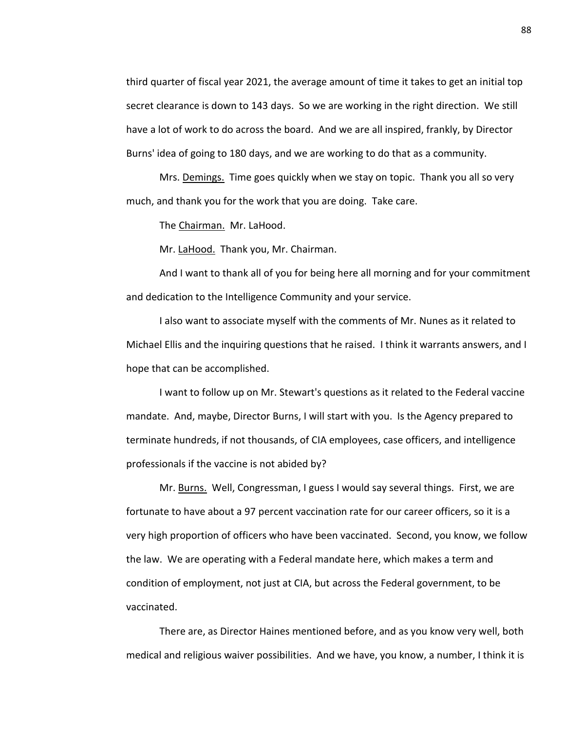third quarter of fiscal year 2021, the average amount of time it takes to get an initial top secret clearance is down to 143 days. So we are working in the right direction. We still have a lot of work to do across the board. And we are all inspired, frankly, by Director Burns' idea of going to 180 days, and we are working to do that as a community.

Mrs. Demings. Time goes quickly when we stay on topic. Thank you all so very much, and thank you for the work that you are doing. Take care.

The Chairman. Mr. LaHood.

Mr. LaHood. Thank you, Mr. Chairman.

And I want to thank all of you for being here all morning and for your commitment and dedication to the Intelligence Community and your service.

I also want to associate myself with the comments of Mr. Nunes as it related to Michael Ellis and the inquiring questions that he raised. I think it warrants answers, and I hope that can be accomplished.

I want to follow up on Mr. Stewart's questions as it related to the Federal vaccine mandate. And, maybe, Director Burns, I will start with you. Is the Agency prepared to terminate hundreds, if not thousands, of CIA employees, case officers, and intelligence professionals if the vaccine is not abided by?

Mr. Burns. Well, Congressman, I guess I would say several things. First, we are fortunate to have about a 97 percent vaccination rate for our career officers, so it is a very high proportion of officers who have been vaccinated. Second, you know, we follow the law. We are operating with a Federal mandate here, which makes a term and condition of employment, not just at CIA, but across the Federal government, to be vaccinated.

There are, as Director Haines mentioned before, and as you know very well, both medical and religious waiver possibilities. And we have, you know, a number, I think it is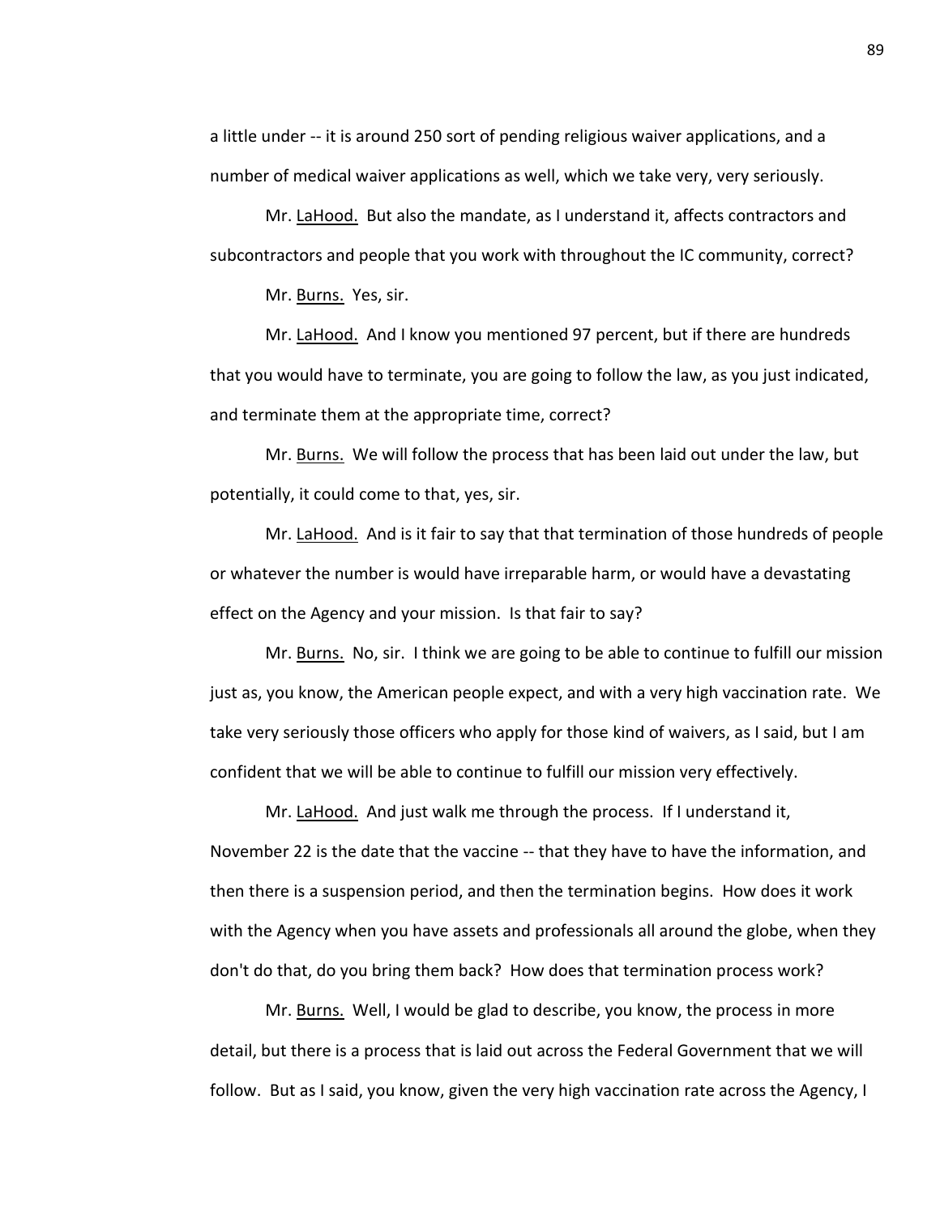a little under -- it is around 250 sort of pending religious waiver applications, and a number of medical waiver applications as well, which we take very, very seriously.

Mr. LaHood. But also the mandate, as I understand it, affects contractors and subcontractors and people that you work with throughout the IC community, correct?

Mr. Burns. Yes, sir.

Mr. LaHood. And I know you mentioned 97 percent, but if there are hundreds that you would have to terminate, you are going to follow the law, as you just indicated, and terminate them at the appropriate time, correct?

Mr. Burns. We will follow the process that has been laid out under the law, but potentially, it could come to that, yes, sir.

Mr. LaHood. And is it fair to say that that termination of those hundreds of people or whatever the number is would have irreparable harm, or would have a devastating effect on the Agency and your mission. Is that fair to say?

Mr. Burns. No, sir. I think we are going to be able to continue to fulfill our mission just as, you know, the American people expect, and with a very high vaccination rate. We take very seriously those officers who apply for those kind of waivers, as I said, but I am confident that we will be able to continue to fulfill our mission very effectively.

Mr. LaHood. And just walk me through the process. If I understand it, November 22 is the date that the vaccine -- that they have to have the information, and then there is a suspension period, and then the termination begins. How does it work with the Agency when you have assets and professionals all around the globe, when they don't do that, do you bring them back? How does that termination process work?

Mr. Burns. Well, I would be glad to describe, you know, the process in more detail, but there is a process that is laid out across the Federal Government that we will follow. But as I said, you know, given the very high vaccination rate across the Agency, I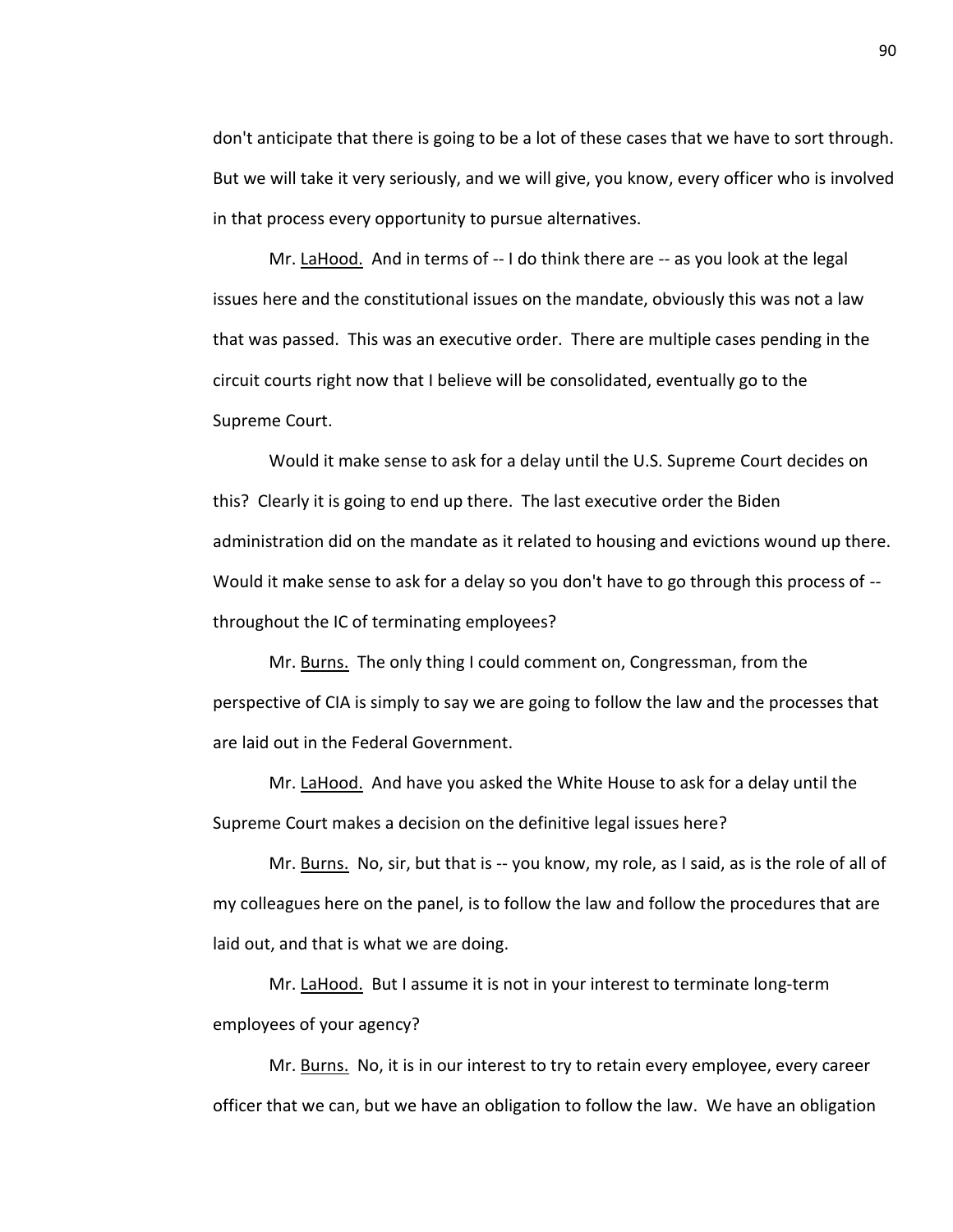don't anticipate that there is going to be a lot of these cases that we have to sort through. But we will take it very seriously, and we will give, you know, every officer who is involved in that process every opportunity to pursue alternatives.

Mr. LaHood. And in terms of -- I do think there are -- as you look at the legal issues here and the constitutional issues on the mandate, obviously this was not a law that was passed. This was an executive order. There are multiple cases pending in the circuit courts right now that I believe will be consolidated, eventually go to the Supreme Court.

Would it make sense to ask for a delay until the U.S. Supreme Court decides on this? Clearly it is going to end up there. The last executive order the Biden administration did on the mandate as it related to housing and evictions wound up there. Would it make sense to ask for a delay so you don't have to go through this process of -- throughout the IC of terminating employees?

Mr. Burns. The only thing I could comment on, Congressman, from the perspective of CIA is simply to say we are going to follow the law and the processes that are laid out in the Federal Government.

Mr. LaHood. And have you asked the White House to ask for a delay until the Supreme Court makes a decision on the definitive legal issues here?

Mr. Burns. No, sir, but that is -- you know, my role, as I said, as is the role of all of my colleagues here on the panel, is to follow the law and follow the procedures that are laid out, and that is what we are doing.

Mr. LaHood. But I assume it is not in your interest to terminate long-term employees of your agency?

Mr. Burns. No, it is in our interest to try to retain every employee, every career officer that we can, but we have an obligation to follow the law. We have an obligation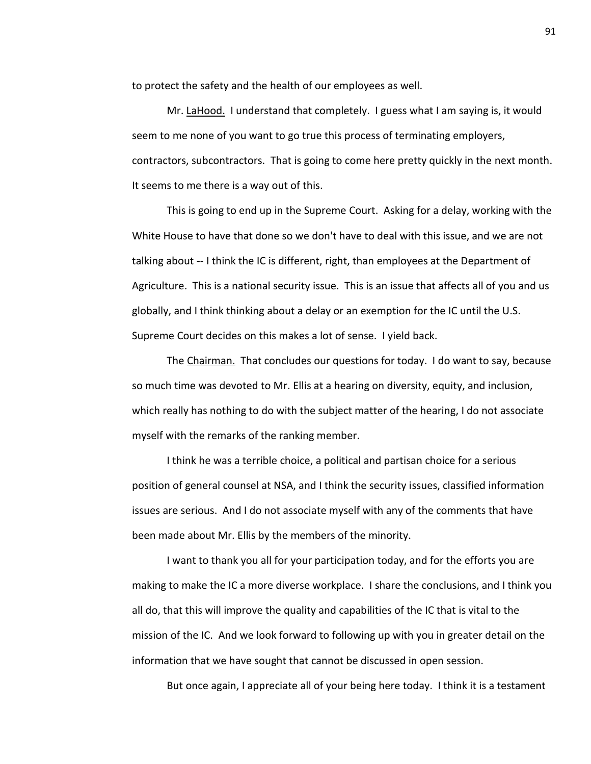to protect the safety and the health of our employees as well.

Mr. LaHood. I understand that completely. I guess what I am saying is, it would seem to me none of you want to go true this process of terminating employers, contractors, subcontractors. That is going to come here pretty quickly in the next month. It seems to me there is a way out of this.

This is going to end up in the Supreme Court. Asking for a delay, working with the White House to have that done so we don't have to deal with this issue, and we are not talking about -- I think the IC is different, right, than employees at the Department of Agriculture. This is a national security issue. This is an issue that affects all of you and us globally, and I think thinking about a delay or an exemption for the IC until the U.S. Supreme Court decides on this makes a lot of sense. I yield back.

The Chairman. That concludes our questions for today. I do want to say, because so much time was devoted to Mr. Ellis at a hearing on diversity, equity, and inclusion, which really has nothing to do with the subject matter of the hearing, I do not associate myself with the remarks of the ranking member.

I think he was a terrible choice, a political and partisan choice for a serious position of general counsel at NSA, and I think the security issues, classified information issues are serious. And I do not associate myself with any of the comments that have been made about Mr. Ellis by the members of the minority.

I want to thank you all for your participation today, and for the efforts you are making to make the IC a more diverse workplace. I share the conclusions, and I think you all do, that this will improve the quality and capabilities of the IC that is vital to the mission of the IC. And we look forward to following up with you in greater detail on the information that we have sought that cannot be discussed in open session.

But once again, I appreciate all of your being here today. I think it is a testament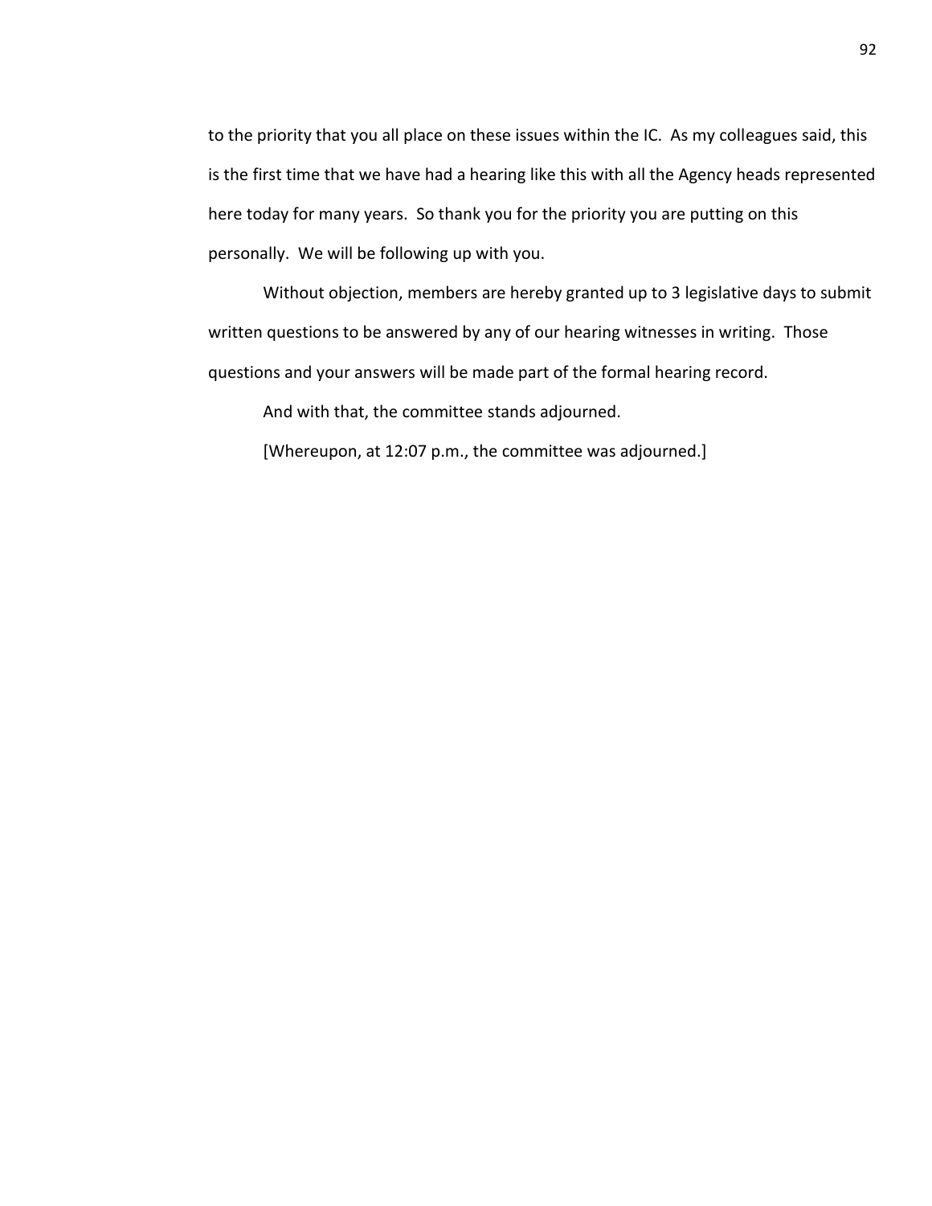to the priority that you all place on these issues within the IC. As my colleagues said, this is the first time that we have had a hearing like this with all the Agency heads represented here today for many years. So thank you for the priority you are putting on this personally. We will be following up with you.

Without objection, members are hereby granted up to 3 legislative days to submit written questions to be answered by any of our hearing witnesses in writing. Those questions and your answers will be made part of the formal hearing record.

And with that, the committee stands adjourned.

[Whereupon, at 12:07 p.m., the committee was adjourned.]